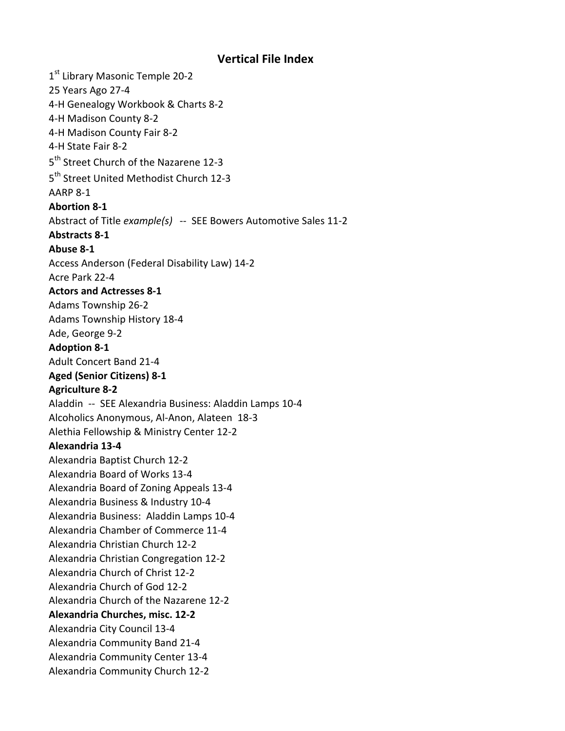# Vertical File Index

1st Library Masonic Temple 20-2

25 Years Ago 27-4

4-H Genealogy Workbook & Charts 8-2

4-H Madison County 8-2

4-H Madison County Fair 8-2

4-H State Fair 8-2

5th Street Church of the Nazarene 12-3

5th Street United Methodist Church 12-3

AARP 8-1

**Abortion 8-1**

Abstract of Title *example(s)* -- SEE Bowers Automotive Sales 11-2

**Abstracts 8-1**

**Abuse 8-1**

Access Anderson (Federal Disability Law) 14-2

Acre Park 22-4

**Actors and Actresses 8-1**

Adams Township 26-2

Adams Township History 18-4

Ade, George 9-2

**Adoption 8-1**

Adult Concert Band 21-4

**Aged (Senior Citizens) 8-1**

**Agriculture 8-2**

Aladdin -- SEE Alexandria Business: Aladdin Lamps 10-4

Alcoholics Anonymous, Al-Anon, Alateen 18-3

Alethia Fellowship & Ministry Center 12-2

**Alexandria 13-4**

Alexandria Baptist Church 12-2

Alexandria Board of Works 13-4

Alexandria Board of Zoning Appeals 13-4

Alexandria Business & Industry 10-4

Alexandria Business: Aladdin Lamps 10-4

Alexandria Chamber of Commerce 11-4

Alexandria Christian Church 12-2

Alexandria Christian Congregation 12-2

Alexandria Church of Christ 12-2

Alexandria Church of God 12-2

Alexandria Church of the Nazarene 12-2

**Alexandria Churches, misc. 12-2**

Alexandria City Council 13-4

Alexandria Community Band 21-4

Alexandria Community Center 13-4

Alexandria Community Church 12-2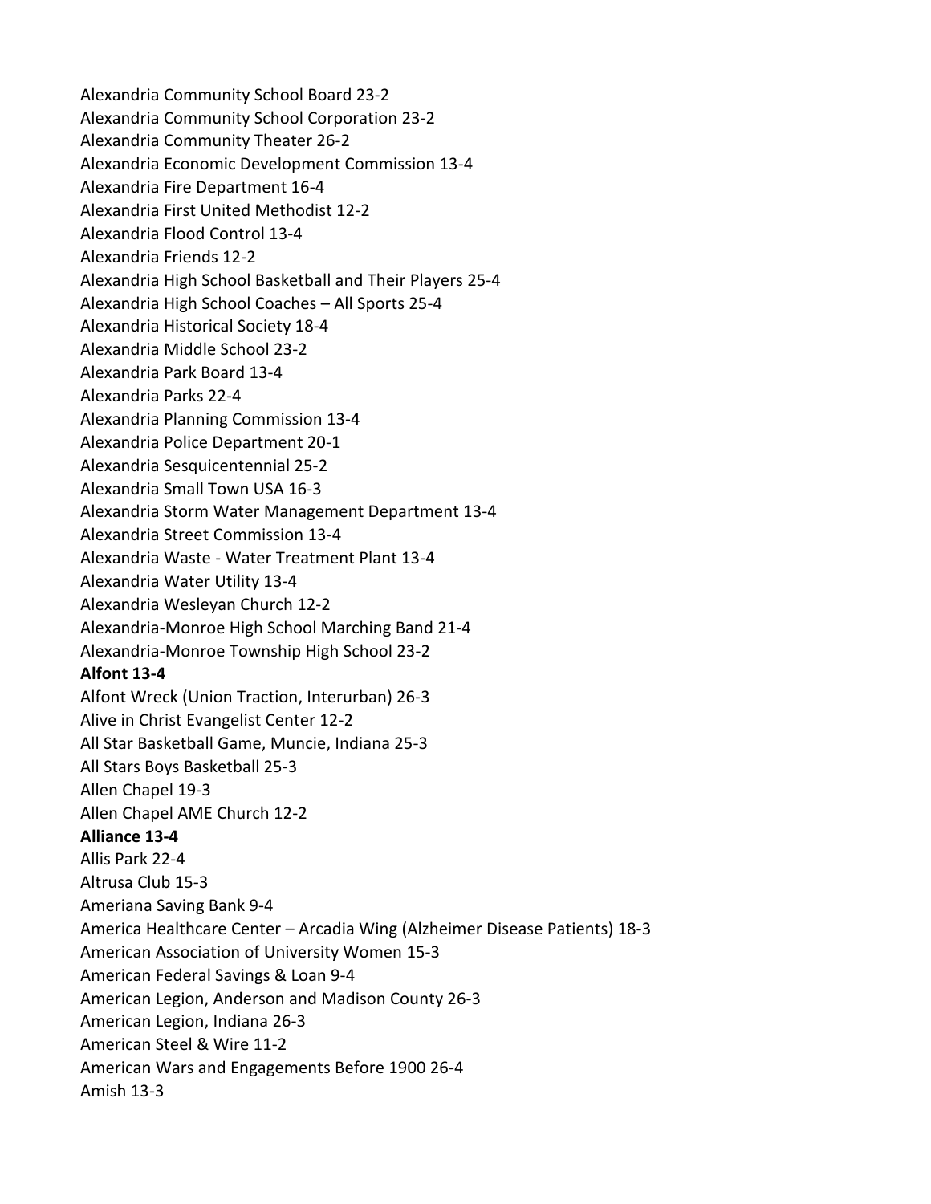Alexandria Community School Board 23-2
Alexandria Community School Corporation 23-2
Alexandria Community Theater 26-2
Alexandria Economic Development Commission 13-4
Alexandria Fire Department 16-4
Alexandria First United Methodist 12-2
Alexandria Flood Control 13-4
Alexandria Friends 12-2
Alexandria High School Basketball and Their Players 25-4
Alexandria High School Coaches – All Sports 25-4
Alexandria Historical Society 18-4
Alexandria Middle School 23-2
Alexandria Park Board 13-4
Alexandria Parks 22-4
Alexandria Planning Commission 13-4
Alexandria Police Department 20-1
Alexandria Sesquicentennial 25-2
Alexandria Small Town USA 16-3
Alexandria Storm Water Management Department 13-4
Alexandria Street Commission 13-4
Alexandria Waste - Water Treatment Plant 13-4
Alexandria Water Utility 13-4
Alexandria Wesleyan Church 12-2
Alexandria-Monroe High School Marching Band 21-4
Alexandria-Monroe Township High School 23-2
**Alfont 13-4**
Alfont Wreck (Union Traction, Interurban) 26-3
Alive in Christ Evangelist Center 12-2
All Star Basketball Game, Muncie, Indiana 25-3
All Stars Boys Basketball 25-3
Allen Chapel 19-3
Allen Chapel AME Church 12-2
**Alliance 13-4**
Allis Park 22-4
Altrusa Club 15-3
Ameriana Saving Bank 9-4
America Healthcare Center – Arcadia Wing (Alzheimer Disease Patients) 18-3
American Association of University Women 15-3
American Federal Savings & Loan 9-4
American Legion, Anderson and Madison County 26-3
American Legion, Indiana 26-3
American Steel & Wire 11-2
American Wars and Engagements Before 1900 26-4
Amish 13-3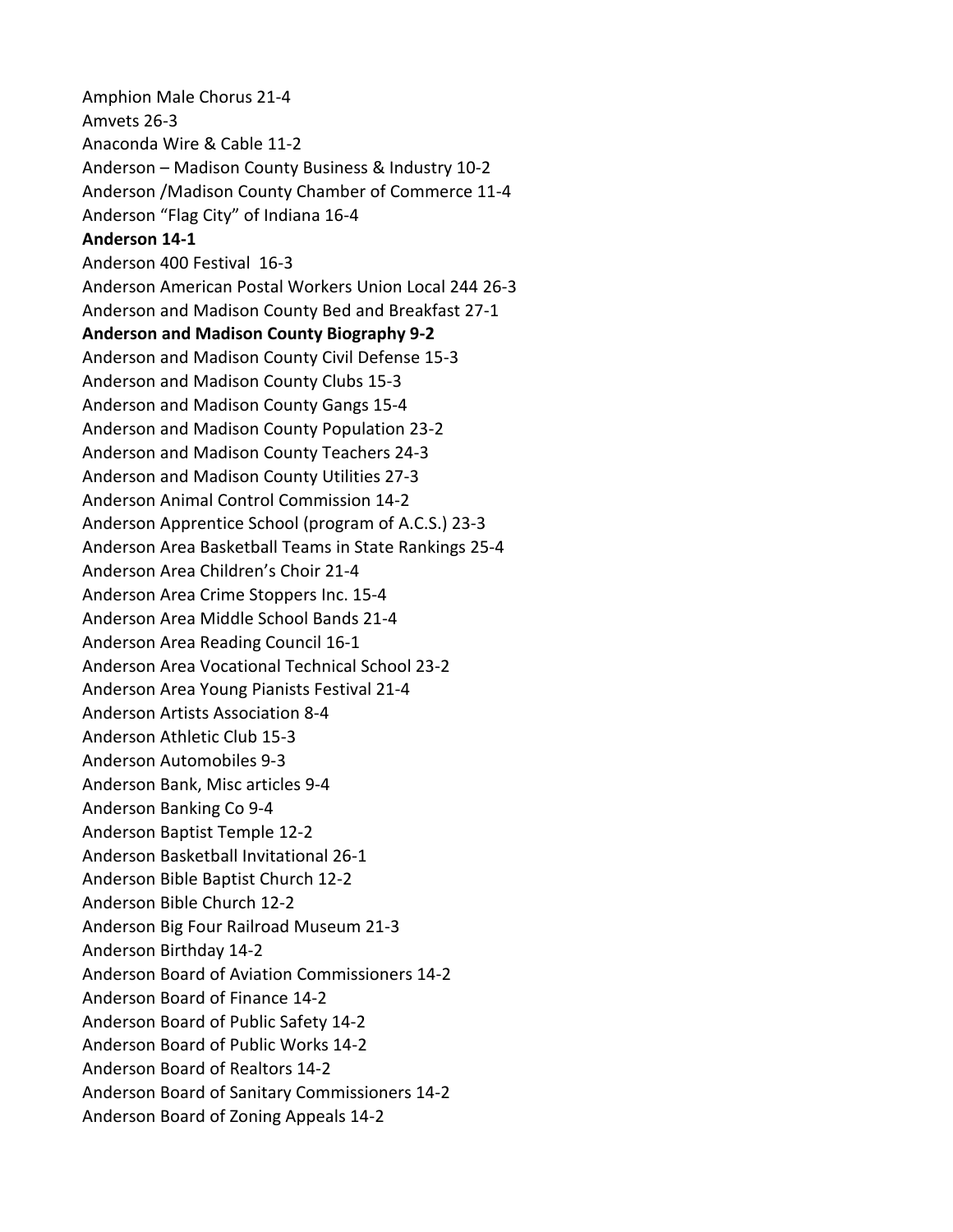Amphion Male Chorus 21-4
Amvets 26-3
Anaconda Wire & Cable 11-2
Anderson – Madison County Business & Industry 10-2
Anderson /Madison County Chamber of Commerce 11-4
Anderson "Flag City" of Indiana 16-4
**Anderson 14-1**
Anderson 400 Festival 16-3
Anderson American Postal Workers Union Local 244 26-3
Anderson and Madison County Bed and Breakfast 27-1
**Anderson and Madison County Biography 9-2**
Anderson and Madison County Civil Defense 15-3
Anderson and Madison County Clubs 15-3
Anderson and Madison County Gangs 15-4
Anderson and Madison County Population 23-2
Anderson and Madison County Teachers 24-3
Anderson and Madison County Utilities 27-3
Anderson Animal Control Commission 14-2
Anderson Apprentice School (program of A.C.S.) 23-3
Anderson Area Basketball Teams in State Rankings 25-4
Anderson Area Children's Choir 21-4
Anderson Area Crime Stoppers Inc. 15-4
Anderson Area Middle School Bands 21-4
Anderson Area Reading Council 16-1
Anderson Area Vocational Technical School 23-2
Anderson Area Young Pianists Festival 21-4
Anderson Artists Association 8-4
Anderson Athletic Club 15-3
Anderson Automobiles 9-3
Anderson Bank, Misc articles 9-4
Anderson Banking Co 9-4
Anderson Baptist Temple 12-2
Anderson Basketball Invitational 26-1
Anderson Bible Baptist Church 12-2
Anderson Bible Church 12-2
Anderson Big Four Railroad Museum 21-3
Anderson Birthday 14-2
Anderson Board of Aviation Commissioners 14-2
Anderson Board of Finance 14-2
Anderson Board of Public Safety 14-2
Anderson Board of Public Works 14-2
Anderson Board of Realtors 14-2
Anderson Board of Sanitary Commissioners 14-2
Anderson Board of Zoning Appeals 14-2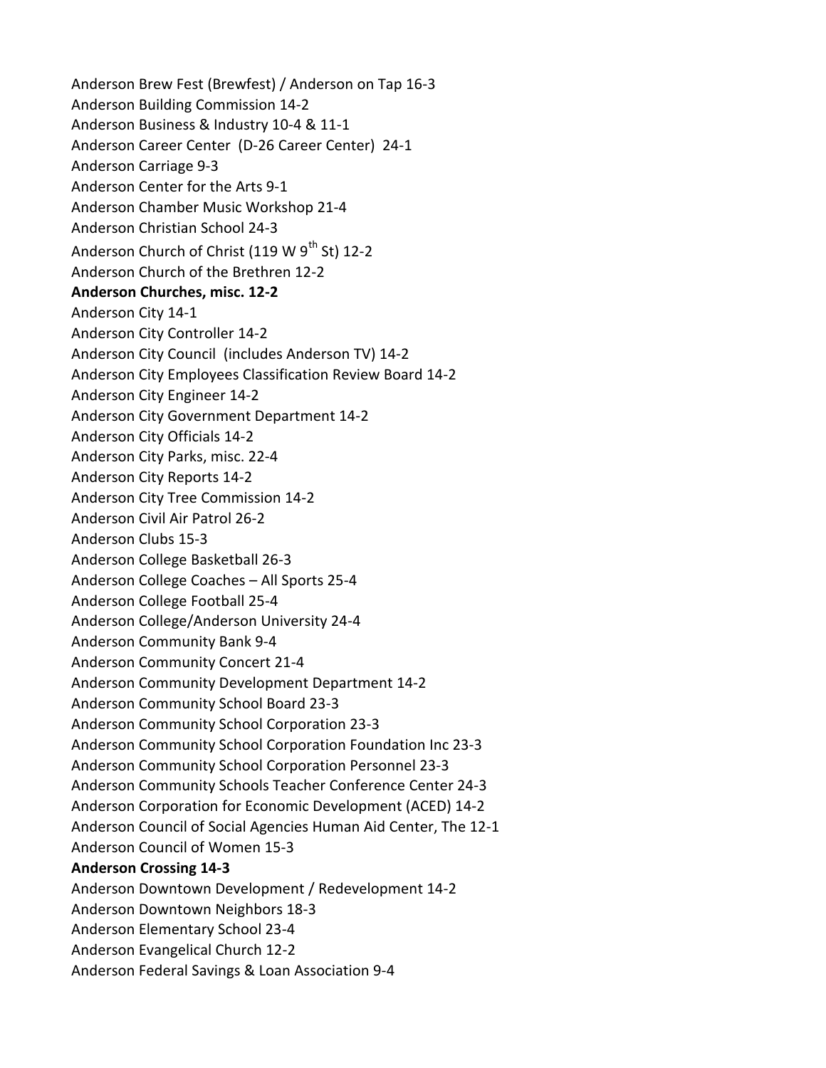Anderson Brew Fest (Brewfest) / Anderson on Tap 16-3
Anderson Building Commission 14-2
Anderson Business & Industry 10-4 & 11-1
Anderson Career Center  (D-26 Career Center)  24-1
Anderson Carriage 9-3
Anderson Center for the Arts 9-1
Anderson Chamber Music Workshop 21-4
Anderson Christian School 24-3
Anderson Church of Christ (119 W 9th St) 12-2
Anderson Church of the Brethren 12-2
**Anderson Churches, misc. 12-2**
Anderson City 14-1
Anderson City Controller 14-2
Anderson City Council  (includes Anderson TV) 14-2
Anderson City Employees Classification Review Board 14-2
Anderson City Engineer 14-2
Anderson City Government Department 14-2
Anderson City Officials 14-2
Anderson City Parks, misc. 22-4
Anderson City Reports 14-2
Anderson City Tree Commission 14-2
Anderson Civil Air Patrol 26-2
Anderson Clubs 15-3
Anderson College Basketball 26-3
Anderson College Coaches – All Sports 25-4
Anderson College Football 25-4
Anderson College/Anderson University 24-4
Anderson Community Bank 9-4
Anderson Community Concert 21-4
Anderson Community Development Department 14-2
Anderson Community School Board 23-3
Anderson Community School Corporation 23-3
Anderson Community School Corporation Foundation Inc 23-3
Anderson Community School Corporation Personnel 23-3
Anderson Community Schools Teacher Conference Center 24-3
Anderson Corporation for Economic Development (ACED) 14-2
Anderson Council of Social Agencies Human Aid Center, The 12-1
Anderson Council of Women 15-3
**Anderson Crossing 14-3**
Anderson Downtown Development / Redevelopment 14-2
Anderson Downtown Neighbors 18-3
Anderson Elementary School 23-4
Anderson Evangelical Church 12-2
Anderson Federal Savings & Loan Association 9-4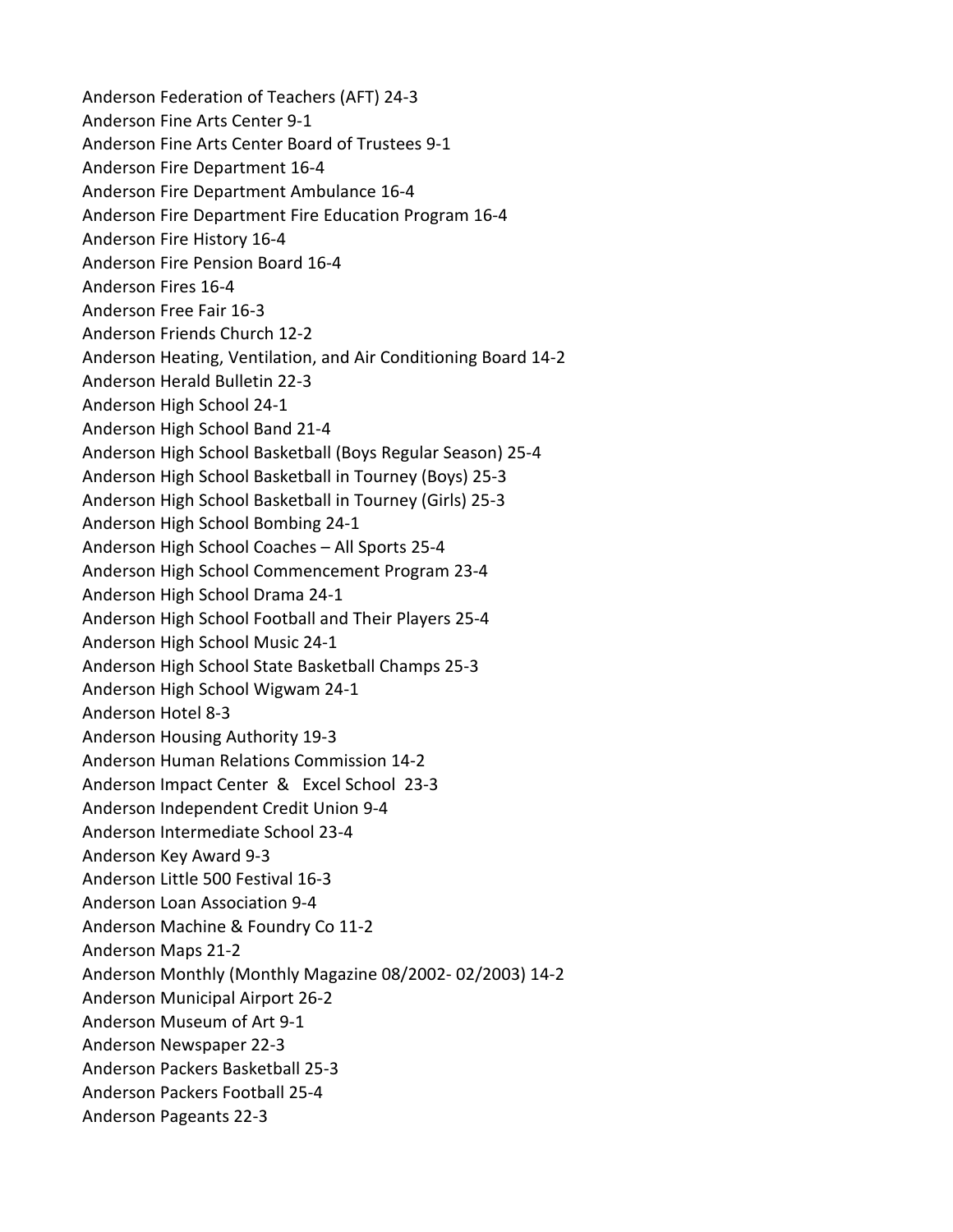Anderson Federation of Teachers (AFT) 24-3
Anderson Fine Arts Center 9-1
Anderson Fine Arts Center Board of Trustees 9-1
Anderson Fire Department 16-4
Anderson Fire Department Ambulance 16-4
Anderson Fire Department Fire Education Program 16-4
Anderson Fire History 16-4
Anderson Fire Pension Board 16-4
Anderson Fires 16-4
Anderson Free Fair 16-3
Anderson Friends Church 12-2
Anderson Heating, Ventilation, and Air Conditioning Board 14-2
Anderson Herald Bulletin 22-3
Anderson High School 24-1
Anderson High School Band 21-4
Anderson High School Basketball (Boys Regular Season) 25-4
Anderson High School Basketball in Tourney (Boys) 25-3
Anderson High School Basketball in Tourney (Girls) 25-3
Anderson High School Bombing 24-1
Anderson High School Coaches – All Sports 25-4
Anderson High School Commencement Program 23-4
Anderson High School Drama 24-1
Anderson High School Football and Their Players 25-4
Anderson High School Music 24-1
Anderson High School State Basketball Champs 25-3
Anderson High School Wigwam 24-1
Anderson Hotel 8-3
Anderson Housing Authority 19-3
Anderson Human Relations Commission 14-2
Anderson Impact Center & Excel School 23-3
Anderson Independent Credit Union 9-4
Anderson Intermediate School 23-4
Anderson Key Award 9-3
Anderson Little 500 Festival 16-3
Anderson Loan Association 9-4
Anderson Machine & Foundry Co 11-2
Anderson Maps 21-2
Anderson Monthly (Monthly Magazine 08/2002- 02/2003) 14-2
Anderson Municipal Airport 26-2
Anderson Museum of Art 9-1
Anderson Newspaper 22-3
Anderson Packers Basketball 25-3
Anderson Packers Football 25-4
Anderson Pageants 22-3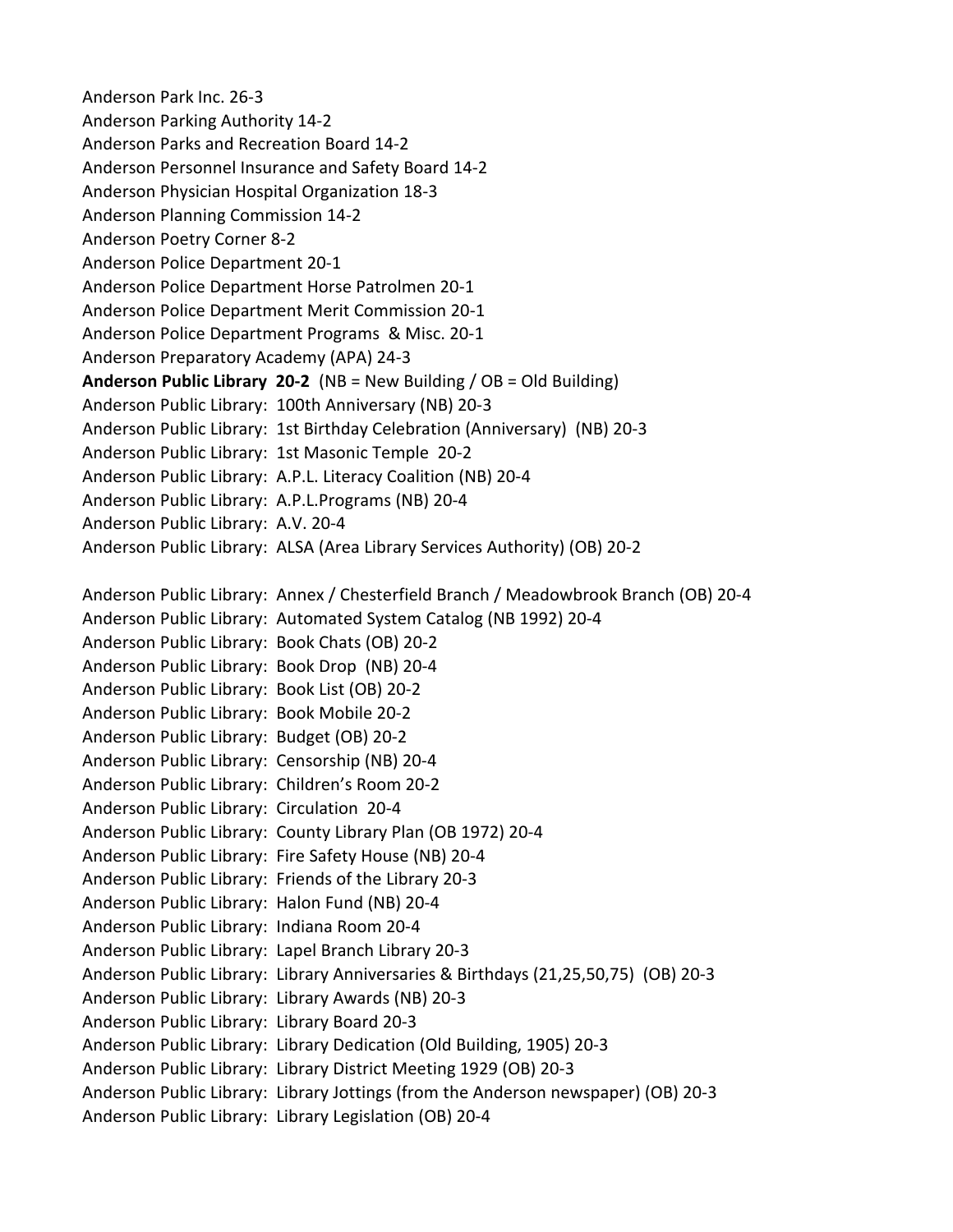Anderson Park Inc. 26-3
Anderson Parking Authority 14-2
Anderson Parks and Recreation Board 14-2
Anderson Personnel Insurance and Safety Board 14-2
Anderson Physician Hospital Organization 18-3
Anderson Planning Commission 14-2
Anderson Poetry Corner 8-2
Anderson Police Department 20-1
Anderson Police Department Horse Patrolmen 20-1
Anderson Police Department Merit Commission 20-1
Anderson Police Department Programs & Misc. 20-1
Anderson Preparatory Academy (APA) 24-3
**Anderson Public Library 20-2** (NB = New Building / OB = Old Building)
Anderson Public Library: 100th Anniversary (NB) 20-3
Anderson Public Library: 1st Birthday Celebration (Anniversary) (NB) 20-3
Anderson Public Library: 1st Masonic Temple 20-2
Anderson Public Library: A.P.L. Literacy Coalition (NB) 20-4
Anderson Public Library: A.P.L.Programs (NB) 20-4
Anderson Public Library: A.V. 20-4
Anderson Public Library: ALSA (Area Library Services Authority) (OB) 20-2

Anderson Public Library: Annex / Chesterfield Branch / Meadowbrook Branch (OB) 20-4
Anderson Public Library: Automated System Catalog (NB 1992) 20-4
Anderson Public Library: Book Chats (OB) 20-2
Anderson Public Library: Book Drop (NB) 20-4
Anderson Public Library: Book List (OB) 20-2
Anderson Public Library: Book Mobile 20-2
Anderson Public Library: Budget (OB) 20-2
Anderson Public Library: Censorship (NB) 20-4
Anderson Public Library: Children's Room 20-2
Anderson Public Library: Circulation 20-4
Anderson Public Library: County Library Plan (OB 1972) 20-4
Anderson Public Library: Fire Safety House (NB) 20-4
Anderson Public Library: Friends of the Library 20-3
Anderson Public Library: Halon Fund (NB) 20-4
Anderson Public Library: Indiana Room 20-4
Anderson Public Library: Lapel Branch Library 20-3
Anderson Public Library: Library Anniversaries & Birthdays (21,25,50,75) (OB) 20-3
Anderson Public Library: Library Awards (NB) 20-3
Anderson Public Library: Library Board 20-3
Anderson Public Library: Library Dedication (Old Building, 1905) 20-3
Anderson Public Library: Library District Meeting 1929 (OB) 20-3
Anderson Public Library: Library Jottings (from the Anderson newspaper) (OB) 20-3
Anderson Public Library: Library Legislation (OB) 20-4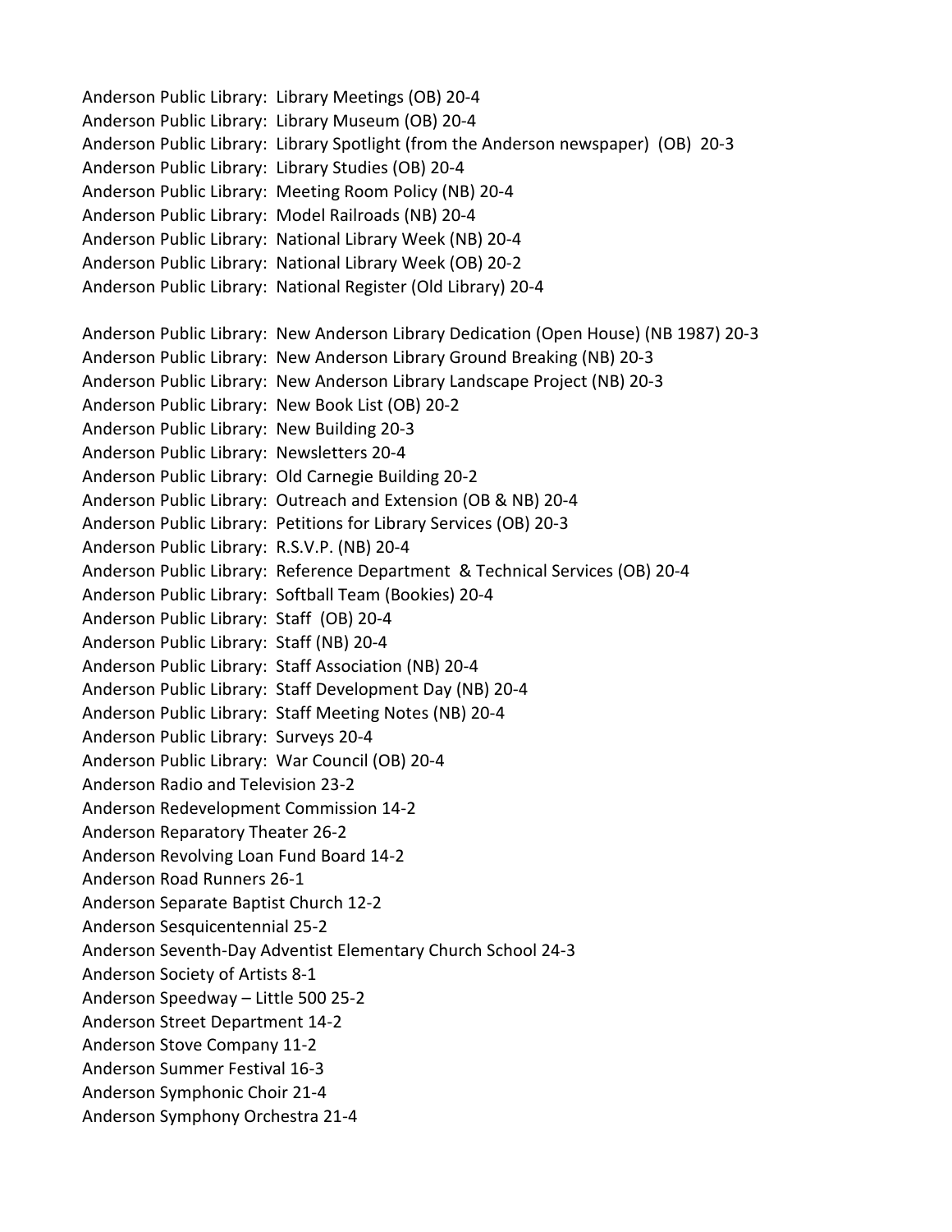Anderson Public Library: Library Meetings (OB) 20-4
Anderson Public Library: Library Museum (OB) 20-4
Anderson Public Library: Library Spotlight (from the Anderson newspaper) (OB) 20-3
Anderson Public Library: Library Studies (OB) 20-4
Anderson Public Library: Meeting Room Policy (NB) 20-4
Anderson Public Library: Model Railroads (NB) 20-4
Anderson Public Library: National Library Week (NB) 20-4
Anderson Public Library: National Library Week (OB) 20-2
Anderson Public Library: National Register (Old Library) 20-4

Anderson Public Library: New Anderson Library Dedication (Open House) (NB 1987) 20-3
Anderson Public Library: New Anderson Library Ground Breaking (NB) 20-3
Anderson Public Library: New Anderson Library Landscape Project (NB) 20-3
Anderson Public Library: New Book List (OB) 20-2
Anderson Public Library: New Building 20-3
Anderson Public Library: Newsletters 20-4
Anderson Public Library: Old Carnegie Building 20-2
Anderson Public Library: Outreach and Extension (OB & NB) 20-4
Anderson Public Library: Petitions for Library Services (OB) 20-3
Anderson Public Library: R.S.V.P. (NB) 20-4
Anderson Public Library: Reference Department & Technical Services (OB) 20-4
Anderson Public Library: Softball Team (Bookies) 20-4
Anderson Public Library: Staff (OB) 20-4
Anderson Public Library: Staff (NB) 20-4
Anderson Public Library: Staff Association (NB) 20-4
Anderson Public Library: Staff Development Day (NB) 20-4
Anderson Public Library: Staff Meeting Notes (NB) 20-4
Anderson Public Library: Surveys 20-4
Anderson Public Library: War Council (OB) 20-4
Anderson Radio and Television 23-2
Anderson Redevelopment Commission 14-2
Anderson Reparatory Theater 26-2
Anderson Revolving Loan Fund Board 14-2
Anderson Road Runners 26-1
Anderson Separate Baptist Church 12-2
Anderson Sesquicentennial 25-2
Anderson Seventh-Day Adventist Elementary Church School 24-3
Anderson Society of Artists 8-1
Anderson Speedway – Little 500 25-2
Anderson Street Department 14-2
Anderson Stove Company 11-2
Anderson Summer Festival 16-3
Anderson Symphonic Choir 21-4
Anderson Symphony Orchestra 21-4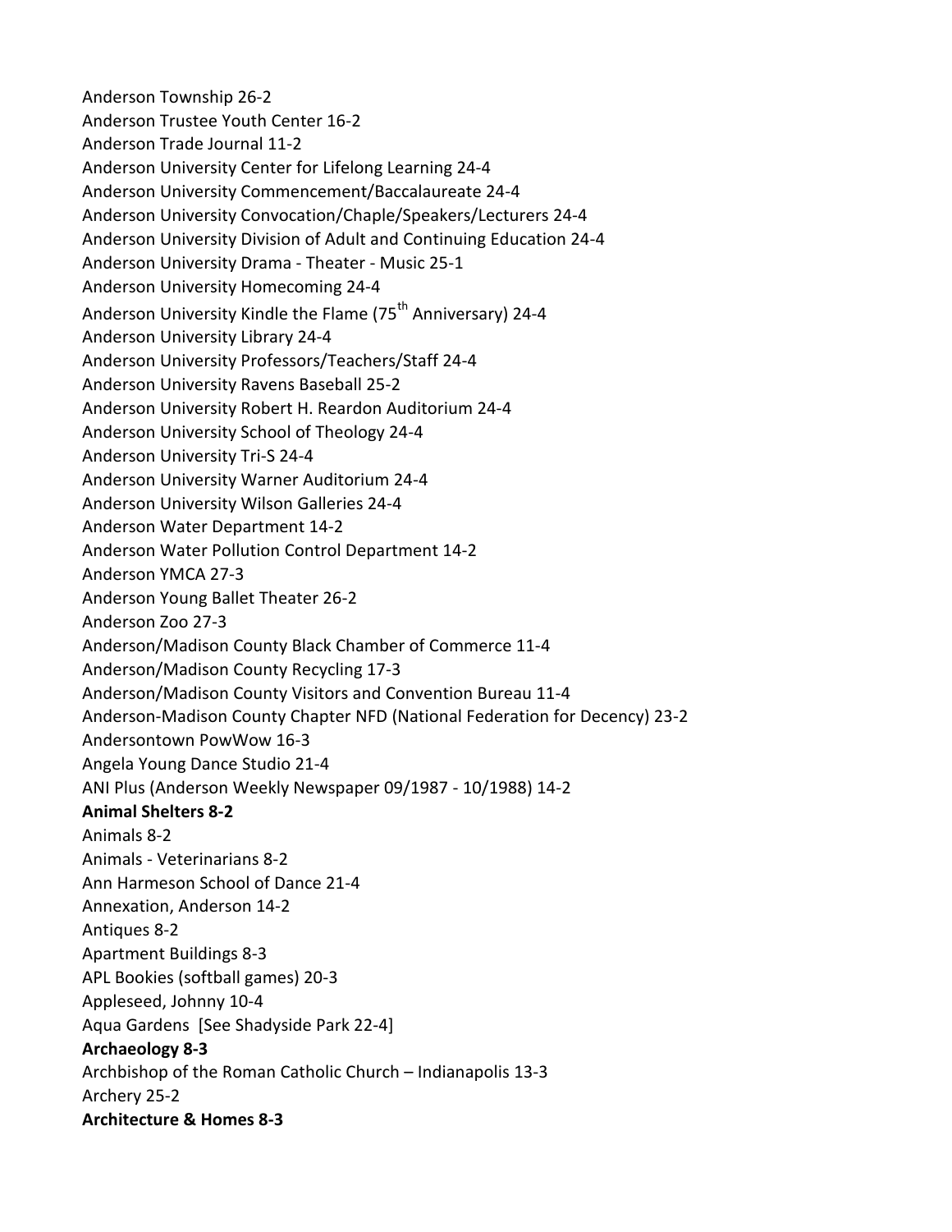Anderson Township 26-2
Anderson Trustee Youth Center 16-2
Anderson Trade Journal 11-2
Anderson University Center for Lifelong Learning 24-4
Anderson University Commencement/Baccalaureate 24-4
Anderson University Convocation/Chaple/Speakers/Lecturers 24-4
Anderson University Division of Adult and Continuing Education 24-4
Anderson University Drama - Theater - Music 25-1
Anderson University Homecoming 24-4
Anderson University Kindle the Flame (75th Anniversary) 24-4
Anderson University Library 24-4
Anderson University Professors/Teachers/Staff 24-4
Anderson University Ravens Baseball 25-2
Anderson University Robert H. Reardon Auditorium 24-4
Anderson University School of Theology 24-4
Anderson University Tri-S 24-4
Anderson University Warner Auditorium 24-4
Anderson University Wilson Galleries 24-4
Anderson Water Department 14-2
Anderson Water Pollution Control Department 14-2
Anderson YMCA 27-3
Anderson Young Ballet Theater 26-2
Anderson Zoo 27-3
Anderson/Madison County Black Chamber of Commerce 11-4
Anderson/Madison County Recycling 17-3
Anderson/Madison County Visitors and Convention Bureau 11-4
Anderson-Madison County Chapter NFD (National Federation for Decency) 23-2
Andersontown PowWow 16-3
Angela Young Dance Studio 21-4
ANI Plus (Anderson Weekly Newspaper 09/1987 - 10/1988) 14-2
**Animal Shelters 8-2**
Animals 8-2
Animals - Veterinarians 8-2
Ann Harmeson School of Dance 21-4
Annexation, Anderson 14-2
Antiques 8-2
Apartment Buildings 8-3
APL Bookies (softball games) 20-3
Appleseed, Johnny 10-4
Aqua Gardens [See Shadyside Park 22-4]
**Archaeology 8-3**
Archbishop of the Roman Catholic Church – Indianapolis 13-3
Archery 25-2
**Architecture & Homes 8-3**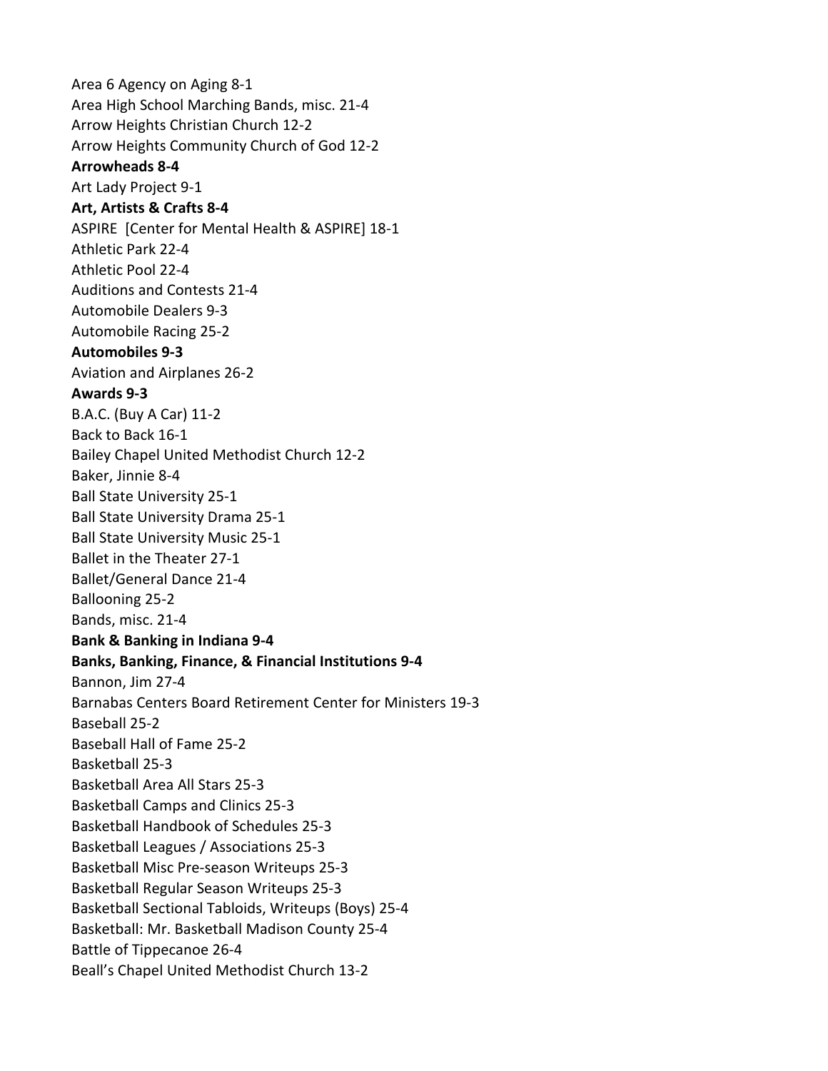Area 6 Agency on Aging 8-1
Area High School Marching Bands, misc. 21-4
Arrow Heights Christian Church 12-2
Arrow Heights Community Church of God 12-2
**Arrowheads 8-4**
Art Lady Project 9-1
**Art, Artists & Crafts 8-4**
ASPIRE [Center for Mental Health & ASPIRE] 18-1
Athletic Park 22-4
Athletic Pool 22-4
Auditions and Contests 21-4
Automobile Dealers 9-3
Automobile Racing 25-2
**Automobiles 9-3**
Aviation and Airplanes 26-2
**Awards 9-3**
B.A.C. (Buy A Car) 11-2
Back to Back 16-1
Bailey Chapel United Methodist Church 12-2
Baker, Jinnie 8-4
Ball State University 25-1
Ball State University Drama 25-1
Ball State University Music 25-1
Ballet in the Theater 27-1
Ballet/General Dance 21-4
Ballooning 25-2
Bands, misc. 21-4
**Bank & Banking in Indiana 9-4**
**Banks, Banking, Finance, & Financial Institutions 9-4**
Bannon, Jim 27-4
Barnabas Centers Board Retirement Center for Ministers 19-3
Baseball 25-2
Baseball Hall of Fame 25-2
Basketball 25-3
Basketball Area All Stars 25-3
Basketball Camps and Clinics 25-3
Basketball Handbook of Schedules 25-3
Basketball Leagues / Associations 25-3
Basketball Misc Pre-season Writeups 25-3
Basketball Regular Season Writeups 25-3
Basketball Sectional Tabloids, Writeups (Boys) 25-4
Basketball: Mr. Basketball Madison County 25-4
Battle of Tippecanoe 26-4
Beall's Chapel United Methodist Church 13-2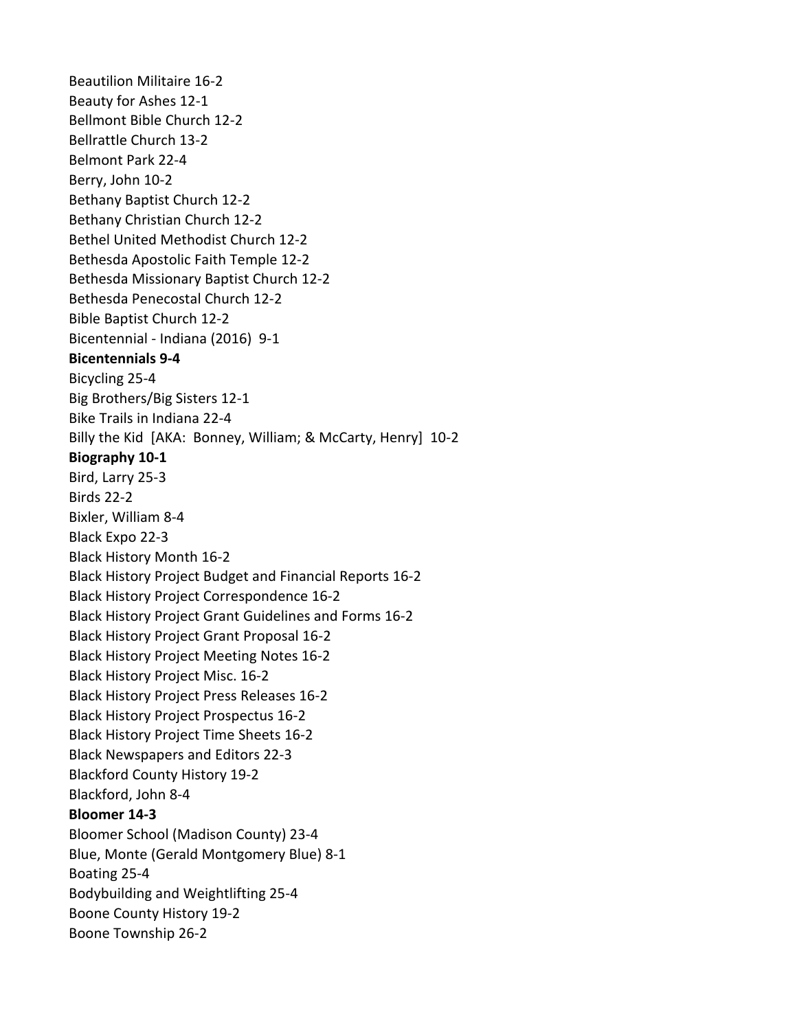Beautilion Militaire 16-2
Beauty for Ashes 12-1
Bellmont Bible Church 12-2
Bellrattle Church 13-2
Belmont Park 22-4
Berry, John 10-2
Bethany Baptist Church 12-2
Bethany Christian Church 12-2
Bethel United Methodist Church 12-2
Bethesda Apostolic Faith Temple 12-2
Bethesda Missionary Baptist Church 12-2
Bethesda Penecostal Church 12-2
Bible Baptist Church 12-2
Bicentennial - Indiana (2016) 9-1
**Bicentennials 9-4**
Bicycling 25-4
Big Brothers/Big Sisters 12-1
Bike Trails in Indiana 22-4
Billy the Kid [AKA: Bonney, William; & McCarty, Henry] 10-2
**Biography 10-1**
Bird, Larry 25-3
Birds 22-2
Bixler, William 8-4
Black Expo 22-3
Black History Month 16-2
Black History Project Budget and Financial Reports 16-2
Black History Project Correspondence 16-2
Black History Project Grant Guidelines and Forms 16-2
Black History Project Grant Proposal 16-2
Black History Project Meeting Notes 16-2
Black History Project Misc. 16-2
Black History Project Press Releases 16-2
Black History Project Prospectus 16-2
Black History Project Time Sheets 16-2
Black Newspapers and Editors 22-3
Blackford County History 19-2
Blackford, John 8-4
**Bloomer 14-3**
Bloomer School (Madison County) 23-4
Blue, Monte (Gerald Montgomery Blue) 8-1
Boating 25-4
Bodybuilding and Weightlifting 25-4
Boone County History 19-2
Boone Township 26-2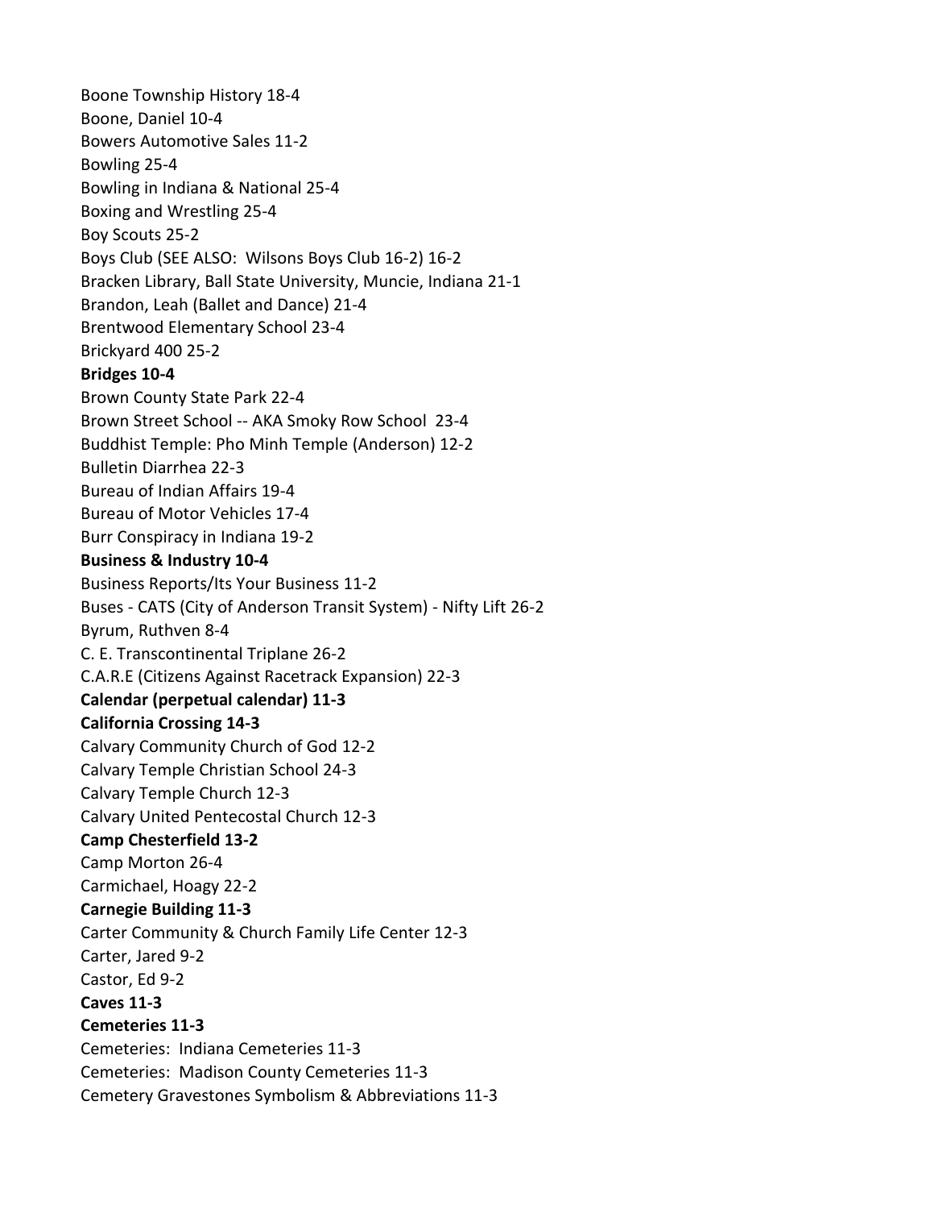Boone Township History 18-4
Boone, Daniel 10-4
Bowers Automotive Sales 11-2
Bowling 25-4
Bowling in Indiana & National 25-4
Boxing and Wrestling 25-4
Boy Scouts 25-2
Boys Club (SEE ALSO: Wilsons Boys Club 16-2) 16-2
Bracken Library, Ball State University, Muncie, Indiana 21-1
Brandon, Leah (Ballet and Dance) 21-4
Brentwood Elementary School 23-4
Brickyard 400 25-2
**Bridges 10-4**
Brown County State Park 22-4
Brown Street School -- AKA Smoky Row School 23-4
Buddhist Temple: Pho Minh Temple (Anderson) 12-2
Bulletin Diarrhea 22-3
Bureau of Indian Affairs 19-4
Bureau of Motor Vehicles 17-4
Burr Conspiracy in Indiana 19-2
**Business & Industry 10-4**
Business Reports/Its Your Business 11-2
Buses - CATS (City of Anderson Transit System) - Nifty Lift 26-2
Byrum, Ruthven 8-4
C. E. Transcontinental Triplane 26-2
C.A.R.E (Citizens Against Racetrack Expansion) 22-3
**Calendar (perpetual calendar) 11-3**
**California Crossing 14-3**
Calvary Community Church of God 12-2
Calvary Temple Christian School 24-3
Calvary Temple Church 12-3
Calvary United Pentecostal Church 12-3
**Camp Chesterfield 13-2**
Camp Morton 26-4
Carmichael, Hoagy 22-2
**Carnegie Building 11-3**
Carter Community & Church Family Life Center 12-3
Carter, Jared 9-2
Castor, Ed 9-2
**Caves 11-3**
**Cemeteries 11-3**
Cemeteries: Indiana Cemeteries 11-3
Cemeteries: Madison County Cemeteries 11-3
Cemetery Gravestones Symbolism & Abbreviations 11-3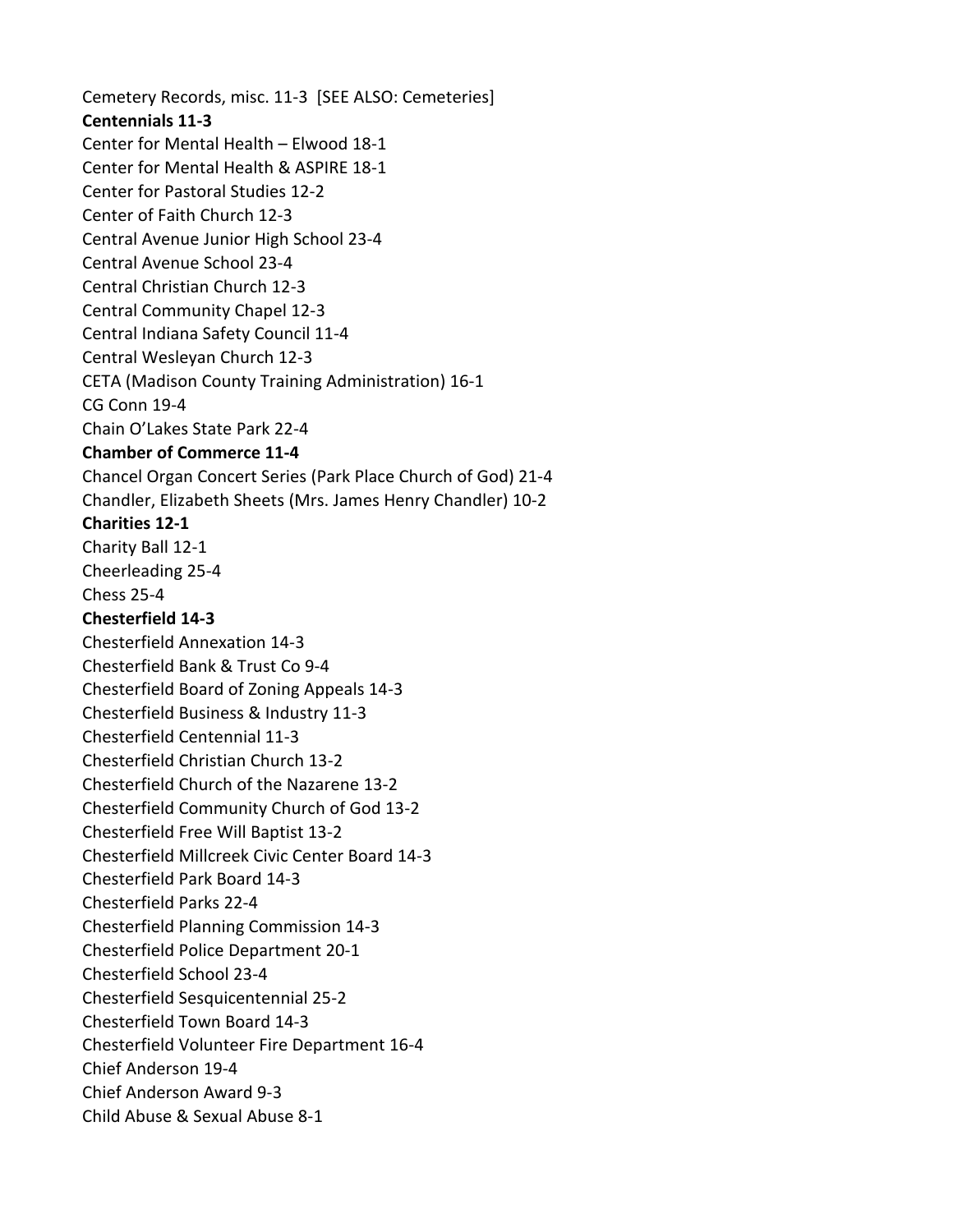Cemetery Records, misc. 11-3 [SEE ALSO: Cemeteries]

**Centennials 11-3**

Center for Mental Health – Elwood 18-1

Center for Mental Health & ASPIRE 18-1

Center for Pastoral Studies 12-2

Center of Faith Church 12-3

Central Avenue Junior High School 23-4

Central Avenue School 23-4

Central Christian Church 12-3

Central Community Chapel 12-3

Central Indiana Safety Council 11-4

Central Wesleyan Church 12-3

CETA (Madison County Training Administration) 16-1

CG Conn 19-4

Chain O'Lakes State Park 22-4

**Chamber of Commerce 11-4**

Chancel Organ Concert Series (Park Place Church of God) 21-4

Chandler, Elizabeth Sheets (Mrs. James Henry Chandler) 10-2

**Charities 12-1**

Charity Ball 12-1

Cheerleading 25-4

Chess 25-4

**Chesterfield 14-3**

Chesterfield Annexation 14-3

Chesterfield Bank & Trust Co 9-4

Chesterfield Board of Zoning Appeals 14-3

Chesterfield Business & Industry 11-3

Chesterfield Centennial 11-3

Chesterfield Christian Church 13-2

Chesterfield Church of the Nazarene 13-2

Chesterfield Community Church of God 13-2

Chesterfield Free Will Baptist 13-2

Chesterfield Millcreek Civic Center Board 14-3

Chesterfield Park Board 14-3

Chesterfield Parks 22-4

Chesterfield Planning Commission 14-3

Chesterfield Police Department 20-1

Chesterfield School 23-4

Chesterfield Sesquicentennial 25-2

Chesterfield Town Board 14-3

Chesterfield Volunteer Fire Department 16-4

Chief Anderson 19-4

Chief Anderson Award 9-3

Child Abuse & Sexual Abuse 8-1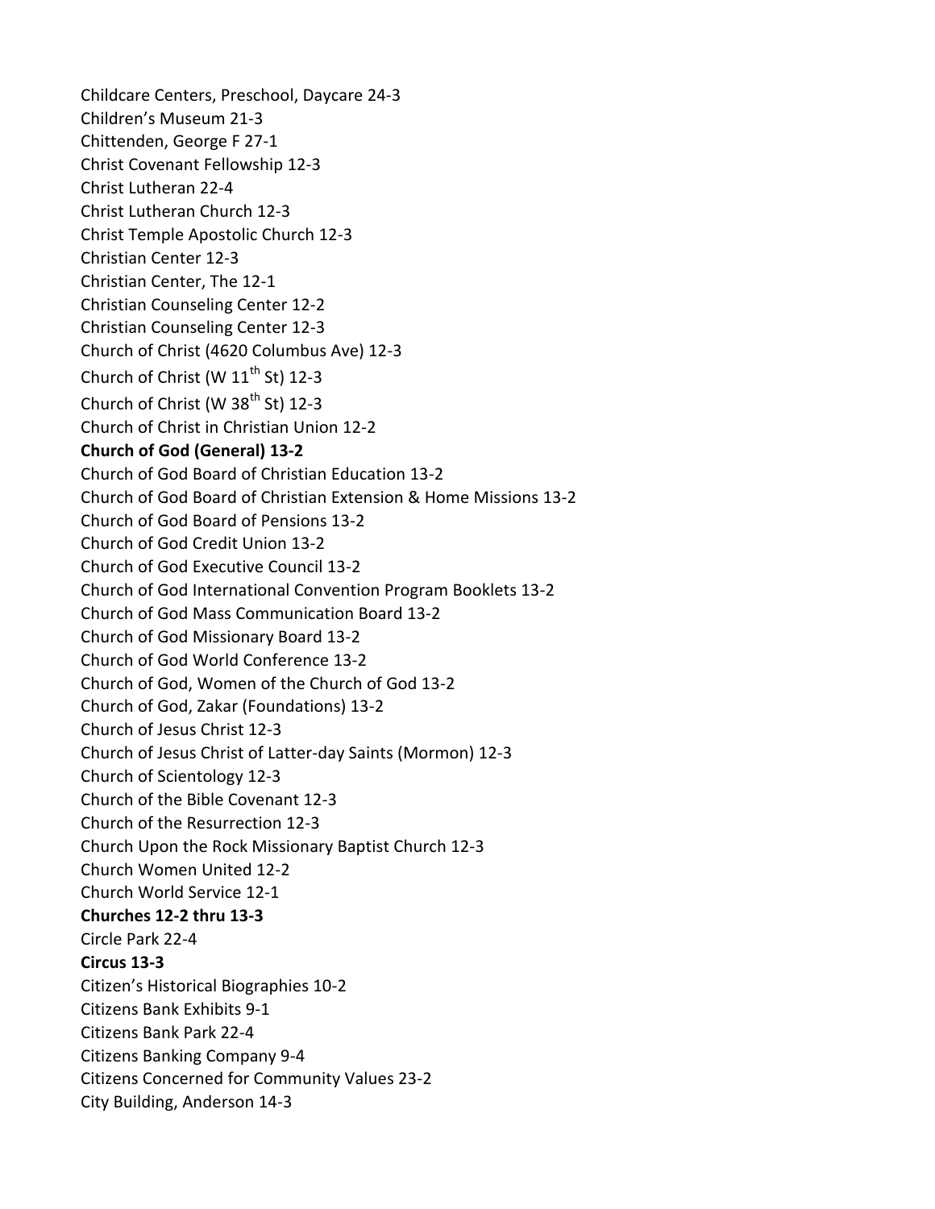Childcare Centers, Preschool, Daycare 24-3
Children's Museum 21-3
Chittenden, George F 27-1
Christ Covenant Fellowship 12-3
Christ Lutheran 22-4
Christ Lutheran Church 12-3
Christ Temple Apostolic Church 12-3
Christian Center 12-3
Christian Center, The 12-1
Christian Counseling Center 12-2
Christian Counseling Center 12-3
Church of Christ (4620 Columbus Ave) 12-3
Church of Christ (W 11th St) 12-3
Church of Christ (W 38th St) 12-3
Church of Christ in Christian Union 12-2
**Church of God (General) 13-2**
Church of God Board of Christian Education 13-2
Church of God Board of Christian Extension & Home Missions 13-2
Church of God Board of Pensions 13-2
Church of God Credit Union 13-2
Church of God Executive Council 13-2
Church of God International Convention Program Booklets 13-2
Church of God Mass Communication Board 13-2
Church of God Missionary Board 13-2
Church of God World Conference 13-2
Church of God, Women of the Church of God 13-2
Church of God, Zakar (Foundations) 13-2
Church of Jesus Christ 12-3
Church of Jesus Christ of Latter-day Saints (Mormon) 12-3
Church of Scientology 12-3
Church of the Bible Covenant 12-3
Church of the Resurrection 12-3
Church Upon the Rock Missionary Baptist Church 12-3
Church Women United 12-2
Church World Service 12-1
**Churches 12-2 thru 13-3**
Circle Park 22-4
**Circus 13-3**
Citizen's Historical Biographies 10-2
Citizens Bank Exhibits 9-1
Citizens Bank Park 22-4
Citizens Banking Company 9-4
Citizens Concerned for Community Values 23-2
City Building, Anderson 14-3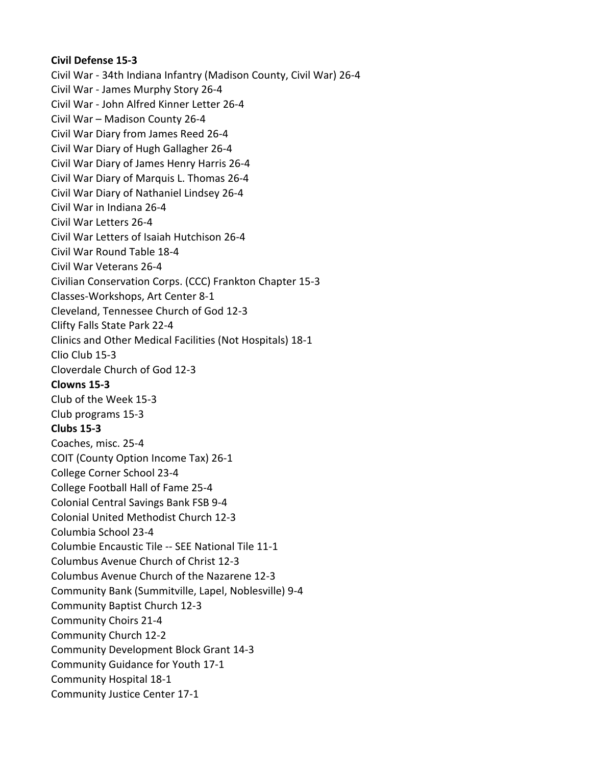**Civil Defense 15-3**

Civil War - 34th Indiana Infantry (Madison County, Civil War) 26-4

Civil War - James Murphy Story 26-4

Civil War - John Alfred Kinner Letter 26-4

Civil War – Madison County 26-4

Civil War Diary from James Reed 26-4

Civil War Diary of Hugh Gallagher 26-4

Civil War Diary of James Henry Harris 26-4

Civil War Diary of Marquis L. Thomas 26-4

Civil War Diary of Nathaniel Lindsey 26-4

Civil War in Indiana 26-4

Civil War Letters 26-4

Civil War Letters of Isaiah Hutchison 26-4

Civil War Round Table 18-4

Civil War Veterans 26-4

Civilian Conservation Corps. (CCC) Frankton Chapter 15-3

Classes-Workshops, Art Center 8-1

Cleveland, Tennessee Church of God 12-3

Clifty Falls State Park 22-4

Clinics and Other Medical Facilities (Not Hospitals) 18-1

Clio Club 15-3

Cloverdale Church of God 12-3

**Clowns 15-3**

Club of the Week 15-3

Club programs 15-3

**Clubs 15-3**

Coaches, misc. 25-4

COIT (County Option Income Tax) 26-1

College Corner School 23-4

College Football Hall of Fame 25-4

Colonial Central Savings Bank FSB 9-4

Colonial United Methodist Church 12-3

Columbia School 23-4

Columbie Encaustic Tile -- SEE National Tile 11-1

Columbus Avenue Church of Christ 12-3

Columbus Avenue Church of the Nazarene 12-3

Community Bank (Summitville, Lapel, Noblesville) 9-4

Community Baptist Church 12-3

Community Choirs 21-4

Community Church 12-2

Community Development Block Grant 14-3

Community Guidance for Youth 17-1

Community Hospital 18-1

Community Justice Center 17-1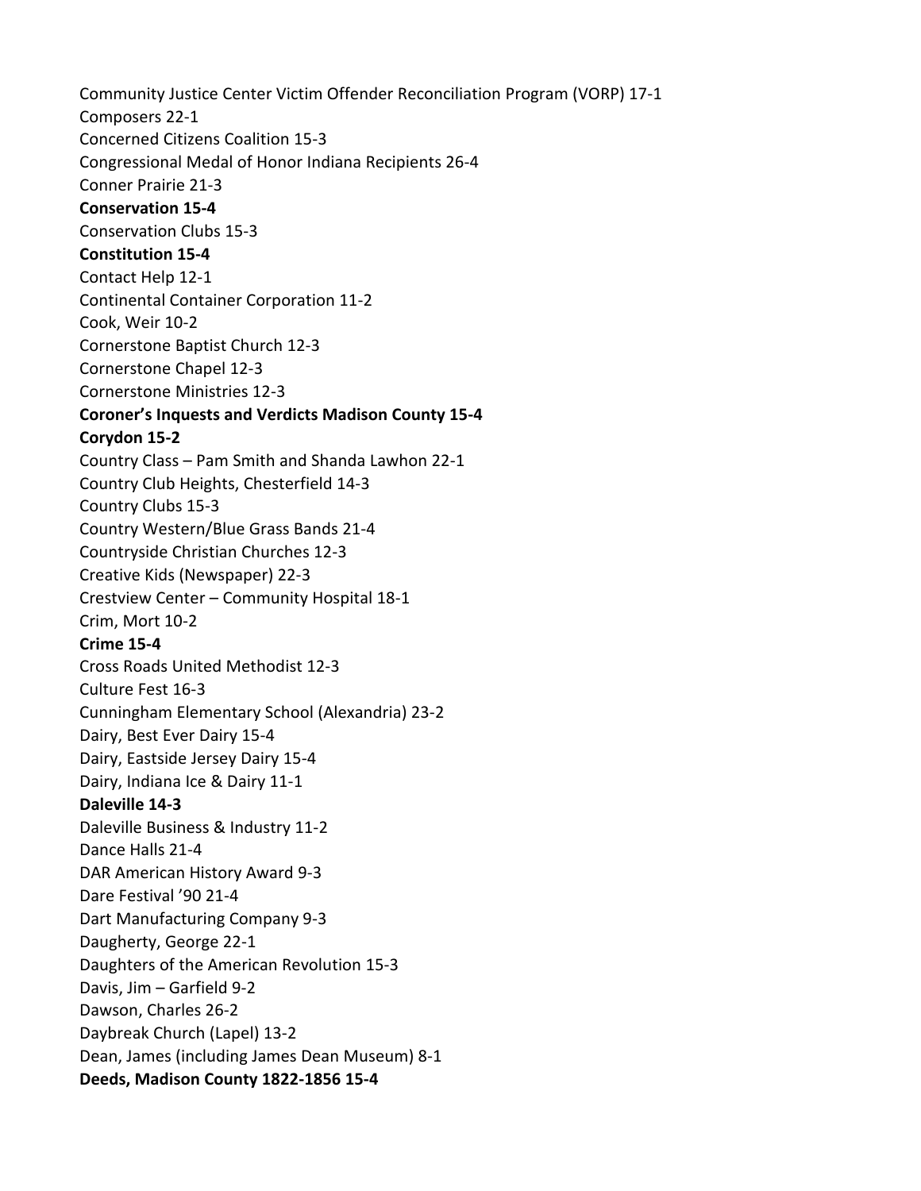Community Justice Center Victim Offender Reconciliation Program (VORP) 17-1

Composers 22-1

Concerned Citizens Coalition 15-3

Congressional Medal of Honor Indiana Recipients 26-4

Conner Prairie 21-3

**Conservation 15-4**

Conservation Clubs 15-3

**Constitution 15-4**

Contact Help 12-1

Continental Container Corporation 11-2

Cook, Weir 10-2

Cornerstone Baptist Church 12-3

Cornerstone Chapel 12-3

Cornerstone Ministries 12-3

**Coroner's Inquests and Verdicts Madison County 15-4**

**Corydon 15-2**

Country Class – Pam Smith and Shanda Lawhon 22-1

Country Club Heights, Chesterfield 14-3

Country Clubs 15-3

Country Western/Blue Grass Bands 21-4

Countryside Christian Churches 12-3

Creative Kids (Newspaper) 22-3

Crestview Center – Community Hospital 18-1

Crim, Mort 10-2

**Crime 15-4**

Cross Roads United Methodist 12-3

Culture Fest 16-3

Cunningham Elementary School (Alexandria) 23-2

Dairy, Best Ever Dairy 15-4

Dairy, Eastside Jersey Dairy 15-4

Dairy, Indiana Ice & Dairy 11-1

**Daleville 14-3**

Daleville Business & Industry 11-2

Dance Halls 21-4

DAR American History Award 9-3

Dare Festival '90 21-4

Dart Manufacturing Company 9-3

Daugherty, George 22-1

Daughters of the American Revolution 15-3

Davis, Jim – Garfield 9-2

Dawson, Charles 26-2

Daybreak Church (Lapel) 13-2

Dean, James (including James Dean Museum) 8-1

**Deeds, Madison County 1822-1856 15-4**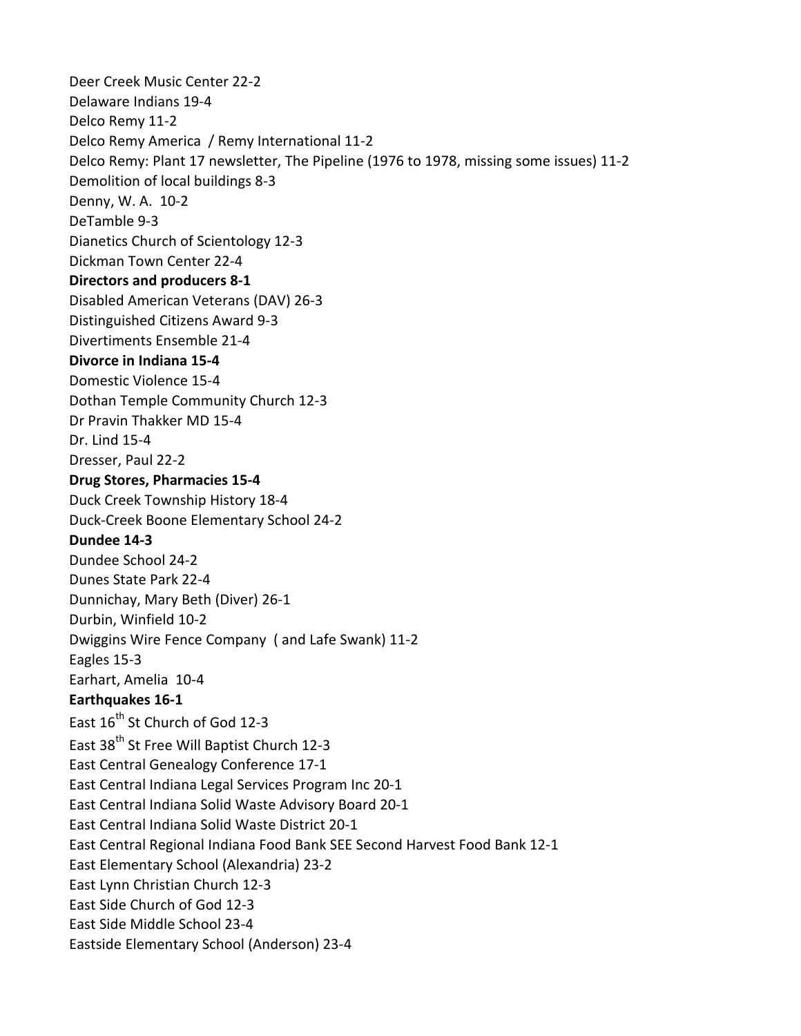Deer Creek Music Center 22-2

Delaware Indians 19-4

Delco Remy 11-2

Delco Remy America / Remy International 11-2

Delco Remy: Plant 17 newsletter, The Pipeline (1976 to 1978, missing some issues) 11-2

Demolition of local buildings 8-3

Denny, W. A. 10-2

DeTamble 9-3

Dianetics Church of Scientology 12-3

Dickman Town Center 22-4

**Directors and producers 8-1**

Disabled American Veterans (DAV) 26-3

Distinguished Citizens Award 9-3

Divertiments Ensemble 21-4

**Divorce in Indiana 15-4**

Domestic Violence 15-4

Dothan Temple Community Church 12-3

Dr Pravin Thakker MD 15-4

Dr. Lind 15-4

Dresser, Paul 22-2

**Drug Stores, Pharmacies 15-4**

Duck Creek Township History 18-4

Duck-Creek Boone Elementary School 24-2

**Dundee 14-3**

Dundee School 24-2

Dunes State Park 22-4

Dunnichay, Mary Beth (Diver) 26-1

Durbin, Winfield 10-2

Dwiggins Wire Fence Company ( and Lafe Swank) 11-2

Eagles 15-3

Earhart, Amelia 10-4

**Earthquakes 16-1**

East 16th St Church of God 12-3

East 38th St Free Will Baptist Church 12-3

East Central Genealogy Conference 17-1

East Central Indiana Legal Services Program Inc 20-1

East Central Indiana Solid Waste Advisory Board 20-1

East Central Indiana Solid Waste District 20-1

East Central Regional Indiana Food Bank SEE Second Harvest Food Bank 12-1

East Elementary School (Alexandria) 23-2

East Lynn Christian Church 12-3

East Side Church of God 12-3

East Side Middle School 23-4

Eastside Elementary School (Anderson) 23-4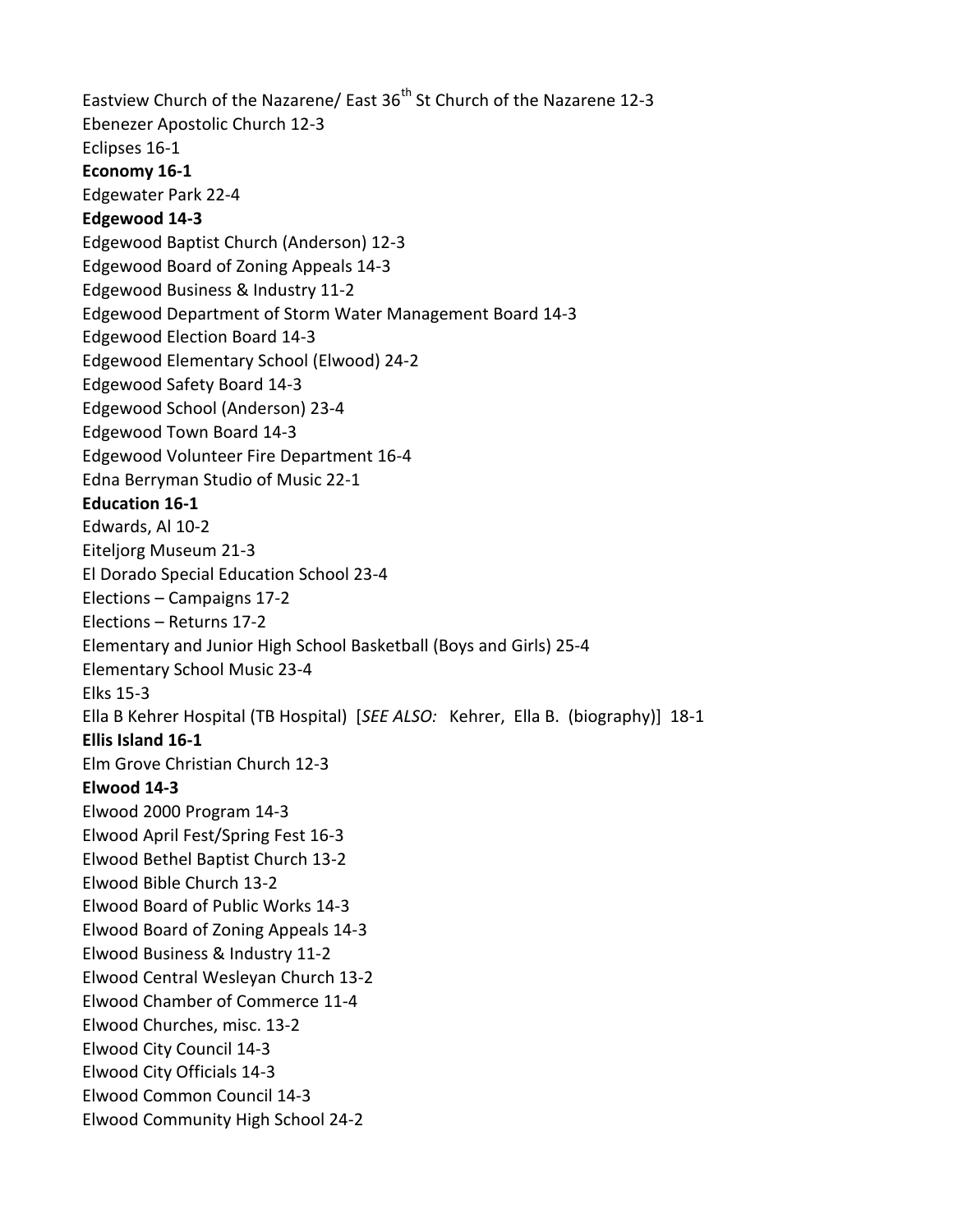Eastview Church of the Nazarene/ East 36th St Church of the Nazarene 12-3
Ebenezer Apostolic Church 12-3
Eclipses 16-1
**Economy 16-1**
Edgewater Park 22-4
**Edgewood 14-3**
Edgewood Baptist Church (Anderson) 12-3
Edgewood Board of Zoning Appeals 14-3
Edgewood Business & Industry 11-2
Edgewood Department of Storm Water Management Board 14-3
Edgewood Election Board 14-3
Edgewood Elementary School (Elwood) 24-2
Edgewood Safety Board 14-3
Edgewood School (Anderson) 23-4
Edgewood Town Board 14-3
Edgewood Volunteer Fire Department 16-4
Edna Berryman Studio of Music 22-1
**Education 16-1**
Edwards, Al 10-2
Eiteljorg Museum 21-3
El Dorado Special Education School 23-4
Elections – Campaigns 17-2
Elections – Returns 17-2
Elementary and Junior High School Basketball (Boys and Girls) 25-4
Elementary School Music 23-4
Elks 15-3
Ella B Kehrer Hospital (TB Hospital) [*SEE ALSO:* Kehrer, Ella B. (biography)] 18-1
**Ellis Island 16-1**
Elm Grove Christian Church 12-3
**Elwood 14-3**
Elwood 2000 Program 14-3
Elwood April Fest/Spring Fest 16-3
Elwood Bethel Baptist Church 13-2
Elwood Bible Church 13-2
Elwood Board of Public Works 14-3
Elwood Board of Zoning Appeals 14-3
Elwood Business & Industry 11-2
Elwood Central Wesleyan Church 13-2
Elwood Chamber of Commerce 11-4
Elwood Churches, misc. 13-2
Elwood City Council 14-3
Elwood City Officials 14-3
Elwood Common Council 14-3
Elwood Community High School 24-2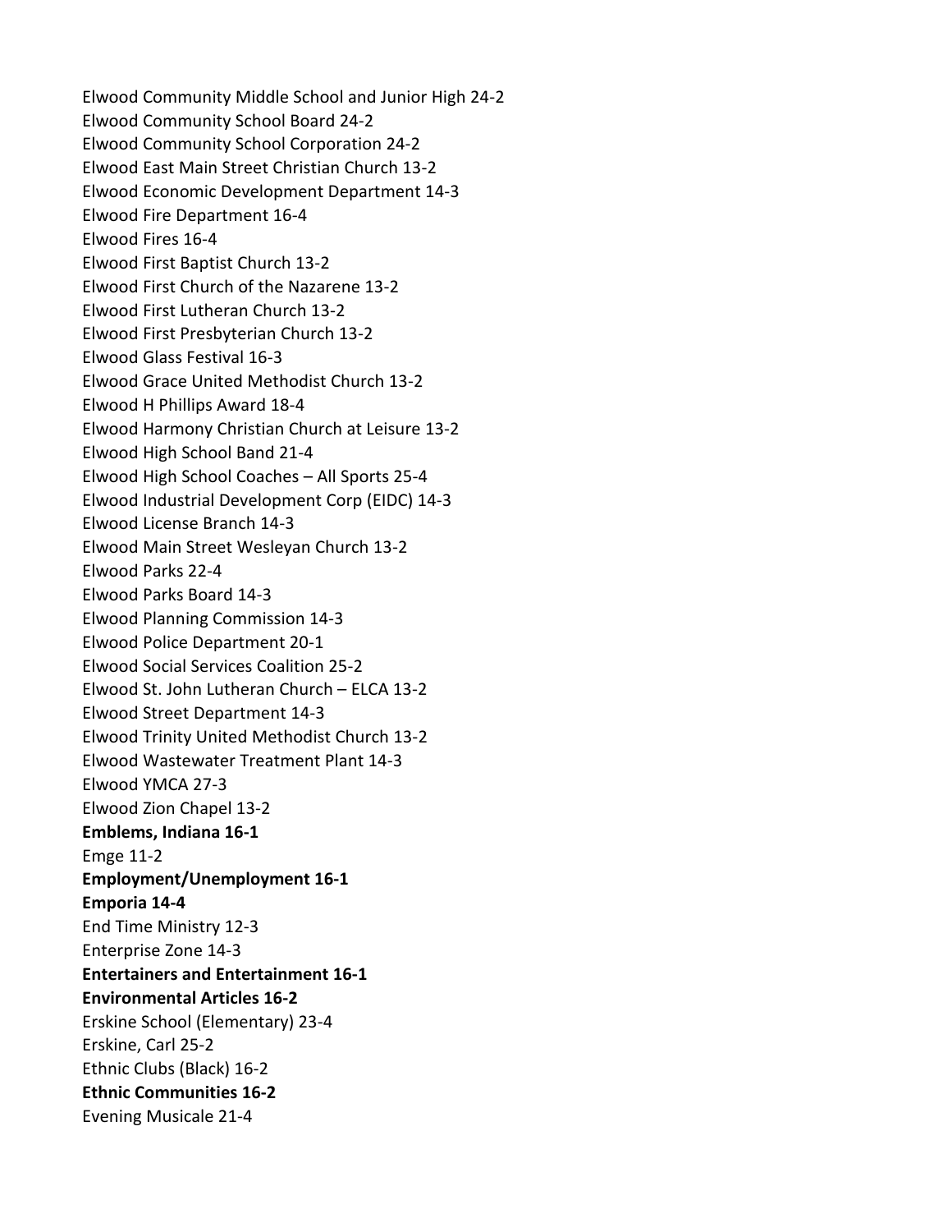Elwood Community Middle School and Junior High 24-2
Elwood Community School Board 24-2
Elwood Community School Corporation 24-2
Elwood East Main Street Christian Church 13-2
Elwood Economic Development Department 14-3
Elwood Fire Department 16-4
Elwood Fires 16-4
Elwood First Baptist Church 13-2
Elwood First Church of the Nazarene 13-2
Elwood First Lutheran Church 13-2
Elwood First Presbyterian Church 13-2
Elwood Glass Festival 16-3
Elwood Grace United Methodist Church 13-2
Elwood H Phillips Award 18-4
Elwood Harmony Christian Church at Leisure 13-2
Elwood High School Band 21-4
Elwood High School Coaches – All Sports 25-4
Elwood Industrial Development Corp (EIDC) 14-3
Elwood License Branch 14-3
Elwood Main Street Wesleyan Church 13-2
Elwood Parks 22-4
Elwood Parks Board 14-3
Elwood Planning Commission 14-3
Elwood Police Department 20-1
Elwood Social Services Coalition 25-2
Elwood St. John Lutheran Church – ELCA 13-2
Elwood Street Department 14-3
Elwood Trinity United Methodist Church 13-2
Elwood Wastewater Treatment Plant 14-3
Elwood YMCA 27-3
Elwood Zion Chapel 13-2
**Emblems, Indiana 16-1**
Emge 11-2
**Employment/Unemployment 16-1**
**Emporia 14-4**
End Time Ministry 12-3
Enterprise Zone 14-3
**Entertainers and Entertainment 16-1**
**Environmental Articles 16-2**
Erskine School (Elementary) 23-4
Erskine, Carl 25-2
Ethnic Clubs (Black) 16-2
**Ethnic Communities 16-2**
Evening Musicale 21-4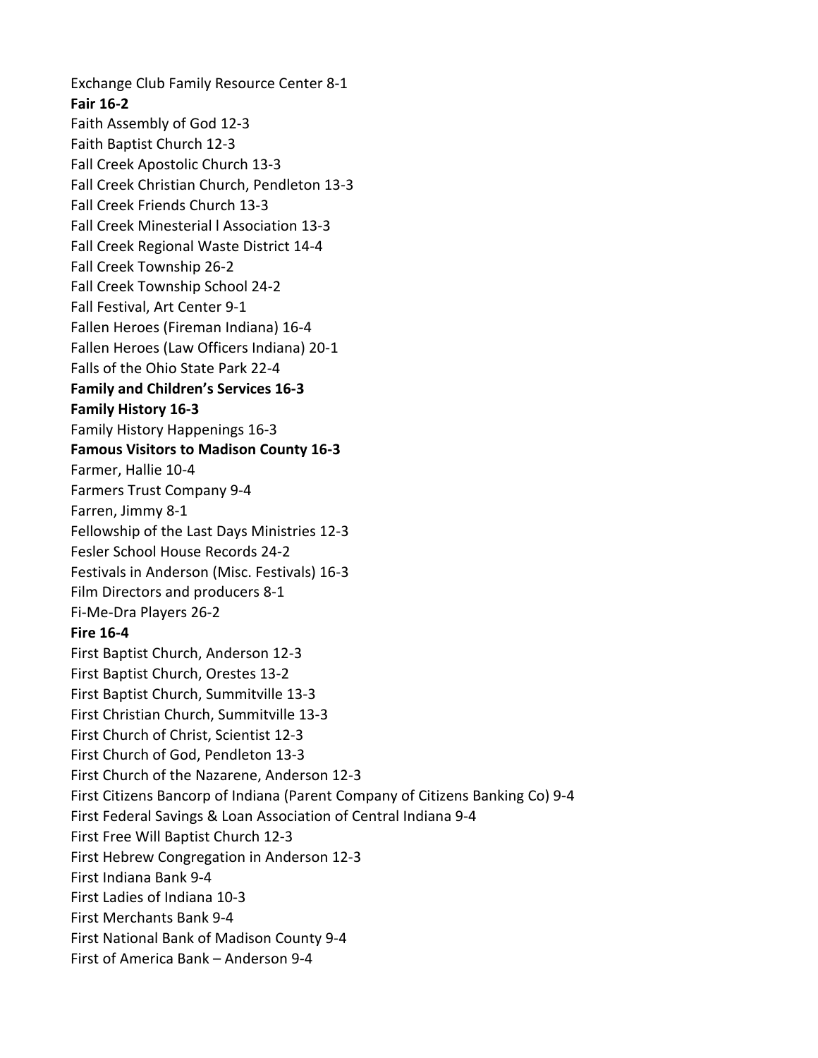Exchange Club Family Resource Center 8-1

**Fair 16-2**

Faith Assembly of God 12-3

Faith Baptist Church 12-3

Fall Creek Apostolic Church 13-3

Fall Creek Christian Church, Pendleton 13-3

Fall Creek Friends Church 13-3

Fall Creek Minesterial l Association 13-3

Fall Creek Regional Waste District 14-4

Fall Creek Township 26-2

Fall Creek Township School 24-2

Fall Festival, Art Center 9-1

Fallen Heroes (Fireman Indiana) 16-4

Fallen Heroes (Law Officers Indiana) 20-1

Falls of the Ohio State Park 22-4

**Family and Children's Services 16-3**

**Family History 16-3**

Family History Happenings 16-3

**Famous Visitors to Madison County 16-3**

Farmer, Hallie 10-4

Farmers Trust Company 9-4

Farren, Jimmy 8-1

Fellowship of the Last Days Ministries 12-3

Fesler School House Records 24-2

Festivals in Anderson (Misc. Festivals) 16-3

Film Directors and producers 8-1

Fi-Me-Dra Players 26-2

**Fire 16-4**

First Baptist Church, Anderson 12-3

First Baptist Church, Orestes 13-2

First Baptist Church, Summitville 13-3

First Christian Church, Summitville 13-3

First Church of Christ, Scientist 12-3

First Church of God, Pendleton 13-3

First Church of the Nazarene, Anderson 12-3

First Citizens Bancorp of Indiana (Parent Company of Citizens Banking Co) 9-4

First Federal Savings & Loan Association of Central Indiana 9-4

First Free Will Baptist Church 12-3

First Hebrew Congregation in Anderson 12-3

First Indiana Bank 9-4

First Ladies of Indiana 10-3

First Merchants Bank 9-4

First National Bank of Madison County 9-4

First of America Bank – Anderson 9-4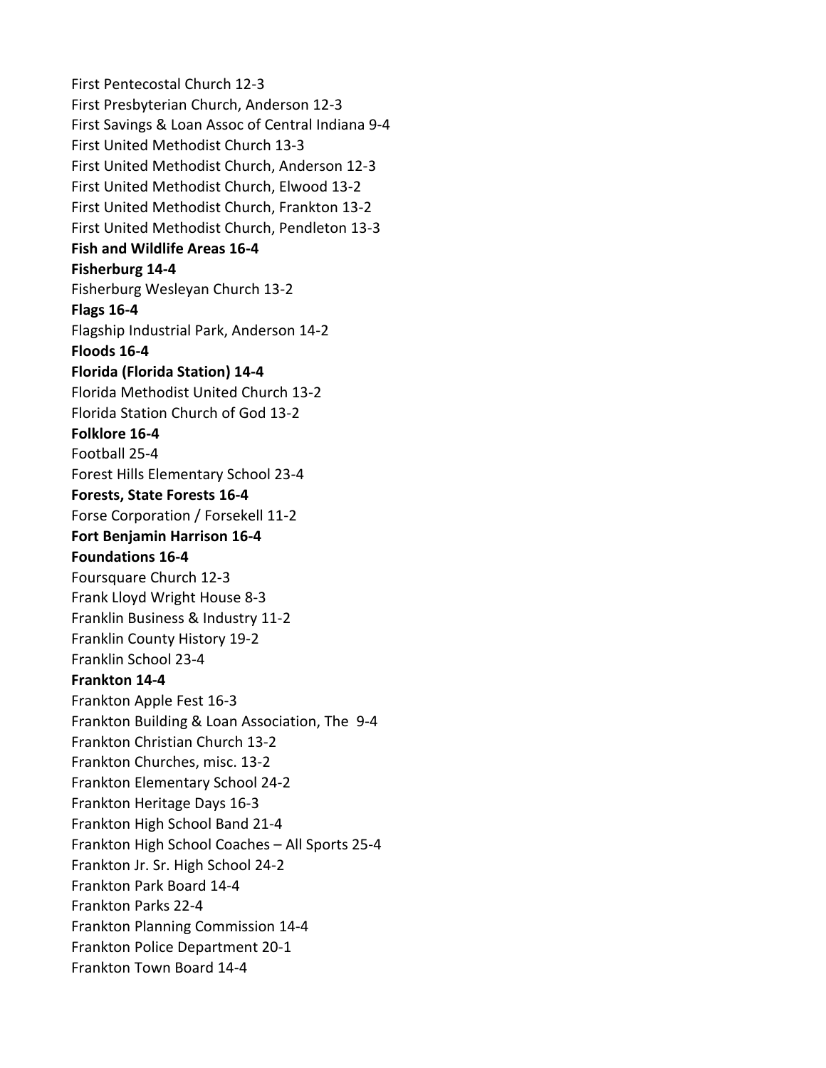First Pentecostal Church 12-3  
First Presbyterian Church, Anderson 12-3  
First Savings & Loan Assoc of Central Indiana 9-4  
First United Methodist Church 13-3  
First United Methodist Church, Anderson 12-3  
First United Methodist Church, Elwood 13-2  
First United Methodist Church, Frankton 13-2  
First United Methodist Church, Pendleton 13-3  
**Fish and Wildlife Areas 16-4**  
**Fisherburg 14-4**  
Fisherburg Wesleyan Church 13-2  
**Flags 16-4**  
Flagship Industrial Park, Anderson 14-2  
**Floods 16-4**  
**Florida (Florida Station) 14-4**  
Florida Methodist United Church 13-2  
Florida Station Church of God 13-2  
**Folklore 16-4**  
Football 25-4  
Forest Hills Elementary School 23-4  
**Forests, State Forests 16-4**  
Forse Corporation / Forsekell 11-2  
**Fort Benjamin Harrison 16-4**  
**Foundations 16-4**  
Foursquare Church 12-3  
Frank Lloyd Wright House 8-3  
Franklin Business & Industry 11-2  
Franklin County History 19-2  
Franklin School 23-4  
**Frankton 14-4**  
Frankton Apple Fest 16-3  
Frankton Building & Loan Association, The 9-4  
Frankton Christian Church 13-2  
Frankton Churches, misc. 13-2  
Frankton Elementary School 24-2  
Frankton Heritage Days 16-3  
Frankton High School Band 21-4  
Frankton High School Coaches – All Sports 25-4  
Frankton Jr. Sr. High School 24-2  
Frankton Park Board 14-4  
Frankton Parks 22-4  
Frankton Planning Commission 14-4  
Frankton Police Department 20-1  
Frankton Town Board 14-4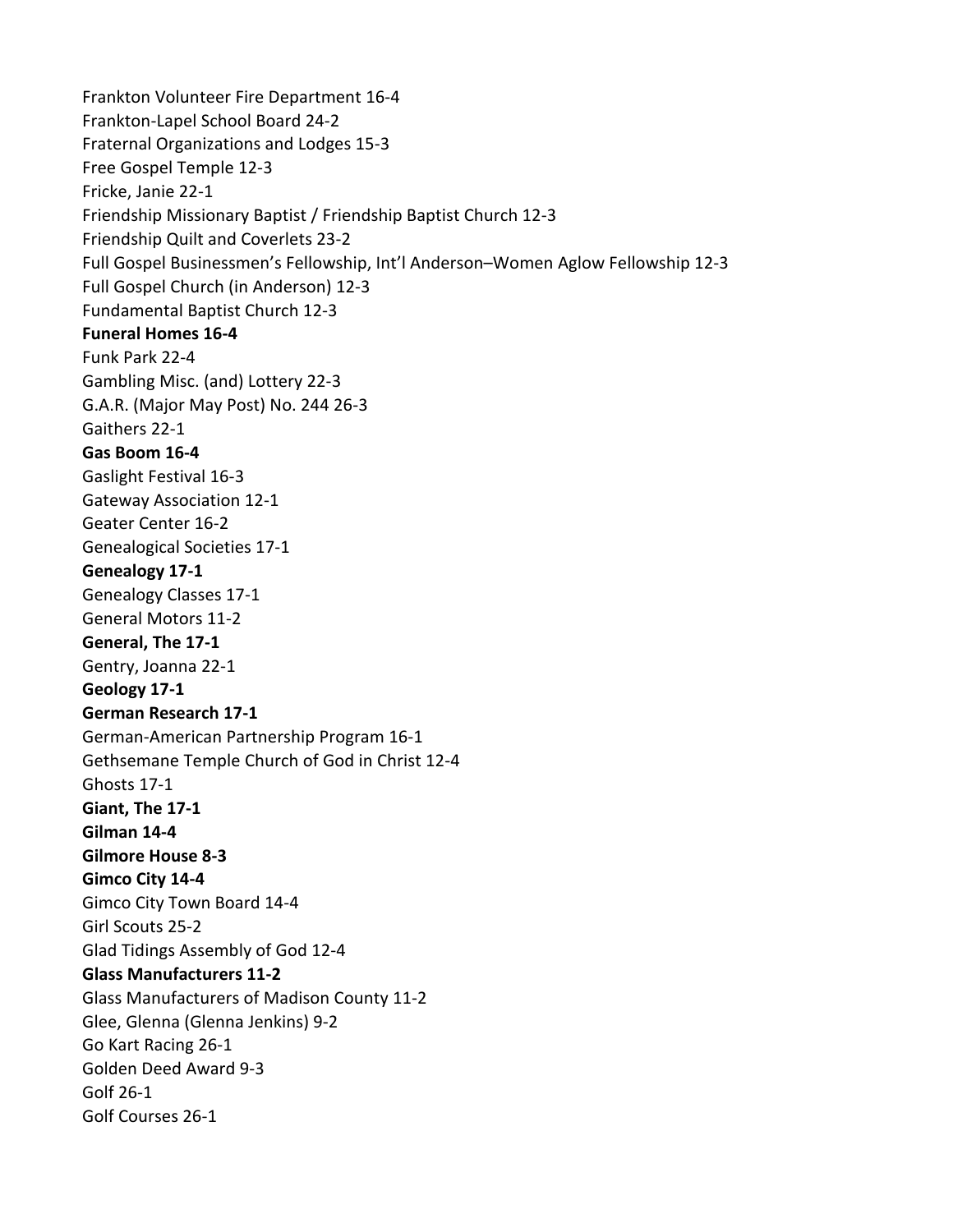Frankton Volunteer Fire Department 16-4
Frankton-Lapel School Board 24-2
Fraternal Organizations and Lodges 15-3
Free Gospel Temple 12-3
Fricke, Janie 22-1
Friendship Missionary Baptist / Friendship Baptist Church 12-3
Friendship Quilt and Coverlets 23-2
Full Gospel Businessmen's Fellowship, Int'l Anderson–Women Aglow Fellowship 12-3
Full Gospel Church (in Anderson) 12-3
Fundamental Baptist Church 12-3
**Funeral Homes 16-4**
Funk Park 22-4
Gambling Misc. (and) Lottery 22-3
G.A.R. (Major May Post) No. 244 26-3
Gaithers 22-1
**Gas Boom 16-4**
Gaslight Festival 16-3
Gateway Association 12-1
Geater Center 16-2
Genealogical Societies 17-1
**Genealogy 17-1**
Genealogy Classes 17-1
General Motors 11-2
**General, The 17-1**
Gentry, Joanna 22-1
**Geology 17-1**
**German Research 17-1**
German-American Partnership Program 16-1
Gethsemane Temple Church of God in Christ 12-4
Ghosts 17-1
**Giant, The 17-1**
**Gilman 14-4**
**Gilmore House 8-3**
**Gimco City 14-4**
Gimco City Town Board 14-4
Girl Scouts 25-2
Glad Tidings Assembly of God 12-4
**Glass Manufacturers 11-2**
Glass Manufacturers of Madison County 11-2
Glee, Glenna (Glenna Jenkins) 9-2
Go Kart Racing 26-1
Golden Deed Award 9-3
Golf 26-1
Golf Courses 26-1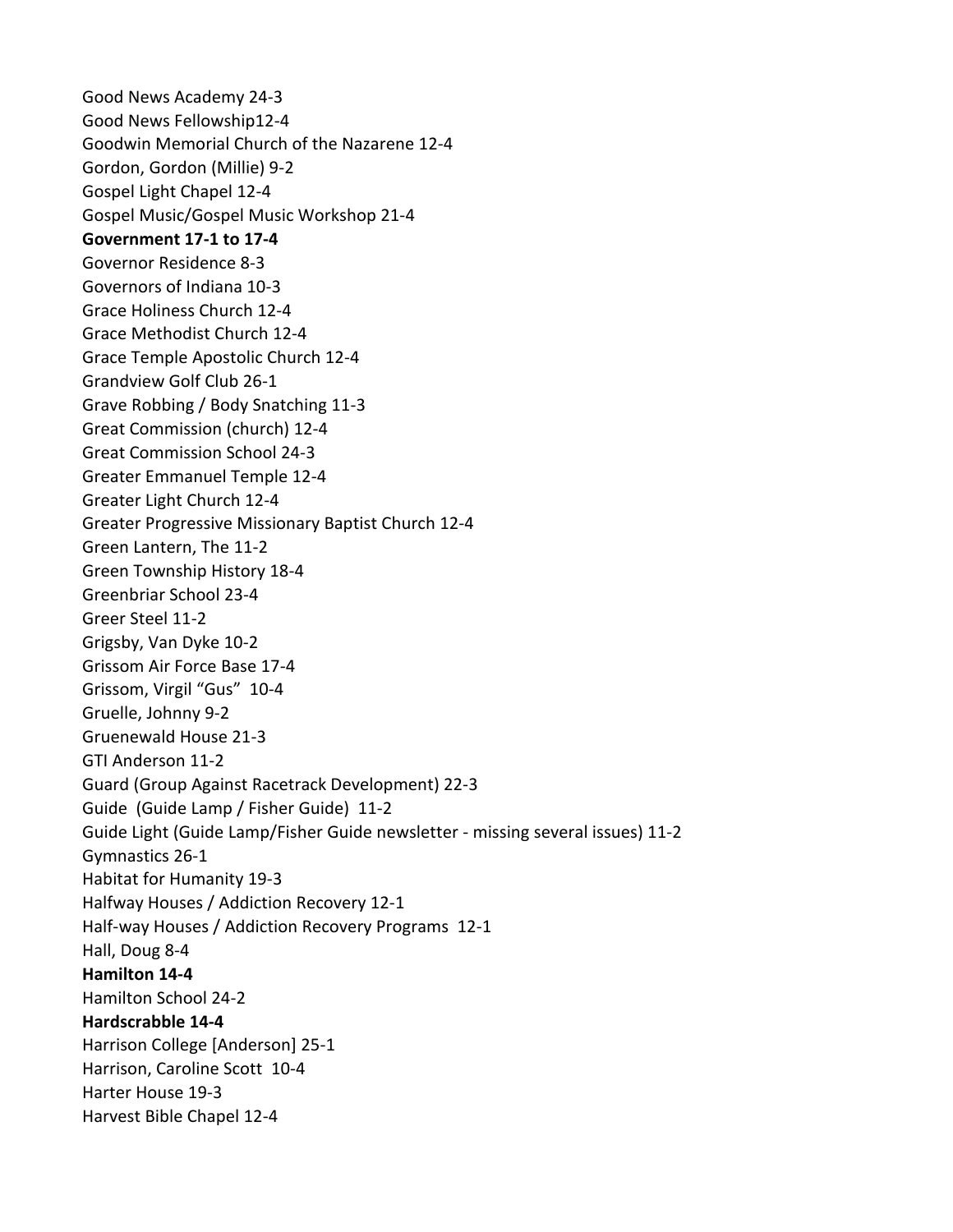Good News Academy 24-3
Good News Fellowship12-4
Goodwin Memorial Church of the Nazarene 12-4
Gordon, Gordon (Millie) 9-2
Gospel Light Chapel 12-4
Gospel Music/Gospel Music Workshop 21-4
**Government 17-1 to 17-4**
Governor Residence 8-3
Governors of Indiana 10-3
Grace Holiness Church 12-4
Grace Methodist Church 12-4
Grace Temple Apostolic Church 12-4
Grandview Golf Club 26-1
Grave Robbing / Body Snatching 11-3
Great Commission (church) 12-4
Great Commission School 24-3
Greater Emmanuel Temple 12-4
Greater Light Church 12-4
Greater Progressive Missionary Baptist Church 12-4
Green Lantern, The 11-2
Green Township History 18-4
Greenbriar School 23-4
Greer Steel 11-2
Grigsby, Van Dyke 10-2
Grissom Air Force Base 17-4
Grissom, Virgil “Gus” 10-4
Gruelle, Johnny 9-2
Gruenewald House 21-3
GTI Anderson 11-2
Guard (Group Against Racetrack Development) 22-3
Guide (Guide Lamp / Fisher Guide) 11-2
Guide Light (Guide Lamp/Fisher Guide newsletter - missing several issues) 11-2
Gymnastics 26-1
Habitat for Humanity 19-3
Halfway Houses / Addiction Recovery 12-1
Half-way Houses / Addiction Recovery Programs 12-1
Hall, Doug 8-4
**Hamilton 14-4**
Hamilton School 24-2
**Hardscrabble 14-4**
Harrison College [Anderson] 25-1
Harrison, Caroline Scott 10-4
Harter House 19-3
Harvest Bible Chapel 12-4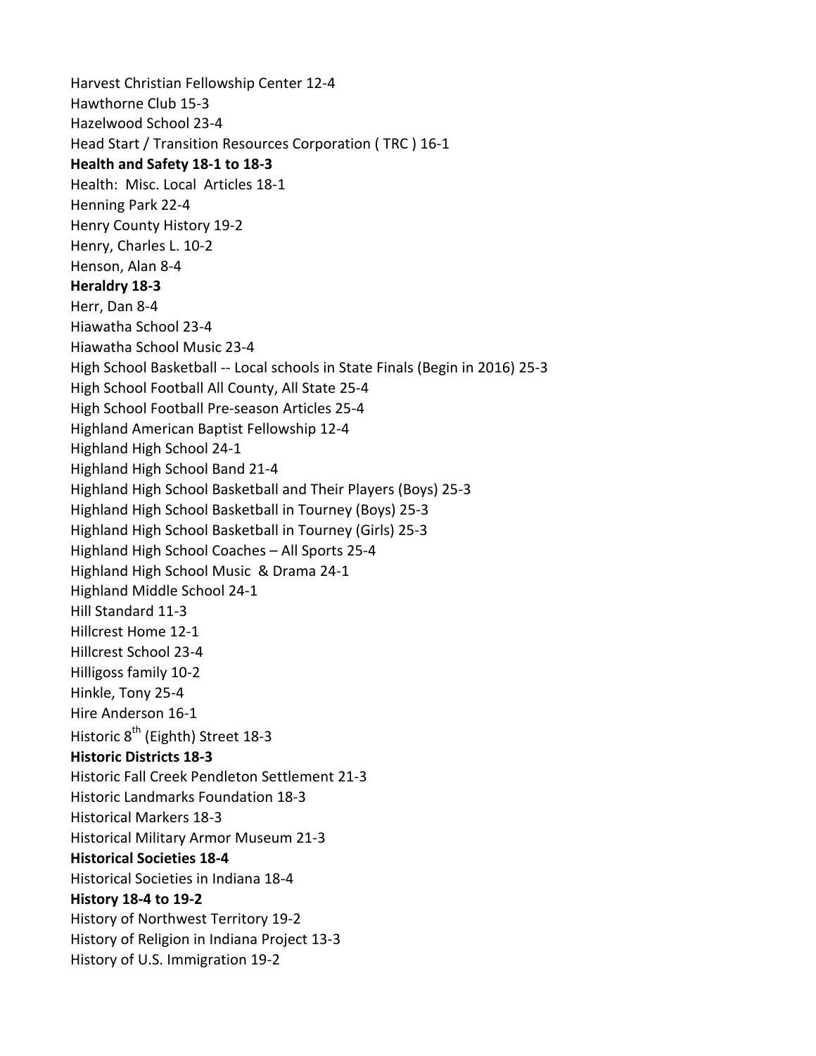Harvest Christian Fellowship Center 12-4

Hawthorne Club 15-3

Hazelwood School 23-4

Head Start / Transition Resources Corporation ( TRC ) 16-1

**Health and Safety 18-1 to 18-3**

Health: Misc. Local Articles 18-1

Henning Park 22-4

Henry County History 19-2

Henry, Charles L. 10-2

Henson, Alan 8-4

**Heraldry 18-3**

Herr, Dan 8-4

Hiawatha School 23-4

Hiawatha School Music 23-4

High School Basketball -- Local schools in State Finals (Begin in 2016) 25-3

High School Football All County, All State 25-4

High School Football Pre-season Articles 25-4

Highland American Baptist Fellowship 12-4

Highland High School 24-1

Highland High School Band 21-4

Highland High School Basketball and Their Players (Boys) 25-3

Highland High School Basketball in Tourney (Boys) 25-3

Highland High School Basketball in Tourney (Girls) 25-3

Highland High School Coaches – All Sports 25-4

Highland High School Music & Drama 24-1

Highland Middle School 24-1

Hill Standard 11-3

Hillcrest Home 12-1

Hillcrest School 23-4

Hilligoss family 10-2

Hinkle, Tony 25-4

Hire Anderson 16-1

Historic 8th (Eighth) Street 18-3

**Historic Districts 18-3**

Historic Fall Creek Pendleton Settlement 21-3

Historic Landmarks Foundation 18-3

Historical Markers 18-3

Historical Military Armor Museum 21-3

**Historical Societies 18-4**

Historical Societies in Indiana 18-4

**History 18-4 to 19-2**

History of Northwest Territory 19-2

History of Religion in Indiana Project 13-3

History of U.S. Immigration 19-2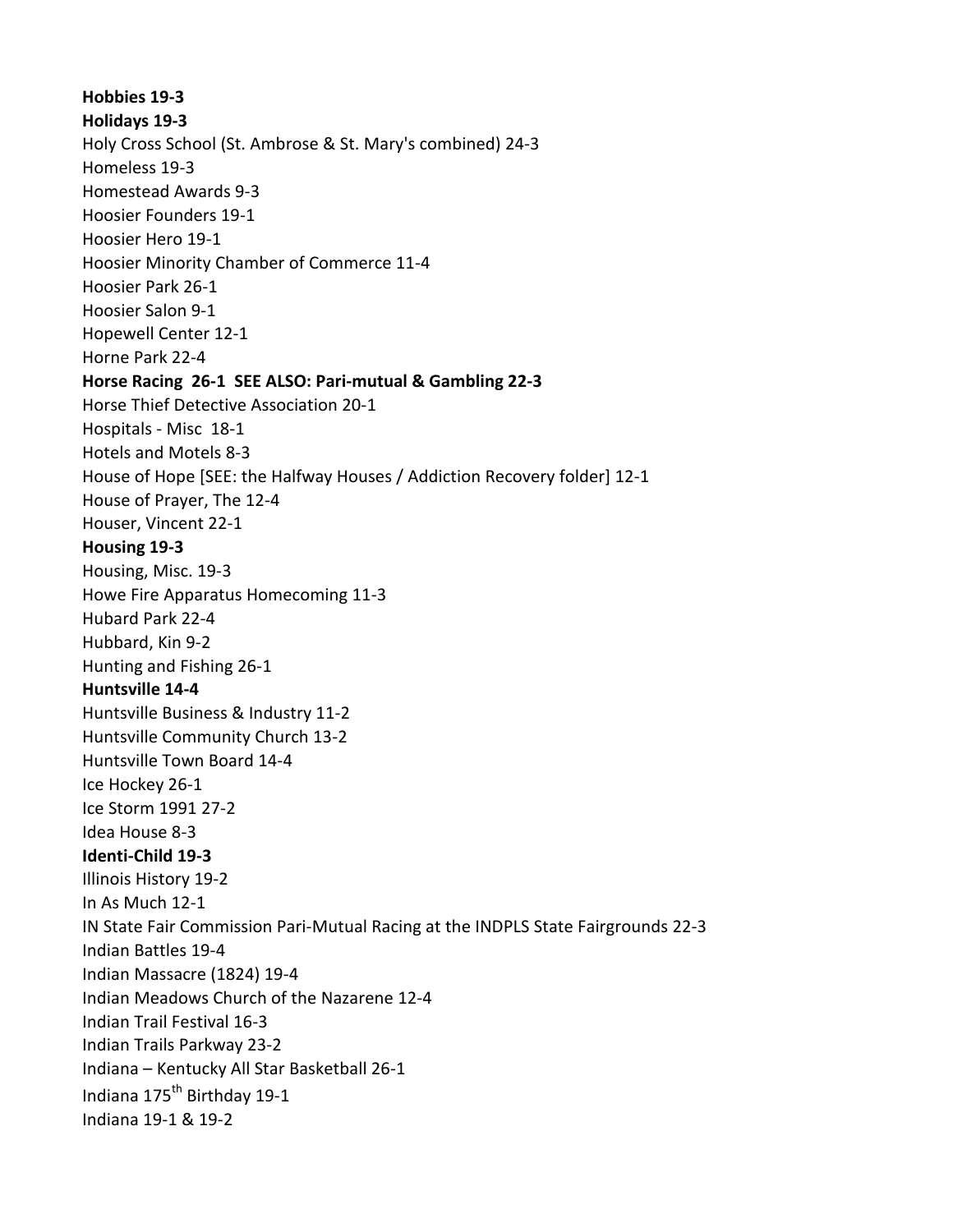**Hobbies 19-3**

**Holidays 19-3**

Holy Cross School (St. Ambrose & St. Mary's combined) 24-3

Homeless 19-3

Homestead Awards 9-3

Hoosier Founders 19-1

Hoosier Hero 19-1

Hoosier Minority Chamber of Commerce 11-4

Hoosier Park 26-1

Hoosier Salon 9-1

Hopewell Center 12-1

Horne Park 22-4

**Horse Racing 26-1 SEE ALSO: Pari-mutual & Gambling 22-3**

Horse Thief Detective Association 20-1

Hospitals - Misc 18-1

Hotels and Motels 8-3

House of Hope [SEE: the Halfway Houses / Addiction Recovery folder] 12-1

House of Prayer, The 12-4

Houser, Vincent 22-1

**Housing 19-3**

Housing, Misc. 19-3

Howe Fire Apparatus Homecoming 11-3

Hubard Park 22-4

Hubbard, Kin 9-2

Hunting and Fishing 26-1

**Huntsville 14-4**

Huntsville Business & Industry 11-2

Huntsville Community Church 13-2

Huntsville Town Board 14-4

Ice Hockey 26-1

Ice Storm 1991 27-2

Idea House 8-3

**Identi-Child 19-3**

Illinois History 19-2

In As Much 12-1

IN State Fair Commission Pari-Mutual Racing at the INDPLS State Fairgrounds 22-3

Indian Battles 19-4

Indian Massacre (1824) 19-4

Indian Meadows Church of the Nazarene 12-4

Indian Trail Festival 16-3

Indian Trails Parkway 23-2

Indiana – Kentucky All Star Basketball 26-1

Indiana 175th Birthday 19-1

Indiana 19-1 & 19-2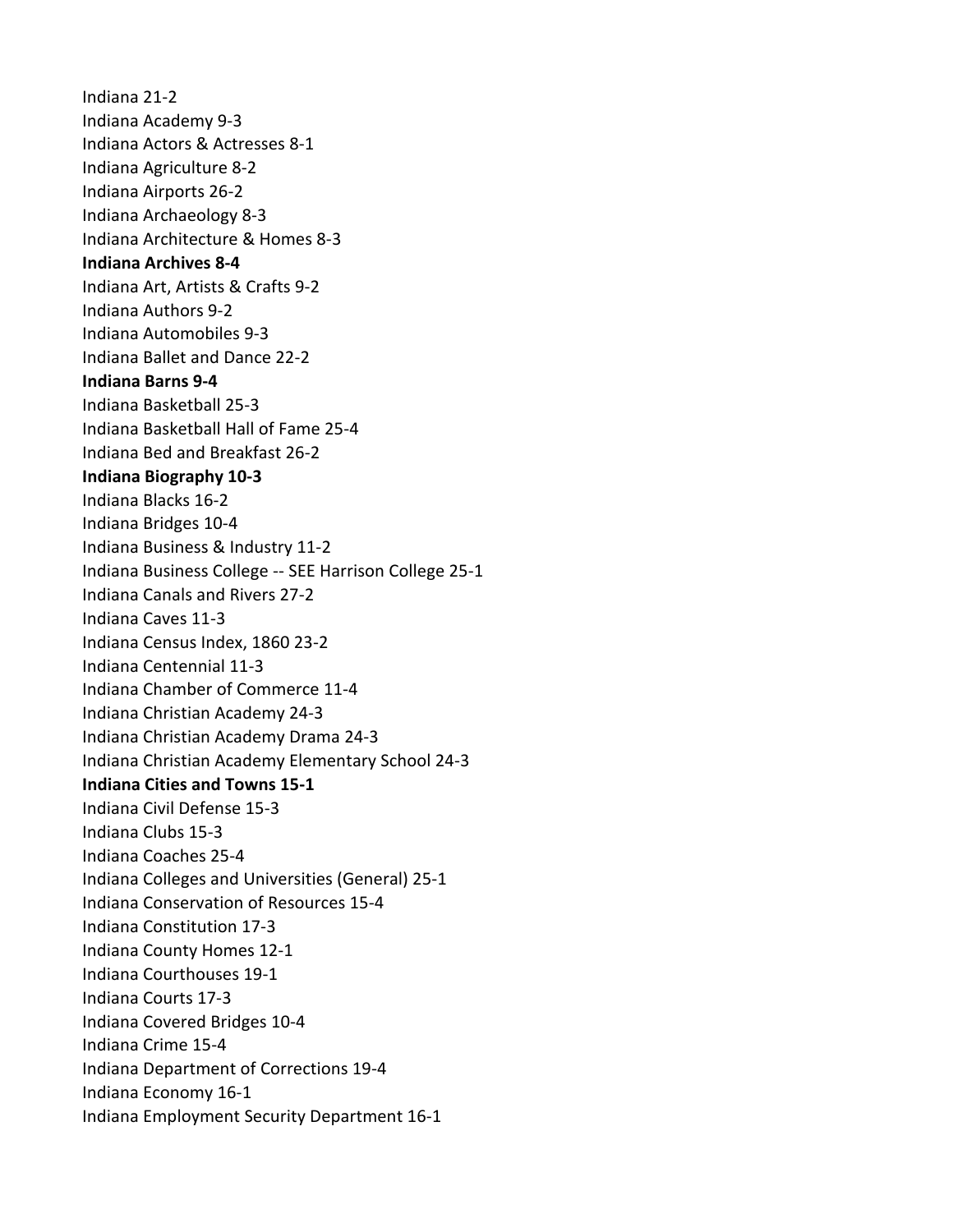Indiana 21-2
Indiana Academy 9-3
Indiana Actors & Actresses 8-1
Indiana Agriculture 8-2
Indiana Airports 26-2
Indiana Archaeology 8-3
Indiana Architecture & Homes 8-3
**Indiana Archives 8-4**
Indiana Art, Artists & Crafts 9-2
Indiana Authors 9-2
Indiana Automobiles 9-3
Indiana Ballet and Dance 22-2
**Indiana Barns 9-4**
Indiana Basketball 25-3
Indiana Basketball Hall of Fame 25-4
Indiana Bed and Breakfast 26-2
**Indiana Biography 10-3**
Indiana Blacks 16-2
Indiana Bridges 10-4
Indiana Business & Industry 11-2
Indiana Business College -- SEE Harrison College 25-1
Indiana Canals and Rivers 27-2
Indiana Caves 11-3
Indiana Census Index, 1860 23-2
Indiana Centennial 11-3
Indiana Chamber of Commerce 11-4
Indiana Christian Academy 24-3
Indiana Christian Academy Drama 24-3
Indiana Christian Academy Elementary School 24-3
**Indiana Cities and Towns 15-1**
Indiana Civil Defense 15-3
Indiana Clubs 15-3
Indiana Coaches 25-4
Indiana Colleges and Universities (General) 25-1
Indiana Conservation of Resources 15-4
Indiana Constitution 17-3
Indiana County Homes 12-1
Indiana Courthouses 19-1
Indiana Courts 17-3
Indiana Covered Bridges 10-4
Indiana Crime 15-4
Indiana Department of Corrections 19-4
Indiana Economy 16-1
Indiana Employment Security Department 16-1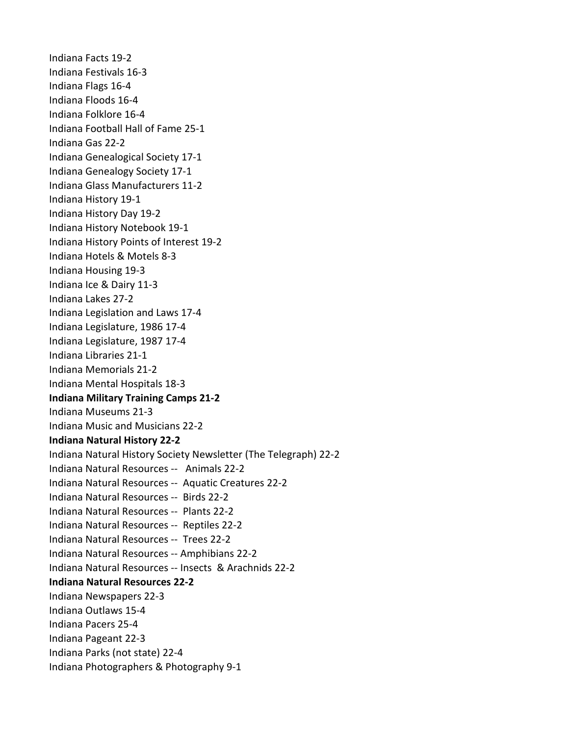Indiana Facts 19-2
Indiana Festivals 16-3
Indiana Flags 16-4
Indiana Floods 16-4
Indiana Folklore 16-4
Indiana Football Hall of Fame 25-1
Indiana Gas 22-2
Indiana Genealogical Society 17-1
Indiana Genealogy Society 17-1
Indiana Glass Manufacturers 11-2
Indiana History 19-1
Indiana History Day 19-2
Indiana History Notebook 19-1
Indiana History Points of Interest 19-2
Indiana Hotels & Motels 8-3
Indiana Housing 19-3
Indiana Ice & Dairy 11-3
Indiana Lakes 27-2
Indiana Legislation and Laws 17-4
Indiana Legislature, 1986 17-4
Indiana Legislature, 1987 17-4
Indiana Libraries 21-1
Indiana Memorials 21-2
Indiana Mental Hospitals 18-3
**Indiana Military Training Camps 21-2**
Indiana Museums 21-3
Indiana Music and Musicians 22-2
**Indiana Natural History 22-2**
Indiana Natural History Society Newsletter (The Telegraph) 22-2
Indiana Natural Resources -- Animals 22-2
Indiana Natural Resources -- Aquatic Creatures 22-2
Indiana Natural Resources -- Birds 22-2
Indiana Natural Resources -- Plants 22-2
Indiana Natural Resources -- Reptiles 22-2
Indiana Natural Resources -- Trees 22-2
Indiana Natural Resources -- Amphibians 22-2
Indiana Natural Resources -- Insects & Arachnids 22-2
**Indiana Natural Resources 22-2**
Indiana Newspapers 22-3
Indiana Outlaws 15-4
Indiana Pacers 25-4
Indiana Pageant 22-3
Indiana Parks (not state) 22-4
Indiana Photographers & Photography 9-1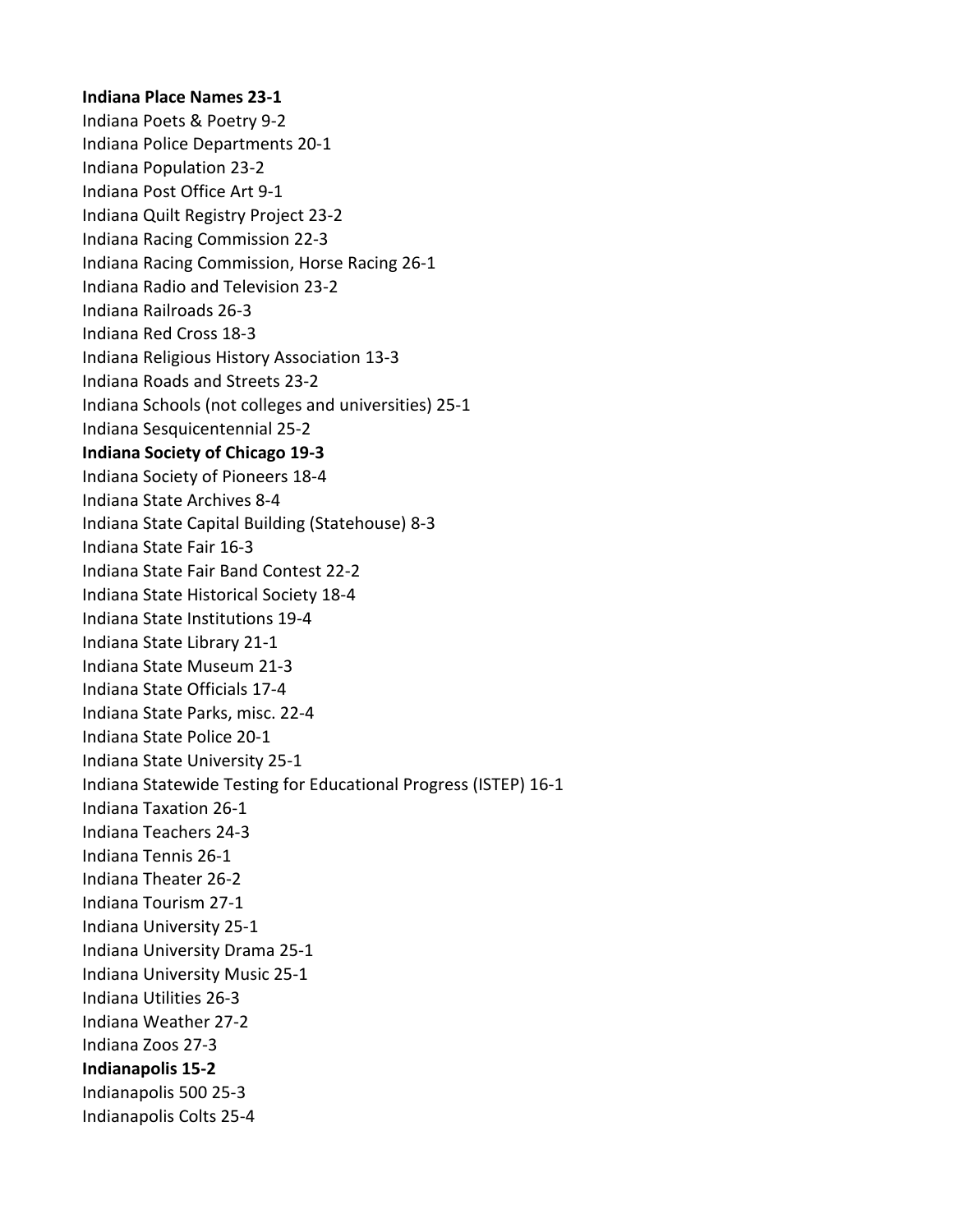**Indiana Place Names 23-1**
Indiana Poets & Poetry 9-2
Indiana Police Departments 20-1
Indiana Population 23-2
Indiana Post Office Art 9-1
Indiana Quilt Registry Project 23-2
Indiana Racing Commission 22-3
Indiana Racing Commission, Horse Racing 26-1
Indiana Radio and Television 23-2
Indiana Railroads 26-3
Indiana Red Cross 18-3
Indiana Religious History Association 13-3
Indiana Roads and Streets 23-2
Indiana Schools (not colleges and universities) 25-1
Indiana Sesquicentennial 25-2
**Indiana Society of Chicago 19-3**
Indiana Society of Pioneers 18-4
Indiana State Archives 8-4
Indiana State Capital Building (Statehouse) 8-3
Indiana State Fair 16-3
Indiana State Fair Band Contest 22-2
Indiana State Historical Society 18-4
Indiana State Institutions 19-4
Indiana State Library 21-1
Indiana State Museum 21-3
Indiana State Officials 17-4
Indiana State Parks, misc. 22-4
Indiana State Police 20-1
Indiana State University 25-1
Indiana Statewide Testing for Educational Progress (ISTEP) 16-1
Indiana Taxation 26-1
Indiana Teachers 24-3
Indiana Tennis 26-1
Indiana Theater 26-2
Indiana Tourism 27-1
Indiana University 25-1
Indiana University Drama 25-1
Indiana University Music 25-1
Indiana Utilities 26-3
Indiana Weather 27-2
Indiana Zoos 27-3
**Indianapolis 15-2**
Indianapolis 500 25-3
Indianapolis Colts 25-4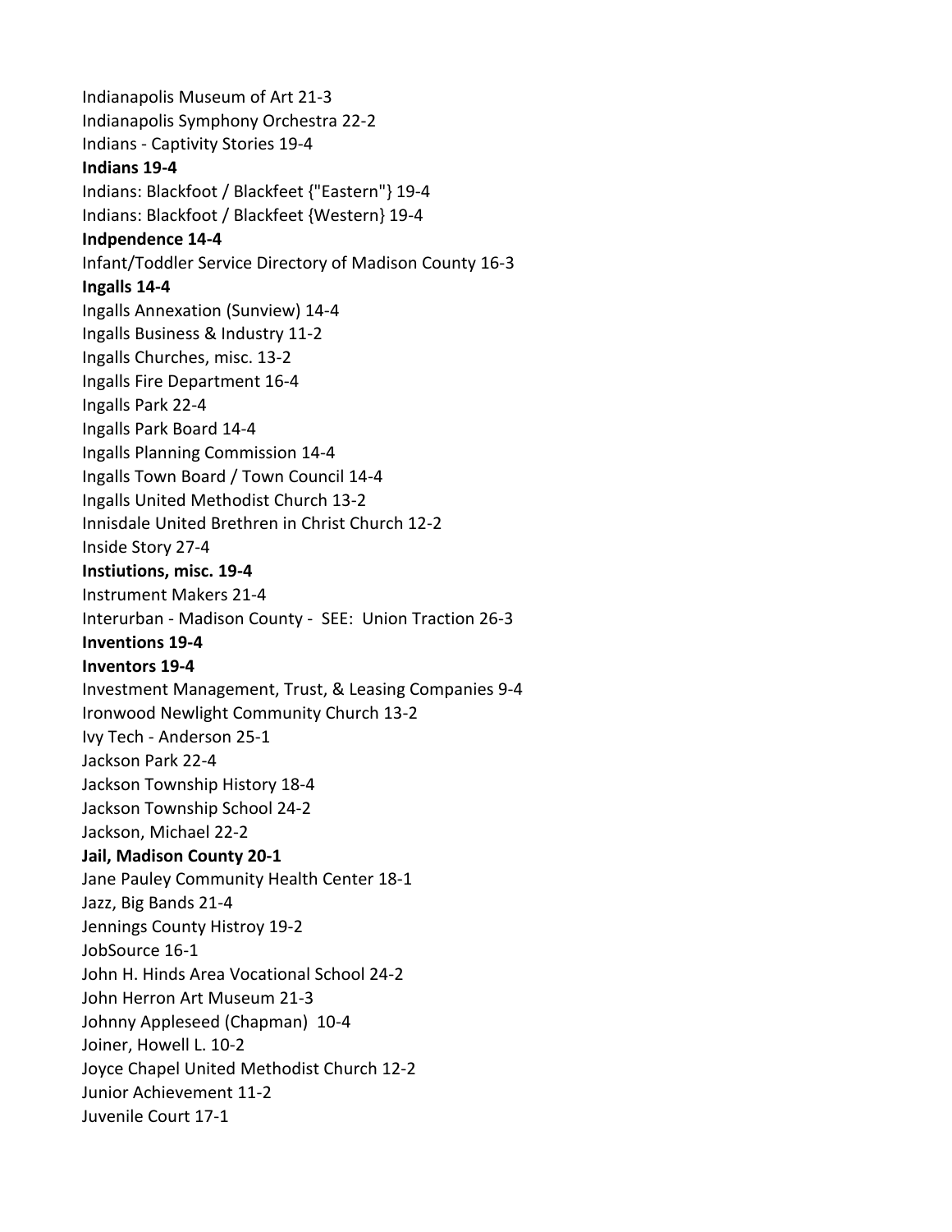Indianapolis Museum of Art 21-3
Indianapolis Symphony Orchestra 22-2
Indians - Captivity Stories 19-4
**Indians 19-4**
Indians: Blackfoot / Blackfeet {"Eastern"} 19-4
Indians: Blackfoot / Blackfeet {Western} 19-4
**Indpendence 14-4**
Infant/Toddler Service Directory of Madison County 16-3
**Ingalls 14-4**
Ingalls Annexation (Sunview) 14-4
Ingalls Business & Industry 11-2
Ingalls Churches, misc. 13-2
Ingalls Fire Department 16-4
Ingalls Park 22-4
Ingalls Park Board 14-4
Ingalls Planning Commission 14-4
Ingalls Town Board / Town Council 14-4
Ingalls United Methodist Church 13-2
Innisdale United Brethren in Christ Church 12-2
Inside Story 27-4
**Instiutions, misc. 19-4**
Instrument Makers 21-4
Interurban - Madison County - SEE: Union Traction 26-3
**Inventions 19-4**
**Inventors 19-4**
Investment Management, Trust, & Leasing Companies 9-4
Ironwood Newlight Community Church 13-2
Ivy Tech - Anderson 25-1
Jackson Park 22-4
Jackson Township History 18-4
Jackson Township School 24-2
Jackson, Michael 22-2
**Jail, Madison County 20-1**
Jane Pauley Community Health Center 18-1
Jazz, Big Bands 21-4
Jennings County Histroy 19-2
JobSource 16-1
John H. Hinds Area Vocational School 24-2
John Herron Art Museum 21-3
Johnny Appleseed (Chapman) 10-4
Joiner, Howell L. 10-2
Joyce Chapel United Methodist Church 12-2
Junior Achievement 11-2
Juvenile Court 17-1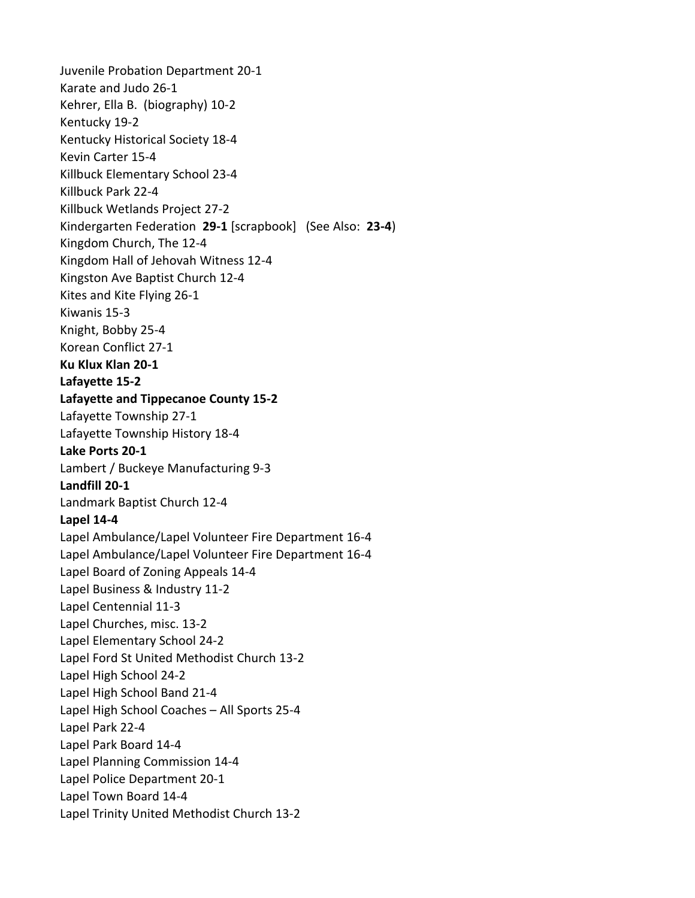Juvenile Probation Department 20-1
Karate and Judo 26-1
Kehrer, Ella B.  (biography) 10-2
Kentucky 19-2
Kentucky Historical Society 18-4
Kevin Carter 15-4
Killbuck Elementary School 23-4
Killbuck Park 22-4
Killbuck Wetlands Project 27-2
Kindergarten Federation  **29-1** [scrapbook]   (See Also:  **23-4**)
Kingdom Church, The 12-4
Kingdom Hall of Jehovah Witness 12-4
Kingston Ave Baptist Church 12-4
Kites and Kite Flying 26-1
Kiwanis 15-3
Knight, Bobby 25-4
Korean Conflict 27-1
**Ku Klux Klan 20-1**
**Lafayette 15-2**
**Lafayette and Tippecanoe County 15-2**
Lafayette Township 27-1
Lafayette Township History 18-4
**Lake Ports 20-1**
Lambert / Buckeye Manufacturing 9-3
**Landfill 20-1**
Landmark Baptist Church 12-4
**Lapel 14-4**
Lapel Ambulance/Lapel Volunteer Fire Department 16-4
Lapel Ambulance/Lapel Volunteer Fire Department 16-4
Lapel Board of Zoning Appeals 14-4
Lapel Business & Industry 11-2
Lapel Centennial 11-3
Lapel Churches, misc. 13-2
Lapel Elementary School 24-2
Lapel Ford St United Methodist Church 13-2
Lapel High School 24-2
Lapel High School Band 21-4
Lapel High School Coaches – All Sports 25-4
Lapel Park 22-4
Lapel Park Board 14-4
Lapel Planning Commission 14-4
Lapel Police Department 20-1
Lapel Town Board 14-4
Lapel Trinity United Methodist Church 13-2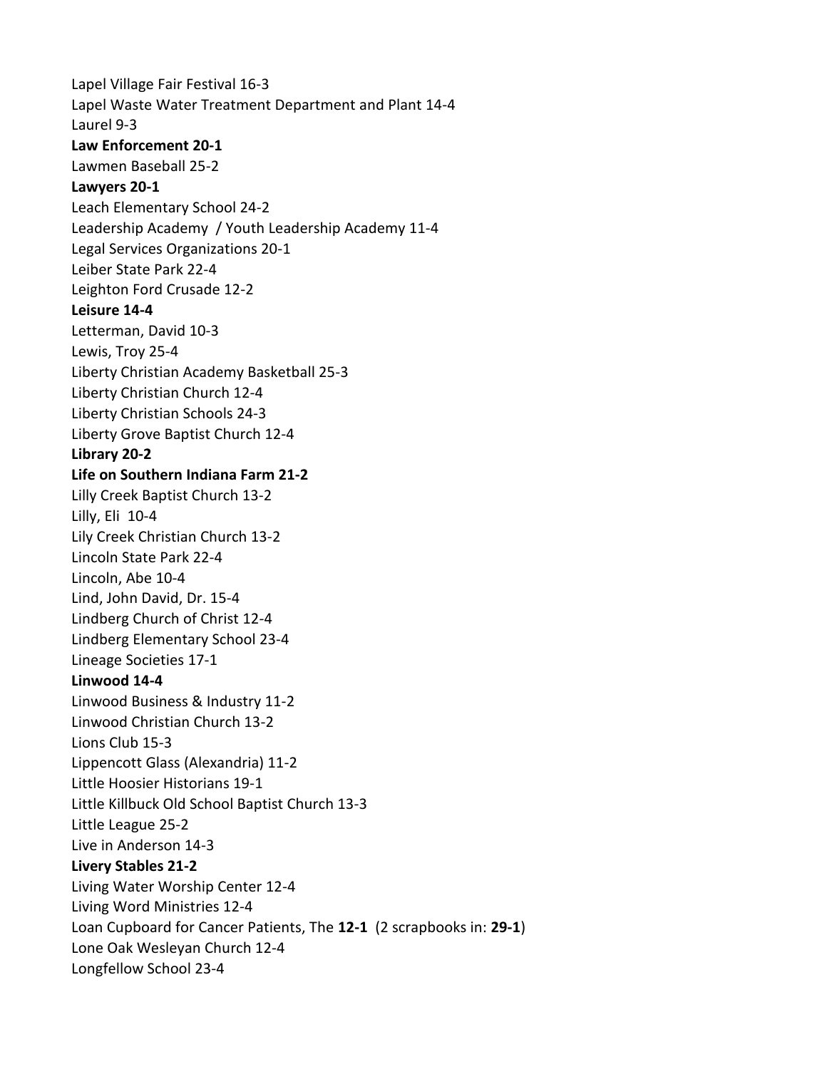Lapel Village Fair Festival 16-3  
Lapel Waste Water Treatment Department and Plant 14-4  
Laurel 9-3  
**Law Enforcement 20-1**  
Lawmen Baseball 25-2  
**Lawyers 20-1**  
Leach Elementary School 24-2  
Leadership Academy / Youth Leadership Academy 11-4  
Legal Services Organizations 20-1  
Leiber State Park 22-4  
Leighton Ford Crusade 12-2  
**Leisure 14-4**  
Letterman, David 10-3  
Lewis, Troy 25-4  
Liberty Christian Academy Basketball 25-3  
Liberty Christian Church 12-4  
Liberty Christian Schools 24-3  
Liberty Grove Baptist Church 12-4  
**Library 20-2**  
**Life on Southern Indiana Farm 21-2**  
Lilly Creek Baptist Church 13-2  
Lilly, Eli 10-4  
Lily Creek Christian Church 13-2  
Lincoln State Park 22-4  
Lincoln, Abe 10-4  
Lind, John David, Dr. 15-4  
Lindberg Church of Christ 12-4  
Lindberg Elementary School 23-4  
Lineage Societies 17-1  
**Linwood 14-4**  
Linwood Business & Industry 11-2  
Linwood Christian Church 13-2  
Lions Club 15-3  
Lippencott Glass (Alexandria) 11-2  
Little Hoosier Historians 19-1  
Little Killbuck Old School Baptist Church 13-3  
Little League 25-2  
Live in Anderson 14-3  
**Livery Stables 21-2**  
Living Water Worship Center 12-4  
Living Word Ministries 12-4  
Loan Cupboard for Cancer Patients, The **12-1** (2 scrapbooks in: **29-1**)  
Lone Oak Wesleyan Church 12-4  
Longfellow School 23-4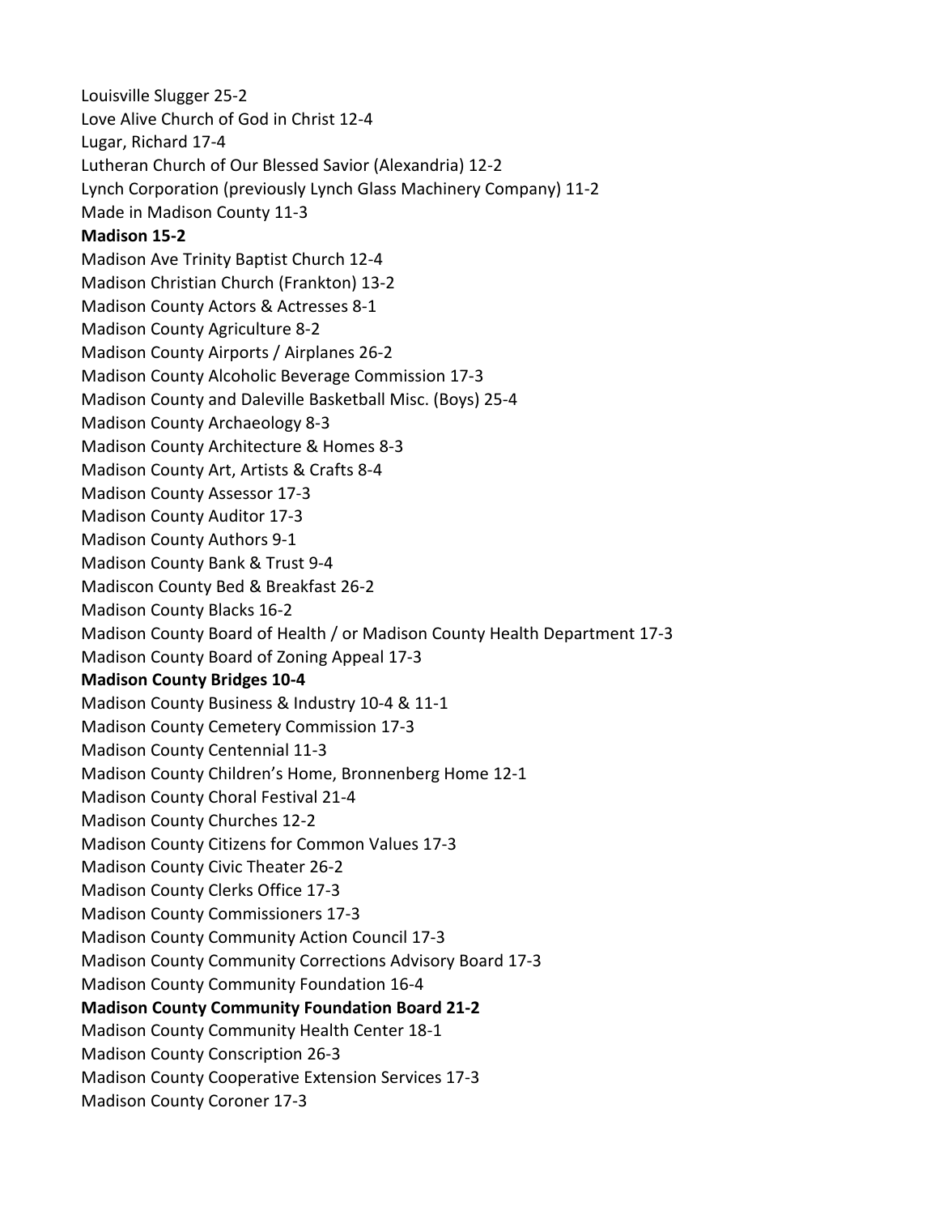Louisville Slugger 25-2

Love Alive Church of God in Christ 12-4

Lugar, Richard 17-4

Lutheran Church of Our Blessed Savior (Alexandria) 12-2

Lynch Corporation (previously Lynch Glass Machinery Company) 11-2

Made in Madison County 11-3

**Madison 15-2**

Madison Ave Trinity Baptist Church 12-4

Madison Christian Church (Frankton) 13-2

Madison County Actors & Actresses 8-1

Madison County Agriculture 8-2

Madison County Airports / Airplanes 26-2

Madison County Alcoholic Beverage Commission 17-3

Madison County and Daleville Basketball Misc. (Boys) 25-4

Madison County Archaeology 8-3

Madison County Architecture & Homes 8-3

Madison County Art, Artists & Crafts 8-4

Madison County Assessor 17-3

Madison County Auditor 17-3

Madison County Authors 9-1

Madison County Bank & Trust 9-4

Madiscon County Bed & Breakfast 26-2

Madison County Blacks 16-2

Madison County Board of Health / or Madison County Health Department 17-3

Madison County Board of Zoning Appeal 17-3

**Madison County Bridges 10-4**

Madison County Business & Industry 10-4 & 11-1

Madison County Cemetery Commission 17-3

Madison County Centennial 11-3

Madison County Children's Home, Bronnenberg Home 12-1

Madison County Choral Festival 21-4

Madison County Churches 12-2

Madison County Citizens for Common Values 17-3

Madison County Civic Theater 26-2

Madison County Clerks Office 17-3

Madison County Commissioners 17-3

Madison County Community Action Council 17-3

Madison County Community Corrections Advisory Board 17-3

Madison County Community Foundation 16-4

**Madison County Community Foundation Board 21-2**

Madison County Community Health Center 18-1

Madison County Conscription 26-3

Madison County Cooperative Extension Services 17-3

Madison County Coroner 17-3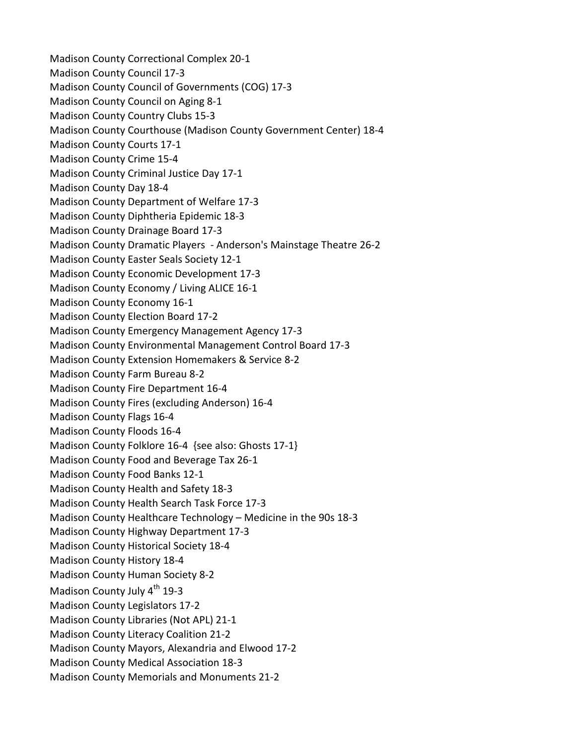Madison County Correctional Complex 20-1
Madison County Council 17-3
Madison County Council of Governments (COG) 17-3
Madison County Council on Aging 8-1
Madison County Country Clubs 15-3
Madison County Courthouse (Madison County Government Center) 18-4
Madison County Courts 17-1
Madison County Crime 15-4
Madison County Criminal Justice Day 17-1
Madison County Day 18-4
Madison County Department of Welfare 17-3
Madison County Diphtheria Epidemic 18-3
Madison County Drainage Board 17-3
Madison County Dramatic Players - Anderson's Mainstage Theatre 26-2
Madison County Easter Seals Society 12-1
Madison County Economic Development 17-3
Madison County Economy / Living ALICE 16-1
Madison County Economy 16-1
Madison County Election Board 17-2
Madison County Emergency Management Agency 17-3
Madison County Environmental Management Control Board 17-3
Madison County Extension Homemakers & Service 8-2
Madison County Farm Bureau 8-2
Madison County Fire Department 16-4
Madison County Fires (excluding Anderson) 16-4
Madison County Flags 16-4
Madison County Floods 16-4
Madison County Folklore 16-4 {see also: Ghosts 17-1}
Madison County Food and Beverage Tax 26-1
Madison County Food Banks 12-1
Madison County Health and Safety 18-3
Madison County Health Search Task Force 17-3
Madison County Healthcare Technology – Medicine in the 90s 18-3
Madison County Highway Department 17-3
Madison County Historical Society 18-4
Madison County History 18-4
Madison County Human Society 8-2
Madison County July 4th 19-3
Madison County Legislators 17-2
Madison County Libraries (Not APL) 21-1
Madison County Literacy Coalition 21-2
Madison County Mayors, Alexandria and Elwood 17-2
Madison County Medical Association 18-3
Madison County Memorials and Monuments 21-2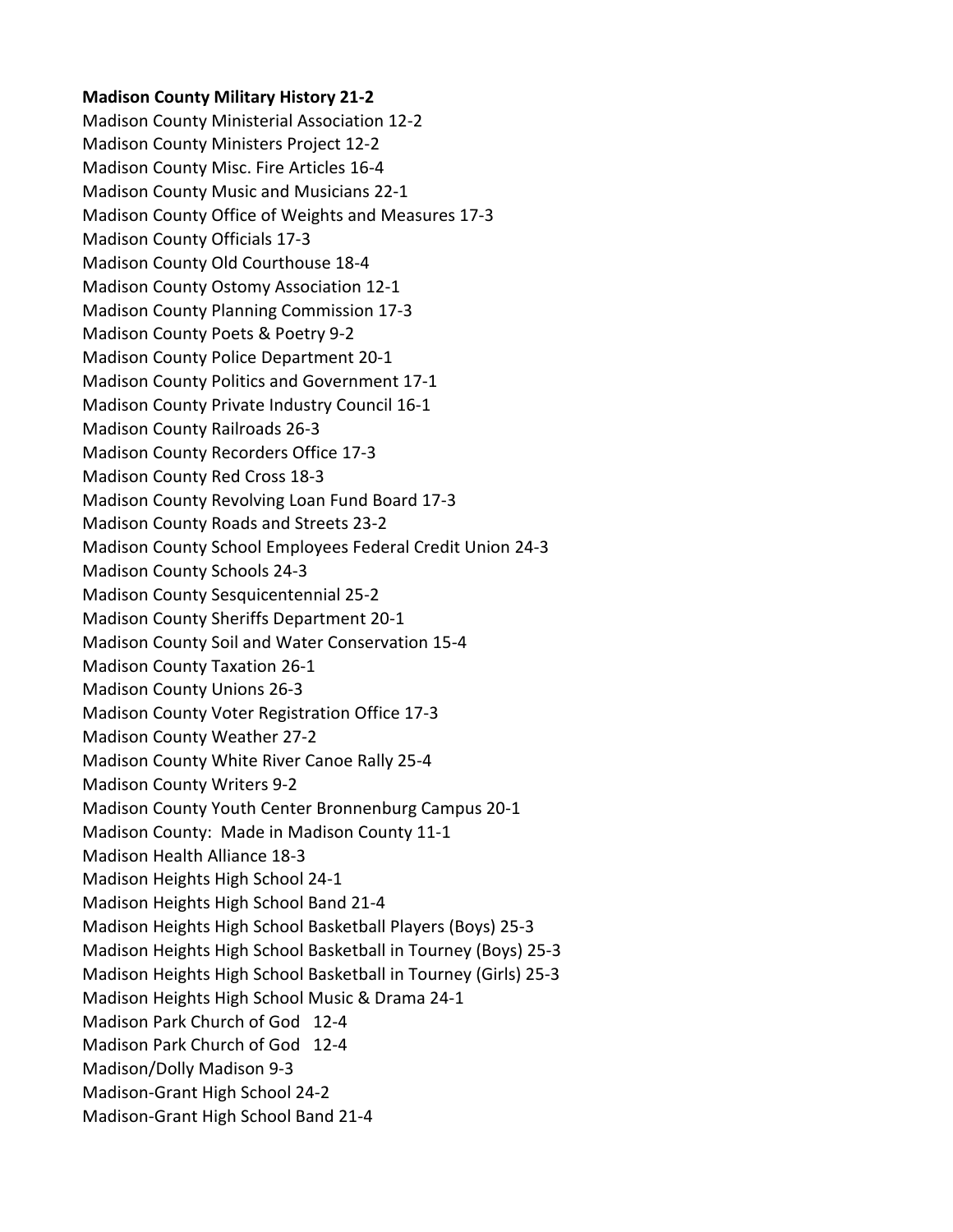**Madison County Military History 21-2**

Madison County Ministerial Association 12-2

Madison County Ministers Project 12-2

Madison County Misc. Fire Articles 16-4

Madison County Music and Musicians 22-1

Madison County Office of Weights and Measures 17-3

Madison County Officials 17-3

Madison County Old Courthouse 18-4

Madison County Ostomy Association 12-1

Madison County Planning Commission 17-3

Madison County Poets & Poetry 9-2

Madison County Police Department 20-1

Madison County Politics and Government 17-1

Madison County Private Industry Council 16-1

Madison County Railroads 26-3

Madison County Recorders Office 17-3

Madison County Red Cross 18-3

Madison County Revolving Loan Fund Board 17-3

Madison County Roads and Streets 23-2

Madison County School Employees Federal Credit Union 24-3

Madison County Schools 24-3

Madison County Sesquicentennial 25-2

Madison County Sheriffs Department 20-1

Madison County Soil and Water Conservation 15-4

Madison County Taxation 26-1

Madison County Unions 26-3

Madison County Voter Registration Office 17-3

Madison County Weather 27-2

Madison County White River Canoe Rally 25-4

Madison County Writers 9-2

Madison County Youth Center Bronnenburg Campus 20-1

Madison County: Made in Madison County 11-1

Madison Health Alliance 18-3

Madison Heights High School 24-1

Madison Heights High School Band 21-4

Madison Heights High School Basketball Players (Boys) 25-3

Madison Heights High School Basketball in Tourney (Boys) 25-3

Madison Heights High School Basketball in Tourney (Girls) 25-3

Madison Heights High School Music & Drama 24-1

Madison Park Church of God 12-4

Madison Park Church of God 12-4

Madison/Dolly Madison 9-3

Madison-Grant High School 24-2

Madison-Grant High School Band 21-4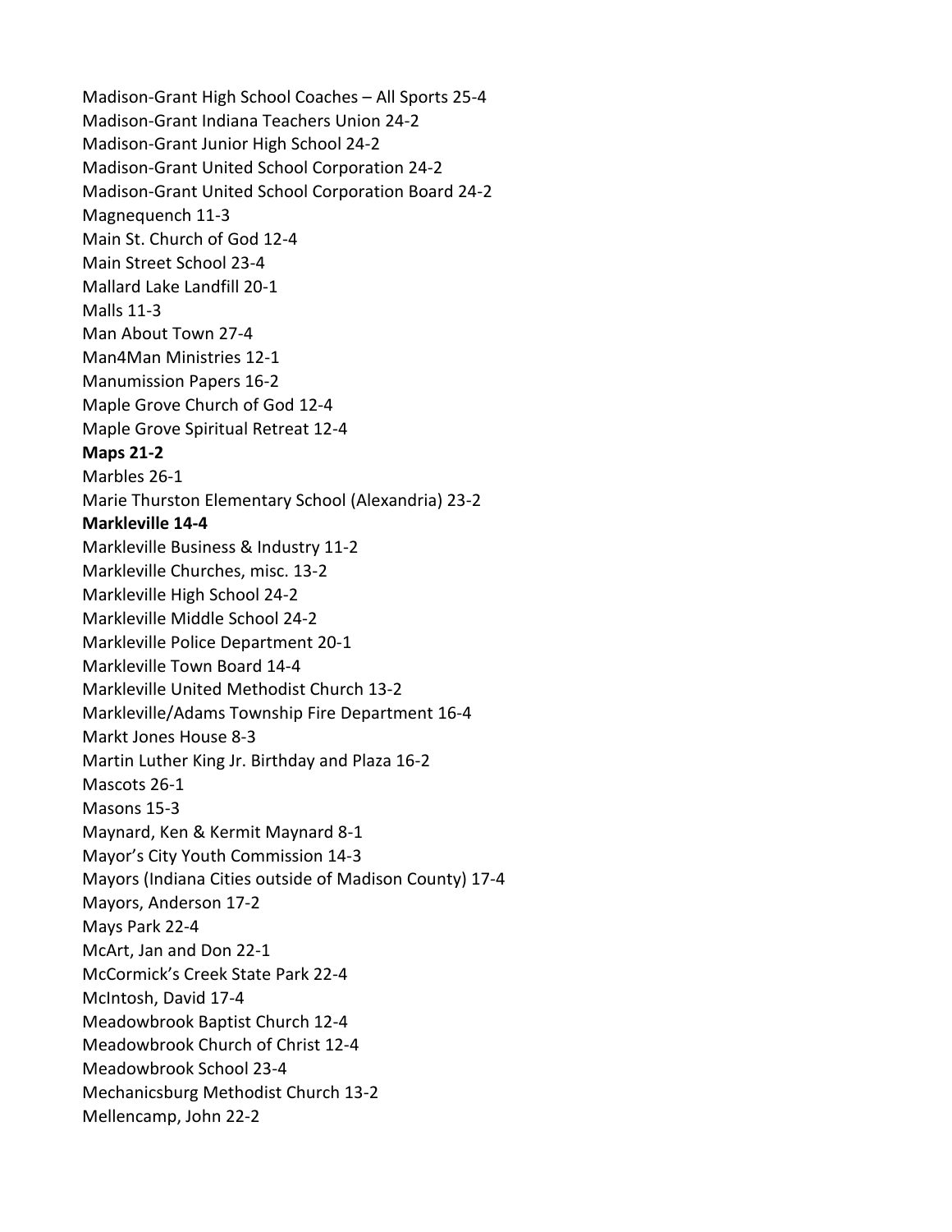Madison-Grant High School Coaches – All Sports 25-4
Madison-Grant Indiana Teachers Union 24-2
Madison-Grant Junior High School 24-2
Madison-Grant United School Corporation 24-2
Madison-Grant United School Corporation Board 24-2
Magnequench 11-3
Main St. Church of God 12-4
Main Street School 23-4
Mallard Lake Landfill 20-1
Malls 11-3
Man About Town 27-4
Man4Man Ministries 12-1
Manumission Papers 16-2
Maple Grove Church of God 12-4
Maple Grove Spiritual Retreat 12-4
**Maps 21-2**
Marbles 26-1
Marie Thurston Elementary School (Alexandria) 23-2
**Markleville 14-4**
Markleville Business & Industry 11-2
Markleville Churches, misc. 13-2
Markleville High School 24-2
Markleville Middle School 24-2
Markleville Police Department 20-1
Markleville Town Board 14-4
Markleville United Methodist Church 13-2
Markleville/Adams Township Fire Department 16-4
Markt Jones House 8-3
Martin Luther King Jr. Birthday and Plaza 16-2
Mascots 26-1
Masons 15-3
Maynard, Ken & Kermit Maynard 8-1
Mayor's City Youth Commission 14-3
Mayors (Indiana Cities outside of Madison County) 17-4
Mayors, Anderson 17-2
Mays Park 22-4
McArt, Jan and Don 22-1
McCormick's Creek State Park 22-4
McIntosh, David 17-4
Meadowbrook Baptist Church 12-4
Meadowbrook Church of Christ 12-4
Meadowbrook School 23-4
Mechanicsburg Methodist Church 13-2
Mellencamp, John 22-2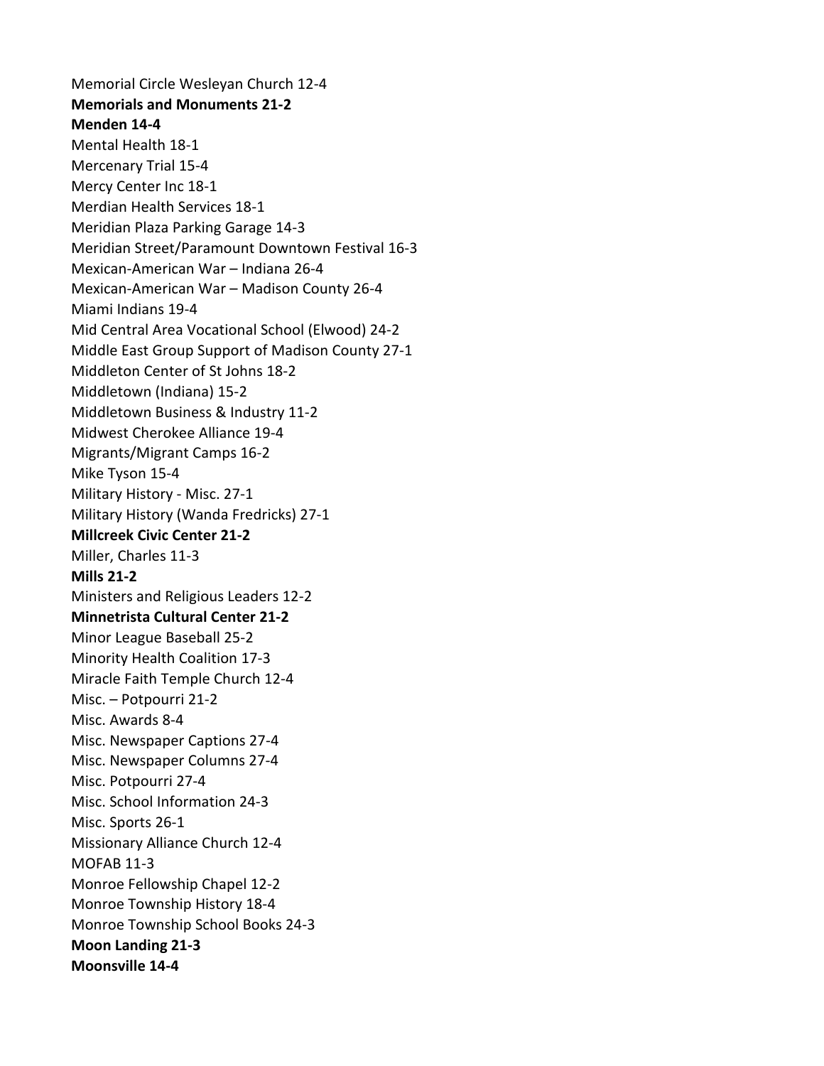Memorial Circle Wesleyan Church 12-4
**Memorials and Monuments 21-2**
**Menden 14-4**
Mental Health 18-1
Mercenary Trial 15-4
Mercy Center Inc 18-1
Merdian Health Services 18-1
Meridian Plaza Parking Garage 14-3
Meridian Street/Paramount Downtown Festival 16-3
Mexican-American War – Indiana 26-4
Mexican-American War – Madison County 26-4
Miami Indians 19-4
Mid Central Area Vocational School (Elwood) 24-2
Middle East Group Support of Madison County 27-1
Middleton Center of St Johns 18-2
Middletown (Indiana) 15-2
Middletown Business & Industry 11-2
Midwest Cherokee Alliance 19-4
Migrants/Migrant Camps 16-2
Mike Tyson 15-4
Military History - Misc. 27-1
Military History (Wanda Fredricks) 27-1
**Millcreek Civic Center 21-2**
Miller, Charles 11-3
**Mills 21-2**
Ministers and Religious Leaders 12-2
**Minnetrista Cultural Center 21-2**
Minor League Baseball 25-2
Minority Health Coalition 17-3
Miracle Faith Temple Church 12-4
Misc. – Potpourri 21-2
Misc. Awards 8-4
Misc. Newspaper Captions 27-4
Misc. Newspaper Columns 27-4
Misc. Potpourri 27-4
Misc. School Information 24-3
Misc. Sports 26-1
Missionary Alliance Church 12-4
MOFAB 11-3
Monroe Fellowship Chapel 12-2
Monroe Township History 18-4
Monroe Township School Books 24-3
**Moon Landing 21-3**
**Moonsville 14-4**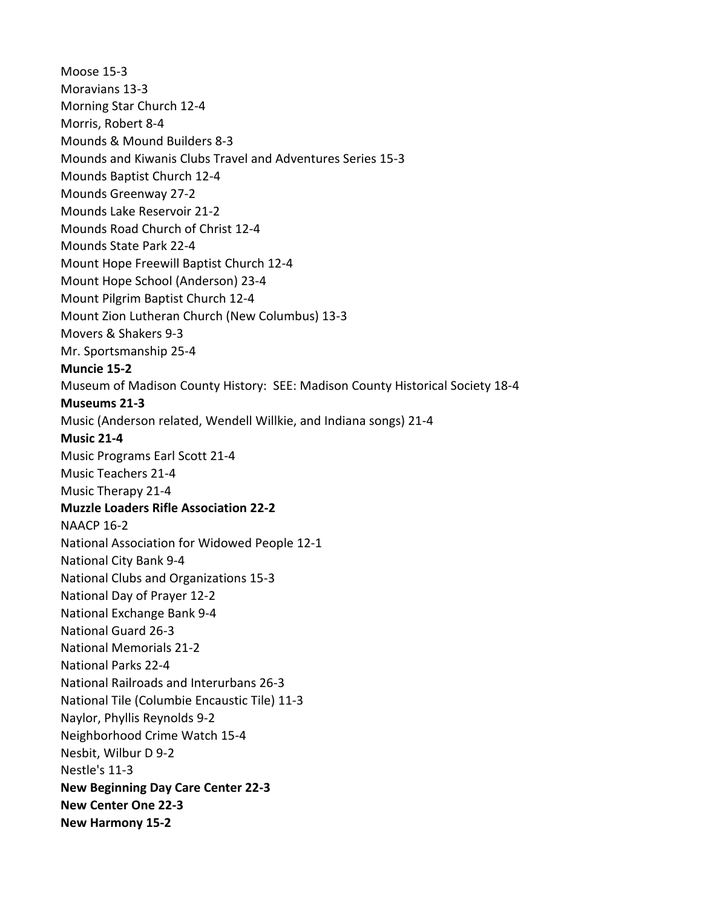Moose 15-3
Moravians 13-3
Morning Star Church 12-4
Morris, Robert 8-4
Mounds & Mound Builders 8-3
Mounds and Kiwanis Clubs Travel and Adventures Series 15-3
Mounds Baptist Church 12-4
Mounds Greenway 27-2
Mounds Lake Reservoir 21-2
Mounds Road Church of Christ 12-4
Mounds State Park 22-4
Mount Hope Freewill Baptist Church 12-4
Mount Hope School (Anderson) 23-4
Mount Pilgrim Baptist Church 12-4
Mount Zion Lutheran Church (New Columbus) 13-3
Movers & Shakers 9-3
Mr. Sportsmanship 25-4
**Muncie 15-2**
Museum of Madison County History: SEE: Madison County Historical Society 18-4
**Museums 21-3**
Music (Anderson related, Wendell Willkie, and Indiana songs) 21-4
**Music 21-4**
Music Programs Earl Scott 21-4
Music Teachers 21-4
Music Therapy 21-4
**Muzzle Loaders Rifle Association 22-2**
NAACP 16-2
National Association for Widowed People 12-1
National City Bank 9-4
National Clubs and Organizations 15-3
National Day of Prayer 12-2
National Exchange Bank 9-4
National Guard 26-3
National Memorials 21-2
National Parks 22-4
National Railroads and Interurbans 26-3
National Tile (Columbie Encaustic Tile) 11-3
Naylor, Phyllis Reynolds 9-2
Neighborhood Crime Watch 15-4
Nesbit, Wilbur D 9-2
Nestle's 11-3
**New Beginning Day Care Center 22-3**
**New Center One 22-3**
**New Harmony 15-2**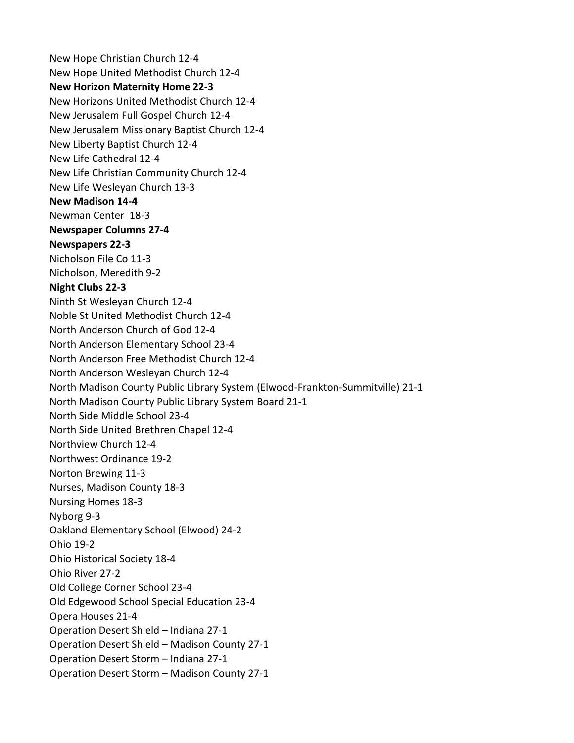New Hope Christian Church 12-4
New Hope United Methodist Church 12-4
**New Horizon Maternity Home 22-3**
New Horizons United Methodist Church 12-4
New Jerusalem Full Gospel Church 12-4
New Jerusalem Missionary Baptist Church 12-4
New Liberty Baptist Church 12-4
New Life Cathedral 12-4
New Life Christian Community Church 12-4
New Life Wesleyan Church 13-3
**New Madison 14-4**
Newman Center 18-3
**Newspaper Columns 27-4**
**Newspapers 22-3**
Nicholson File Co 11-3
Nicholson, Meredith 9-2
**Night Clubs 22-3**
Ninth St Wesleyan Church 12-4
Noble St United Methodist Church 12-4
North Anderson Church of God 12-4
North Anderson Elementary School 23-4
North Anderson Free Methodist Church 12-4
North Anderson Wesleyan Church 12-4
North Madison County Public Library System (Elwood-Frankton-Summitville) 21-1
North Madison County Public Library System Board 21-1
North Side Middle School 23-4
North Side United Brethren Chapel 12-4
Northview Church 12-4
Northwest Ordinance 19-2
Norton Brewing 11-3
Nurses, Madison County 18-3
Nursing Homes 18-3
Nyborg 9-3
Oakland Elementary School (Elwood) 24-2
Ohio 19-2
Ohio Historical Society 18-4
Ohio River 27-2
Old College Corner School 23-4
Old Edgewood School Special Education 23-4
Opera Houses 21-4
Operation Desert Shield – Indiana 27-1
Operation Desert Shield – Madison County 27-1
Operation Desert Storm – Indiana 27-1
Operation Desert Storm – Madison County 27-1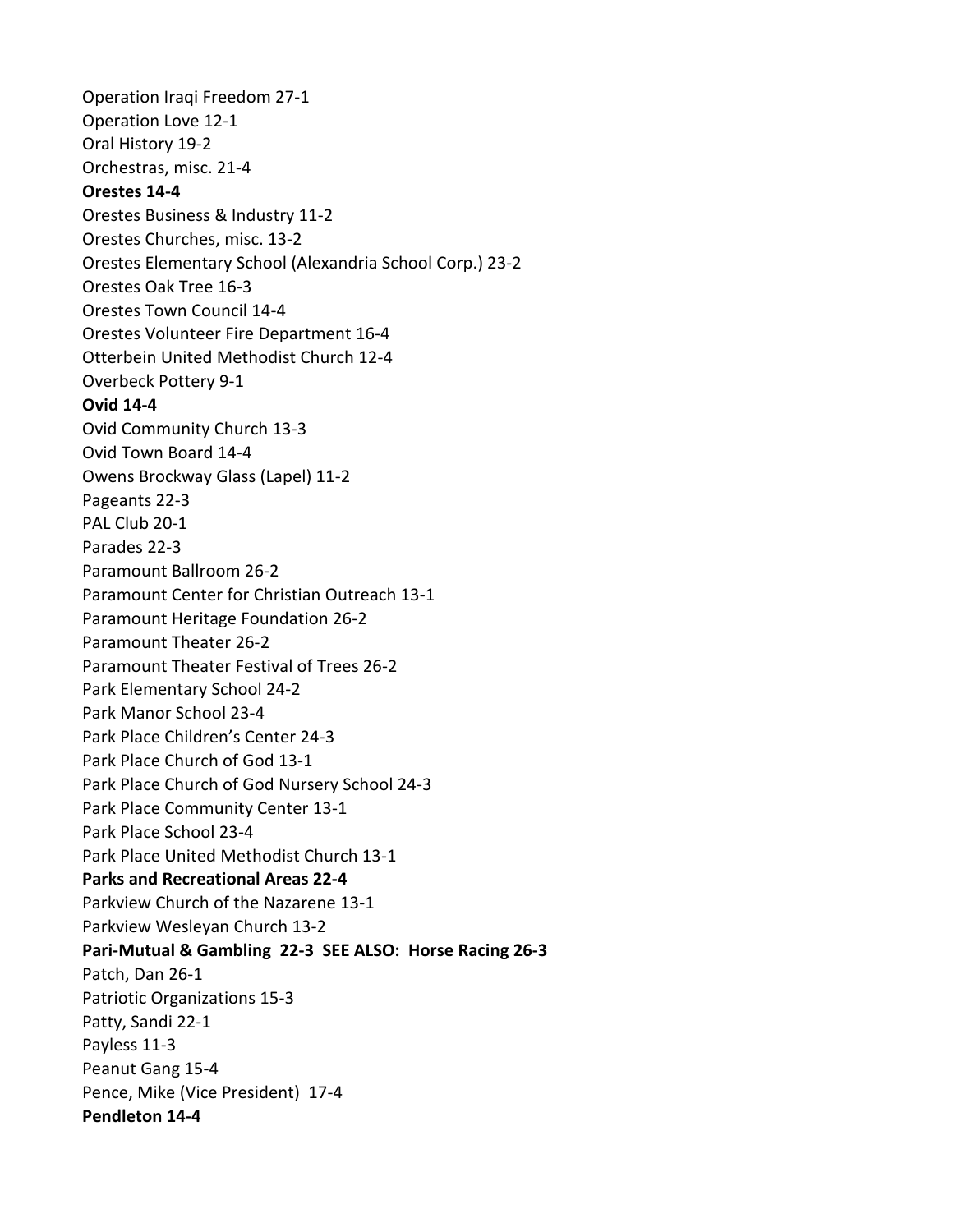Operation Iraqi Freedom 27-1

Operation Love 12-1

Oral History 19-2

Orchestras, misc. 21-4

**Orestes 14-4**

Orestes Business & Industry 11-2

Orestes Churches, misc. 13-2

Orestes Elementary School (Alexandria School Corp.) 23-2

Orestes Oak Tree 16-3

Orestes Town Council 14-4

Orestes Volunteer Fire Department 16-4

Otterbein United Methodist Church 12-4

Overbeck Pottery 9-1

**Ovid 14-4**

Ovid Community Church 13-3

Ovid Town Board 14-4

Owens Brockway Glass (Lapel) 11-2

Pageants 22-3

PAL Club 20-1

Parades 22-3

Paramount Ballroom 26-2

Paramount Center for Christian Outreach 13-1

Paramount Heritage Foundation 26-2

Paramount Theater 26-2

Paramount Theater Festival of Trees 26-2

Park Elementary School 24-2

Park Manor School 23-4

Park Place Children's Center 24-3

Park Place Church of God 13-1

Park Place Church of God Nursery School 24-3

Park Place Community Center 13-1

Park Place School 23-4

Park Place United Methodist Church 13-1

**Parks and Recreational Areas 22-4**

Parkview Church of the Nazarene 13-1

Parkview Wesleyan Church 13-2

**Pari-Mutual & Gambling 22-3 SEE ALSO: Horse Racing 26-3**

Patch, Dan 26-1

Patriotic Organizations 15-3

Patty, Sandi 22-1

Payless 11-3

Peanut Gang 15-4

Pence, Mike (Vice President) 17-4

**Pendleton 14-4**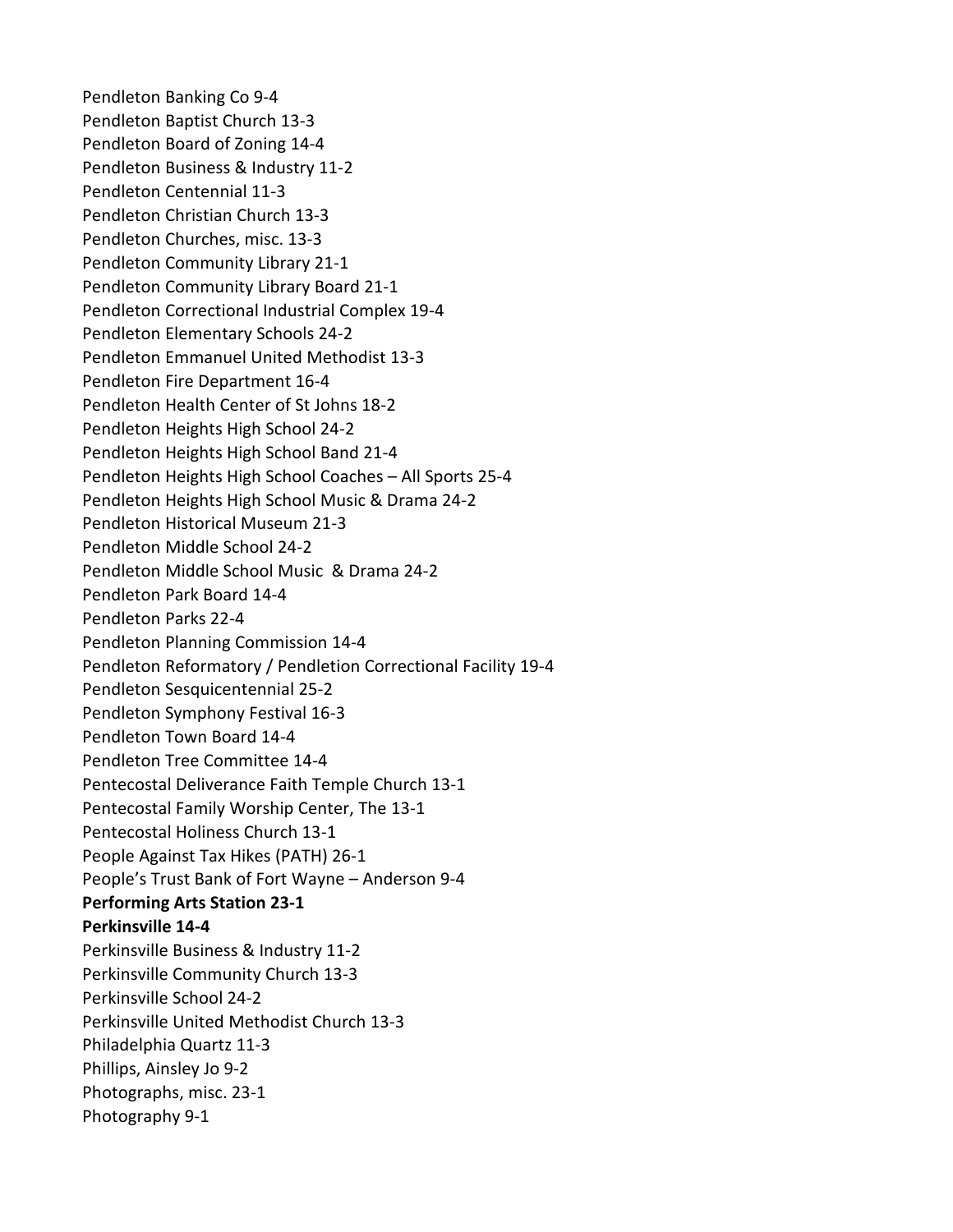Pendleton Banking Co 9-4
Pendleton Baptist Church 13-3
Pendleton Board of Zoning 14-4
Pendleton Business & Industry 11-2
Pendleton Centennial 11-3
Pendleton Christian Church 13-3
Pendleton Churches, misc. 13-3
Pendleton Community Library 21-1
Pendleton Community Library Board 21-1
Pendleton Correctional Industrial Complex 19-4
Pendleton Elementary Schools 24-2
Pendleton Emmanuel United Methodist 13-3
Pendleton Fire Department 16-4
Pendleton Health Center of St Johns 18-2
Pendleton Heights High School 24-2
Pendleton Heights High School Band 21-4
Pendleton Heights High School Coaches – All Sports 25-4
Pendleton Heights High School Music & Drama 24-2
Pendleton Historical Museum 21-3
Pendleton Middle School 24-2
Pendleton Middle School Music  & Drama 24-2
Pendleton Park Board 14-4
Pendleton Parks 22-4
Pendleton Planning Commission 14-4
Pendleton Reformatory / Pendletion Correctional Facility 19-4
Pendleton Sesquicentennial 25-2
Pendleton Symphony Festival 16-3
Pendleton Town Board 14-4
Pendleton Tree Committee 14-4
Pentecostal Deliverance Faith Temple Church 13-1
Pentecostal Family Worship Center, The 13-1
Pentecostal Holiness Church 13-1
People Against Tax Hikes (PATH) 26-1
People's Trust Bank of Fort Wayne – Anderson 9-4
**Performing Arts Station 23-1**
**Perkinsville 14-4**
Perkinsville Business & Industry 11-2
Perkinsville Community Church 13-3
Perkinsville School 24-2
Perkinsville United Methodist Church 13-3
Philadelphia Quartz 11-3
Phillips, Ainsley Jo 9-2
Photographs, misc. 23-1
Photography 9-1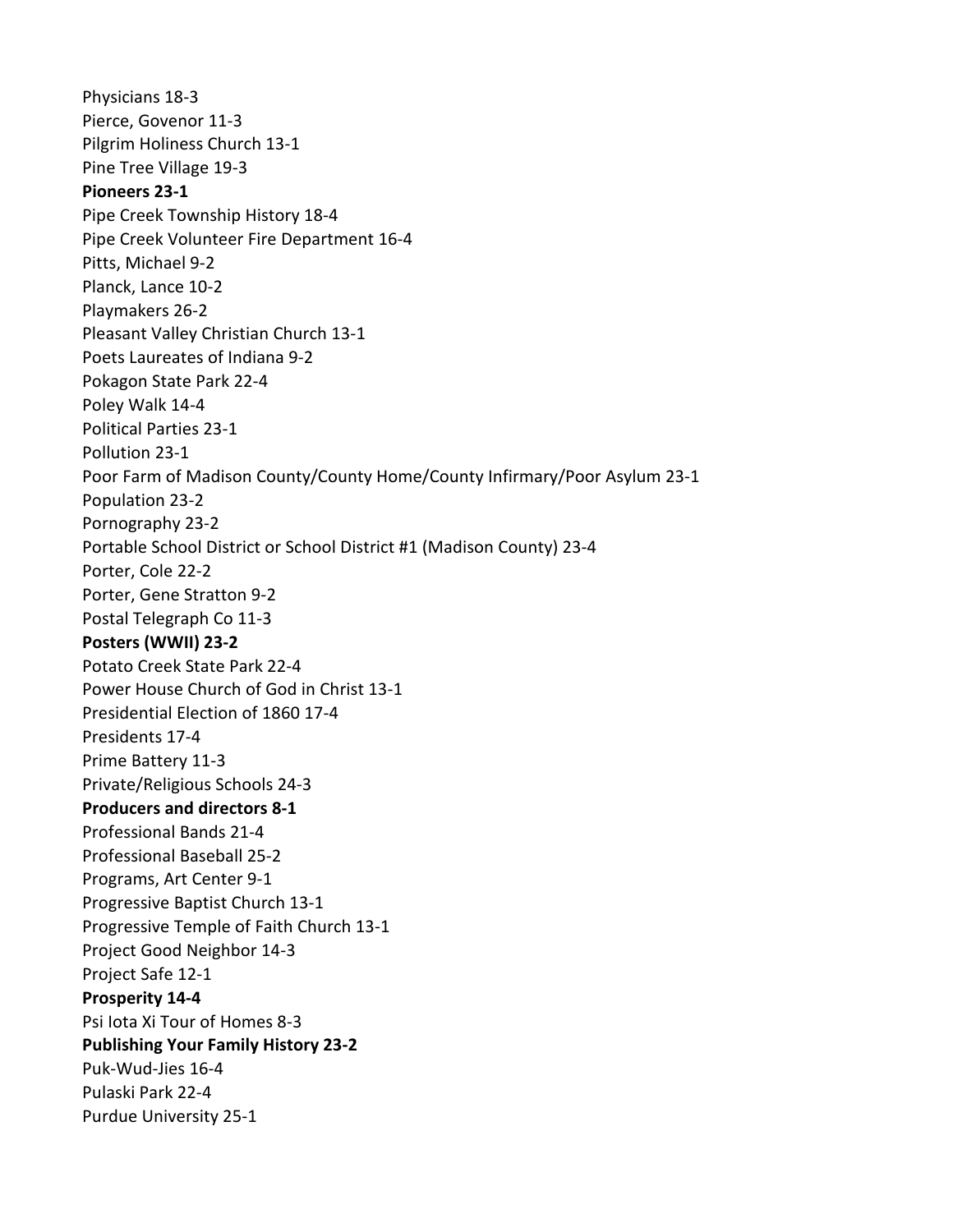Physicians 18-3
Pierce, Govenor 11-3
Pilgrim Holiness Church 13-1
Pine Tree Village 19-3
**Pioneers 23-1**
Pipe Creek Township History 18-4
Pipe Creek Volunteer Fire Department 16-4
Pitts, Michael 9-2
Planck, Lance 10-2
Playmakers 26-2
Pleasant Valley Christian Church 13-1
Poets Laureates of Indiana 9-2
Pokagon State Park 22-4
Poley Walk 14-4
Political Parties 23-1
Pollution 23-1
Poor Farm of Madison County/County Home/County Infirmary/Poor Asylum 23-1
Population 23-2
Pornography 23-2
Portable School District or School District #1 (Madison County) 23-4
Porter, Cole 22-2
Porter, Gene Stratton 9-2
Postal Telegraph Co 11-3
**Posters (WWII) 23-2**
Potato Creek State Park 22-4
Power House Church of God in Christ 13-1
Presidential Election of 1860 17-4
Presidents 17-4
Prime Battery 11-3
Private/Religious Schools 24-3
**Producers and directors 8-1**
Professional Bands 21-4
Professional Baseball 25-2
Programs, Art Center 9-1
Progressive Baptist Church 13-1
Progressive Temple of Faith Church 13-1
Project Good Neighbor 14-3
Project Safe 12-1
**Prosperity 14-4**
Psi Iota Xi Tour of Homes 8-3
**Publishing Your Family History 23-2**
Puk-Wud-Jies 16-4
Pulaski Park 22-4
Purdue University 25-1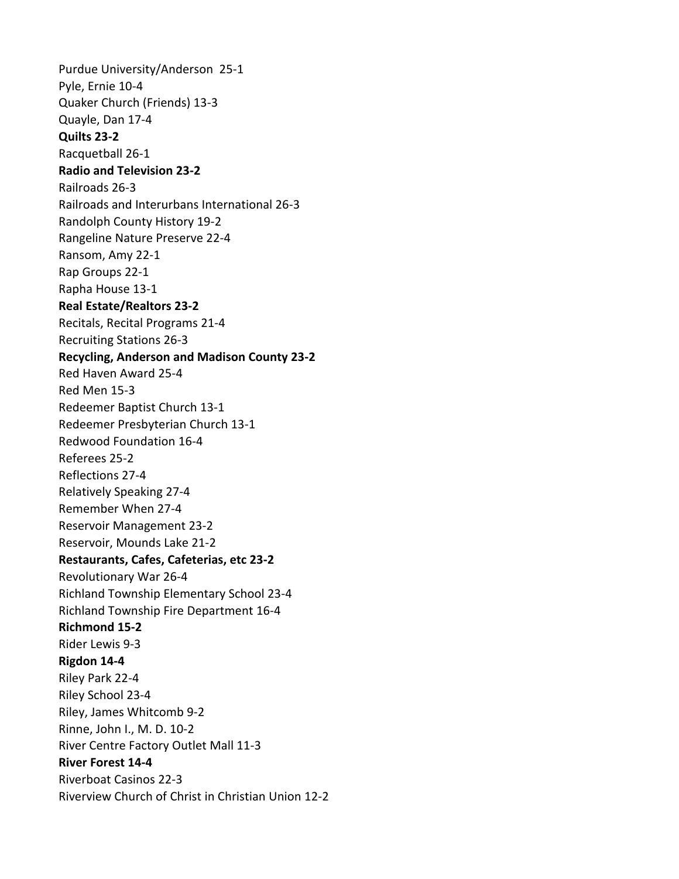Purdue University/Anderson 25-1
Pyle, Ernie 10-4
Quaker Church (Friends) 13-3
Quayle, Dan 17-4
**Quilts 23-2**
Racquetball 26-1
**Radio and Television 23-2**
Railroads 26-3
Railroads and Interurbans International 26-3
Randolph County History 19-2
Rangeline Nature Preserve 22-4
Ransom, Amy 22-1
Rap Groups 22-1
Rapha House 13-1
**Real Estate/Realtors 23-2**
Recitals, Recital Programs 21-4
Recruiting Stations 26-3
**Recycling, Anderson and Madison County 23-2**
Red Haven Award 25-4
Red Men 15-3
Redeemer Baptist Church 13-1
Redeemer Presbyterian Church 13-1
Redwood Foundation 16-4
Referees 25-2
Reflections 27-4
Relatively Speaking 27-4
Remember When 27-4
Reservoir Management 23-2
Reservoir, Mounds Lake 21-2
**Restaurants, Cafes, Cafeterias, etc 23-2**
Revolutionary War 26-4
Richland Township Elementary School 23-4
Richland Township Fire Department 16-4
**Richmond 15-2**
Rider Lewis 9-3
**Rigdon 14-4**
Riley Park 22-4
Riley School 23-4
Riley, James Whitcomb 9-2
Rinne, John I., M. D. 10-2
River Centre Factory Outlet Mall 11-3
**River Forest 14-4**
Riverboat Casinos 22-3
Riverview Church of Christ in Christian Union 12-2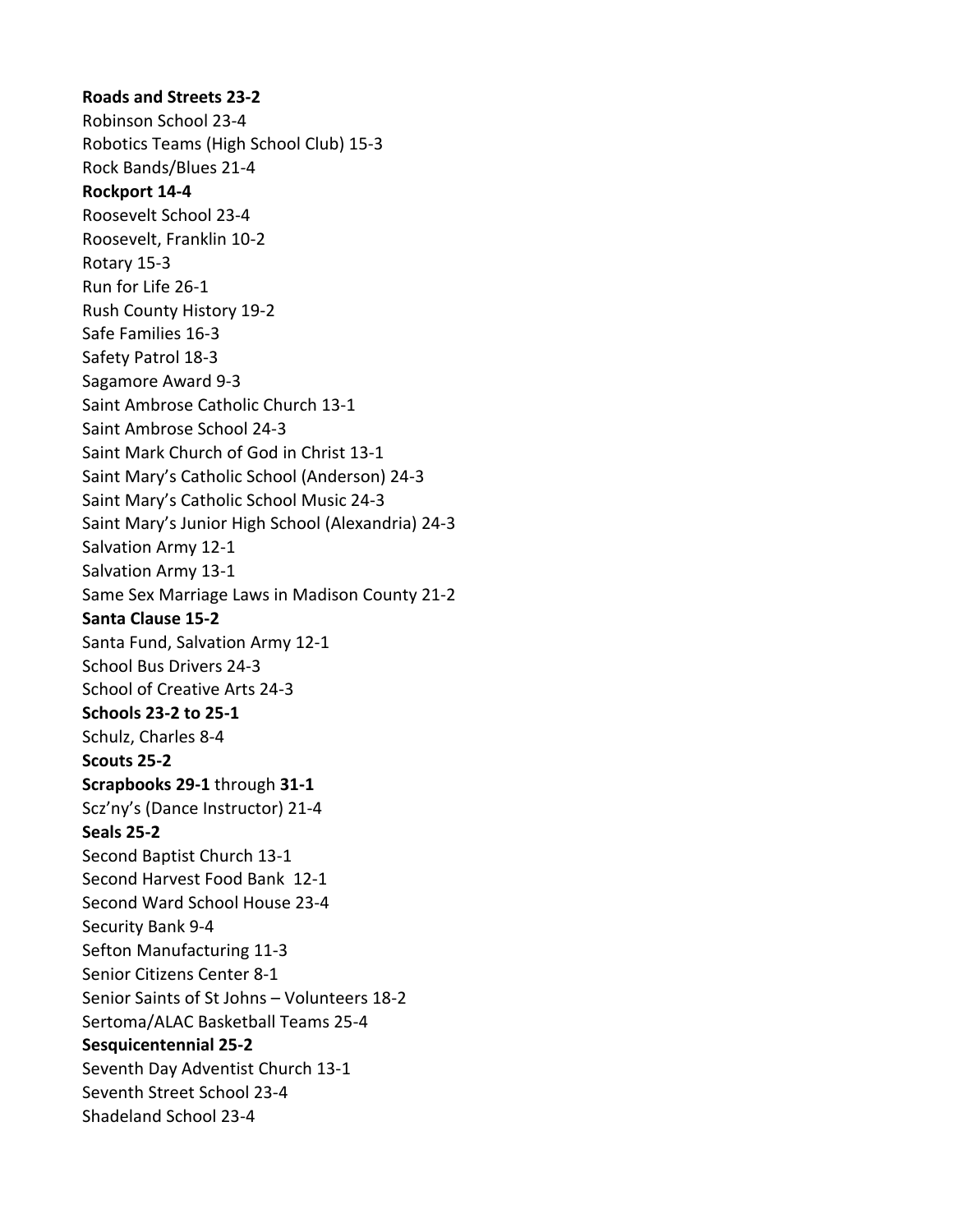**Roads and Streets 23-2**
Robinson School 23-4
Robotics Teams (High School Club) 15-3
Rock Bands/Blues 21-4
**Rockport 14-4**
Roosevelt School 23-4
Roosevelt, Franklin 10-2
Rotary 15-3
Run for Life 26-1
Rush County History 19-2
Safe Families 16-3
Safety Patrol 18-3
Sagamore Award 9-3
Saint Ambrose Catholic Church 13-1
Saint Ambrose School 24-3
Saint Mark Church of God in Christ 13-1
Saint Mary's Catholic School (Anderson) 24-3
Saint Mary's Catholic School Music 24-3
Saint Mary's Junior High School (Alexandria) 24-3
Salvation Army 12-1
Salvation Army 13-1
Same Sex Marriage Laws in Madison County 21-2
**Santa Clause 15-2**
Santa Fund, Salvation Army 12-1
School Bus Drivers 24-3
School of Creative Arts 24-3
**Schools 23-2 to 25-1**
Schulz, Charles 8-4
**Scouts 25-2**
**Scrapbooks 29-1** through **31-1**
Scz'ny's (Dance Instructor) 21-4
**Seals 25-2**
Second Baptist Church 13-1
Second Harvest Food Bank 12-1
Second Ward School House 23-4
Security Bank 9-4
Sefton Manufacturing 11-3
Senior Citizens Center 8-1
Senior Saints of St Johns – Volunteers 18-2
Sertoma/ALAC Basketball Teams 25-4
**Sesquicentennial 25-2**
Seventh Day Adventist Church 13-1
Seventh Street School 23-4
Shadeland School 23-4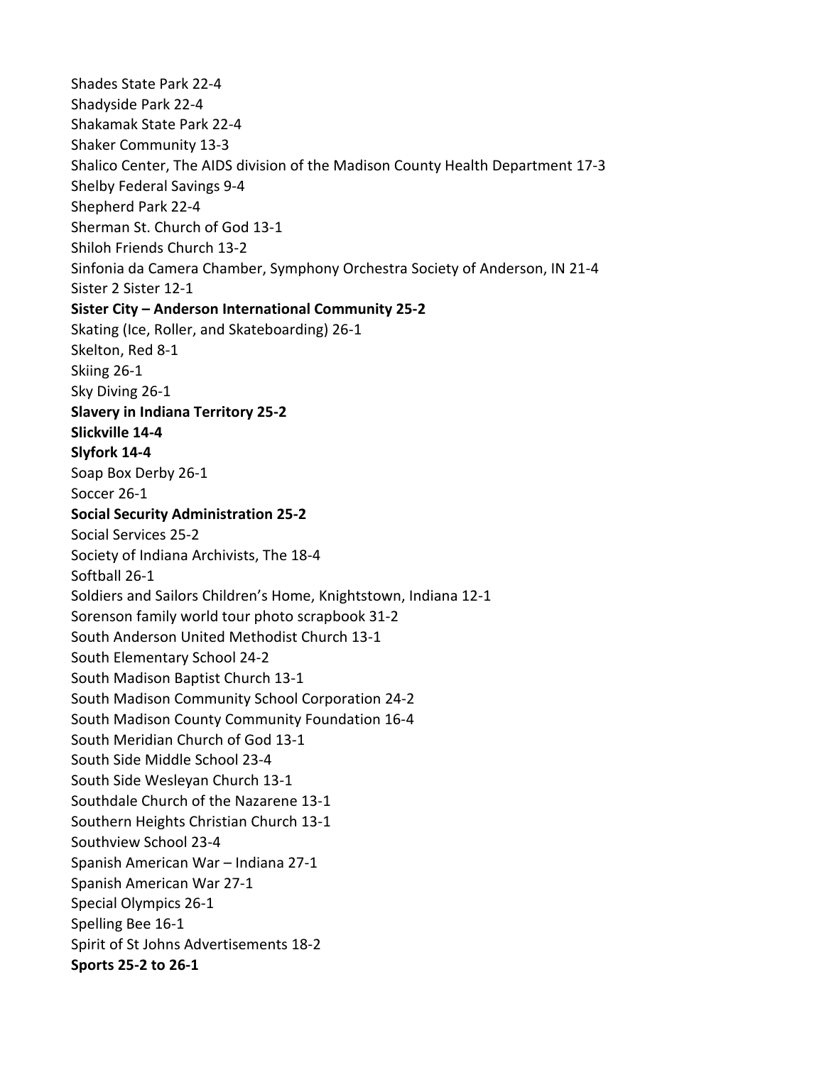Shades State Park 22-4
Shadyside Park 22-4
Shakamak State Park 22-4
Shaker Community 13-3
Shalico Center, The AIDS division of the Madison County Health Department 17-3
Shelby Federal Savings 9-4
Shepherd Park 22-4
Sherman St. Church of God 13-1
Shiloh Friends Church 13-2
Sinfonia da Camera Chamber, Symphony Orchestra Society of Anderson, IN 21-4
Sister 2 Sister 12-1
**Sister City – Anderson International Community 25-2**
Skating (Ice, Roller, and Skateboarding) 26-1
Skelton, Red 8-1
Skiing 26-1
Sky Diving 26-1
**Slavery in Indiana Territory 25-2**
**Slickville 14-4**
**Slyfork 14-4**
Soap Box Derby 26-1
Soccer 26-1
**Social Security Administration 25-2**
Social Services 25-2
Society of Indiana Archivists, The 18-4
Softball 26-1
Soldiers and Sailors Children's Home, Knightstown, Indiana 12-1
Sorenson family world tour photo scrapbook 31-2
South Anderson United Methodist Church 13-1
South Elementary School 24-2
South Madison Baptist Church 13-1
South Madison Community School Corporation 24-2
South Madison County Community Foundation 16-4
South Meridian Church of God 13-1
South Side Middle School 23-4
South Side Wesleyan Church 13-1
Southdale Church of the Nazarene 13-1
Southern Heights Christian Church 13-1
Southview School 23-4
Spanish American War – Indiana 27-1
Spanish American War 27-1
Special Olympics 26-1
Spelling Bee 16-1
Spirit of St Johns Advertisements 18-2
**Sports 25-2 to 26-1**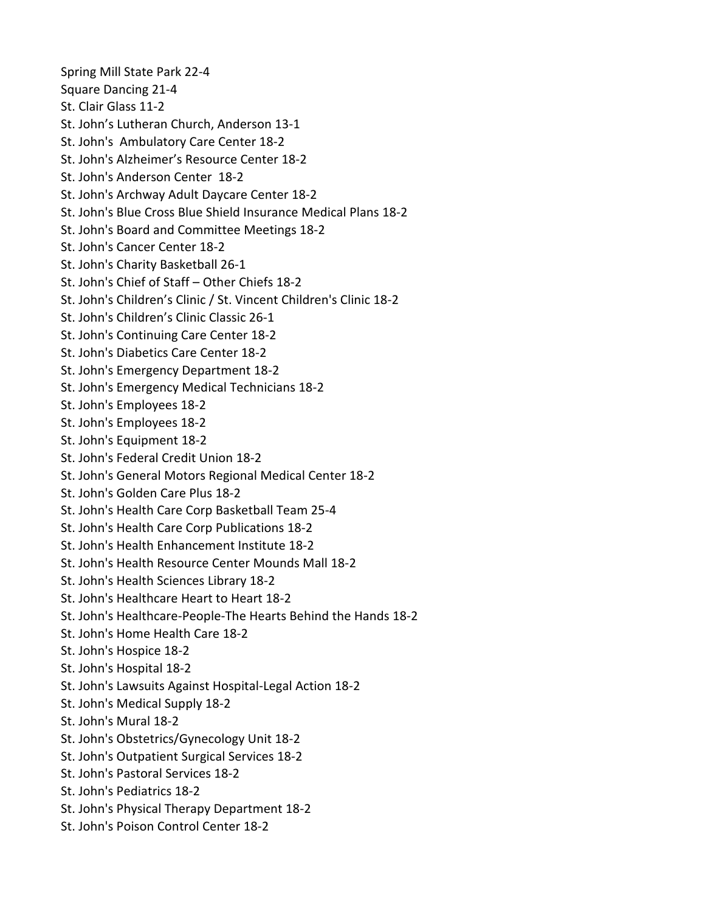Spring Mill State Park 22-4
Square Dancing 21-4
St. Clair Glass 11-2
St. John's Lutheran Church, Anderson 13-1
St. John's  Ambulatory Care Center 18-2
St. John's Alzheimer's Resource Center 18-2
St. John's Anderson Center  18-2
St. John's Archway Adult Daycare Center 18-2
St. John's Blue Cross Blue Shield Insurance Medical Plans 18-2
St. John's Board and Committee Meetings 18-2
St. John's Cancer Center 18-2
St. John's Charity Basketball 26-1
St. John's Chief of Staff – Other Chiefs 18-2
St. John's Children's Clinic / St. Vincent Children's Clinic 18-2
St. John's Children's Clinic Classic 26-1
St. John's Continuing Care Center 18-2
St. John's Diabetics Care Center 18-2
St. John's Emergency Department 18-2
St. John's Emergency Medical Technicians 18-2
St. John's Employees 18-2
St. John's Employees 18-2
St. John's Equipment 18-2
St. John's Federal Credit Union 18-2
St. John's General Motors Regional Medical Center 18-2
St. John's Golden Care Plus 18-2
St. John's Health Care Corp Basketball Team 25-4
St. John's Health Care Corp Publications 18-2
St. John's Health Enhancement Institute 18-2
St. John's Health Resource Center Mounds Mall 18-2
St. John's Health Sciences Library 18-2
St. John's Healthcare Heart to Heart 18-2
St. John's Healthcare-People-The Hearts Behind the Hands 18-2
St. John's Home Health Care 18-2
St. John's Hospice 18-2
St. John's Hospital 18-2
St. John's Lawsuits Against Hospital-Legal Action 18-2
St. John's Medical Supply 18-2
St. John's Mural 18-2
St. John's Obstetrics/Gynecology Unit 18-2
St. John's Outpatient Surgical Services 18-2
St. John's Pastoral Services 18-2
St. John's Pediatrics 18-2
St. John's Physical Therapy Department 18-2
St. John's Poison Control Center 18-2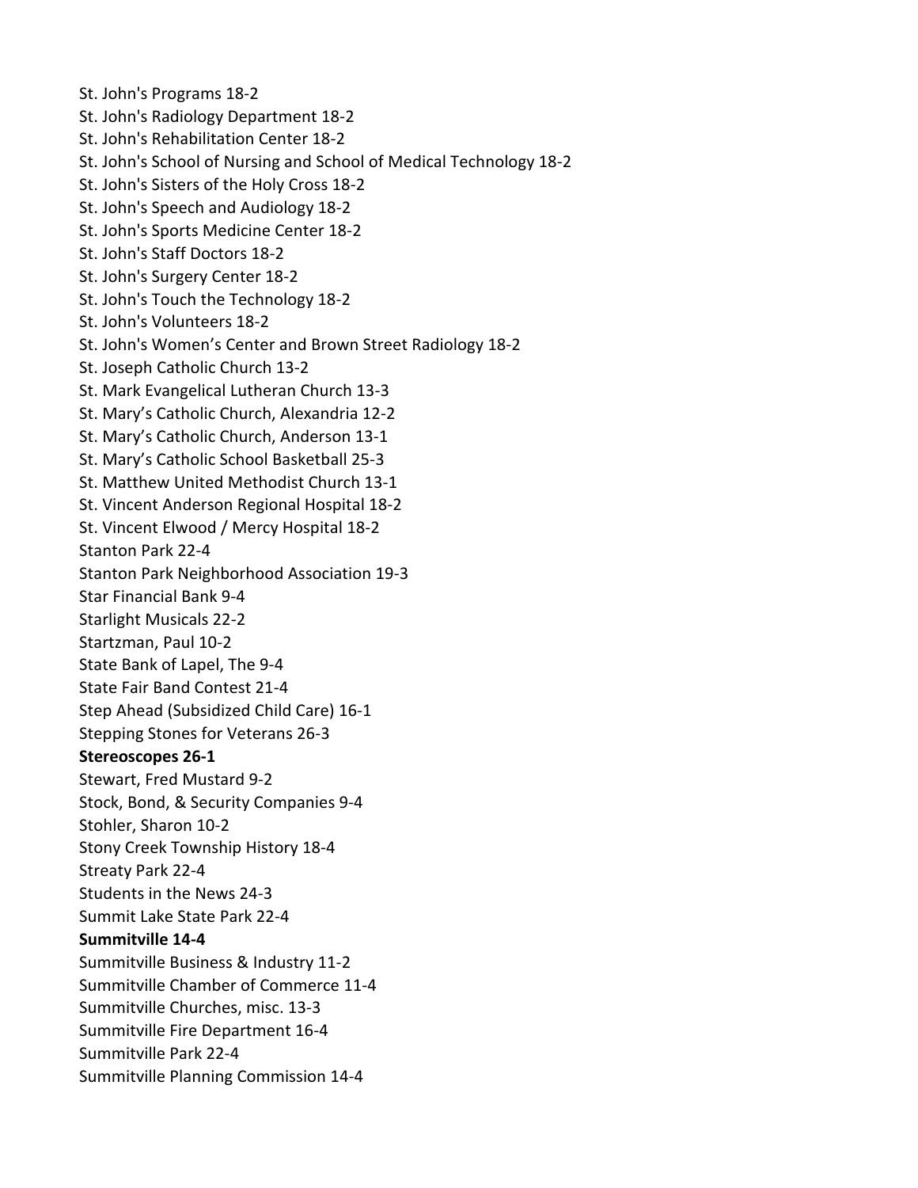St. John's Programs 18-2
St. John's Radiology Department 18-2
St. John's Rehabilitation Center 18-2
St. John's School of Nursing and School of Medical Technology 18-2
St. John's Sisters of the Holy Cross 18-2
St. John's Speech and Audiology 18-2
St. John's Sports Medicine Center 18-2
St. John's Staff Doctors 18-2
St. John's Surgery Center 18-2
St. John's Touch the Technology 18-2
St. John's Volunteers 18-2
St. John's Women's Center and Brown Street Radiology 18-2
St. Joseph Catholic Church 13-2
St. Mark Evangelical Lutheran Church 13-3
St. Mary's Catholic Church, Alexandria 12-2
St. Mary's Catholic Church, Anderson 13-1
St. Mary's Catholic School Basketball 25-3
St. Matthew United Methodist Church 13-1
St. Vincent Anderson Regional Hospital 18-2
St. Vincent Elwood / Mercy Hospital 18-2
Stanton Park 22-4
Stanton Park Neighborhood Association 19-3
Star Financial Bank 9-4
Starlight Musicals 22-2
Startzman, Paul 10-2
State Bank of Lapel, The 9-4
State Fair Band Contest 21-4
Step Ahead (Subsidized Child Care) 16-1
Stepping Stones for Veterans 26-3
**Stereoscopes 26-1**
Stewart, Fred Mustard 9-2
Stock, Bond, & Security Companies 9-4
Stohler, Sharon 10-2
Stony Creek Township History 18-4
Streaty Park 22-4
Students in the News 24-3
Summit Lake State Park 22-4
**Summitville 14-4**
Summitville Business & Industry 11-2
Summitville Chamber of Commerce 11-4
Summitville Churches, misc. 13-3
Summitville Fire Department 16-4
Summitville Park 22-4
Summitville Planning Commission 14-4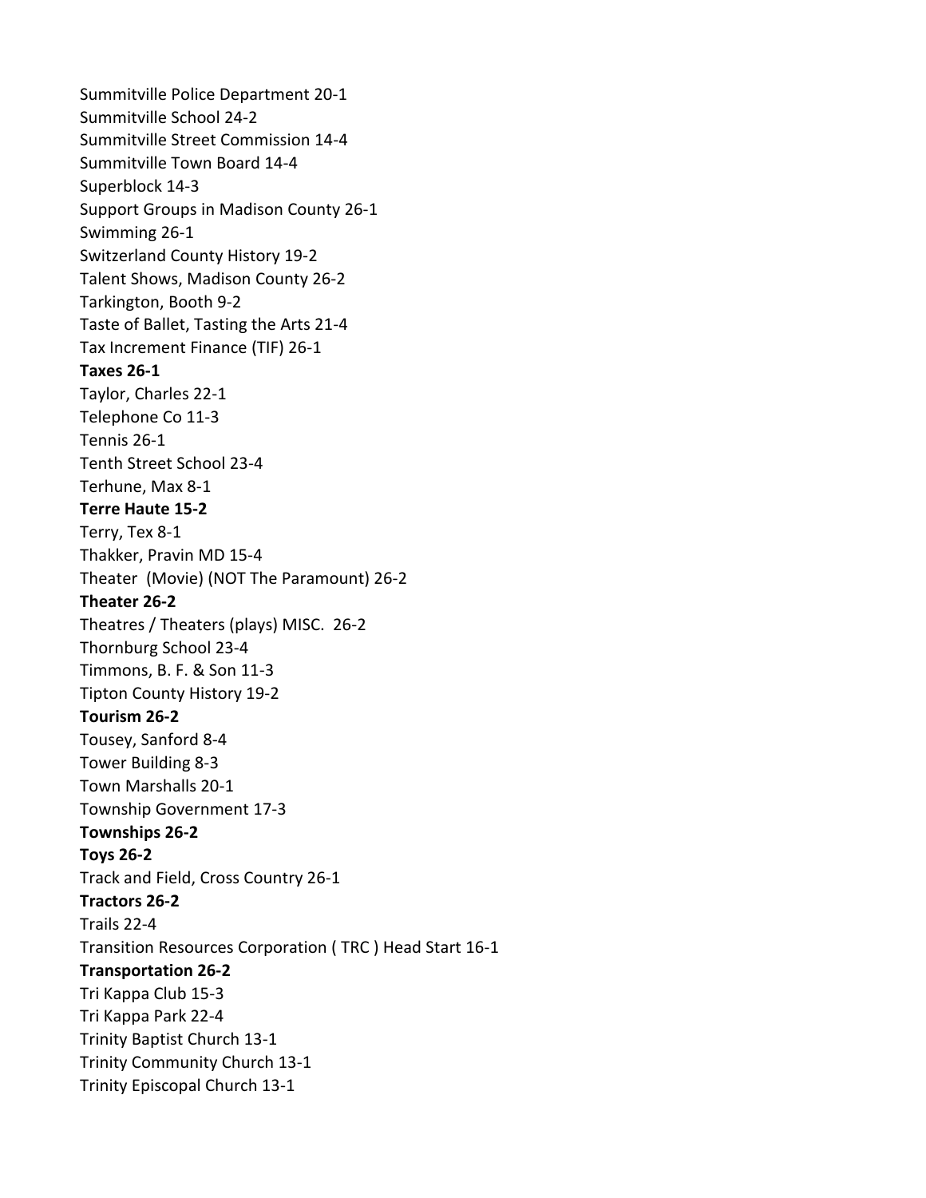Summitville Police Department 20-1
Summitville School 24-2
Summitville Street Commission 14-4
Summitville Town Board 14-4
Superblock 14-3
Support Groups in Madison County 26-1
Swimming 26-1
Switzerland County History 19-2
Talent Shows, Madison County 26-2
Tarkington, Booth 9-2
Taste of Ballet, Tasting the Arts 21-4
Tax Increment Finance (TIF) 26-1
**Taxes 26-1**
Taylor, Charles 22-1
Telephone Co 11-3
Tennis 26-1
Tenth Street School 23-4
Terhune, Max 8-1
**Terre Haute 15-2**
Terry, Tex 8-1
Thakker, Pravin MD 15-4
Theater (Movie) (NOT The Paramount) 26-2
**Theater 26-2**
Theatres / Theaters (plays) MISC. 26-2
Thornburg School 23-4
Timmons, B. F. & Son 11-3
Tipton County History 19-2
**Tourism 26-2**
Tousey, Sanford 8-4
Tower Building 8-3
Town Marshalls 20-1
Township Government 17-3
**Townships 26-2**
**Toys 26-2**
Track and Field, Cross Country 26-1
**Tractors 26-2**
Trails 22-4
Transition Resources Corporation ( TRC ) Head Start 16-1
**Transportation 26-2**
Tri Kappa Club 15-3
Tri Kappa Park 22-4
Trinity Baptist Church 13-1
Trinity Community Church 13-1
Trinity Episcopal Church 13-1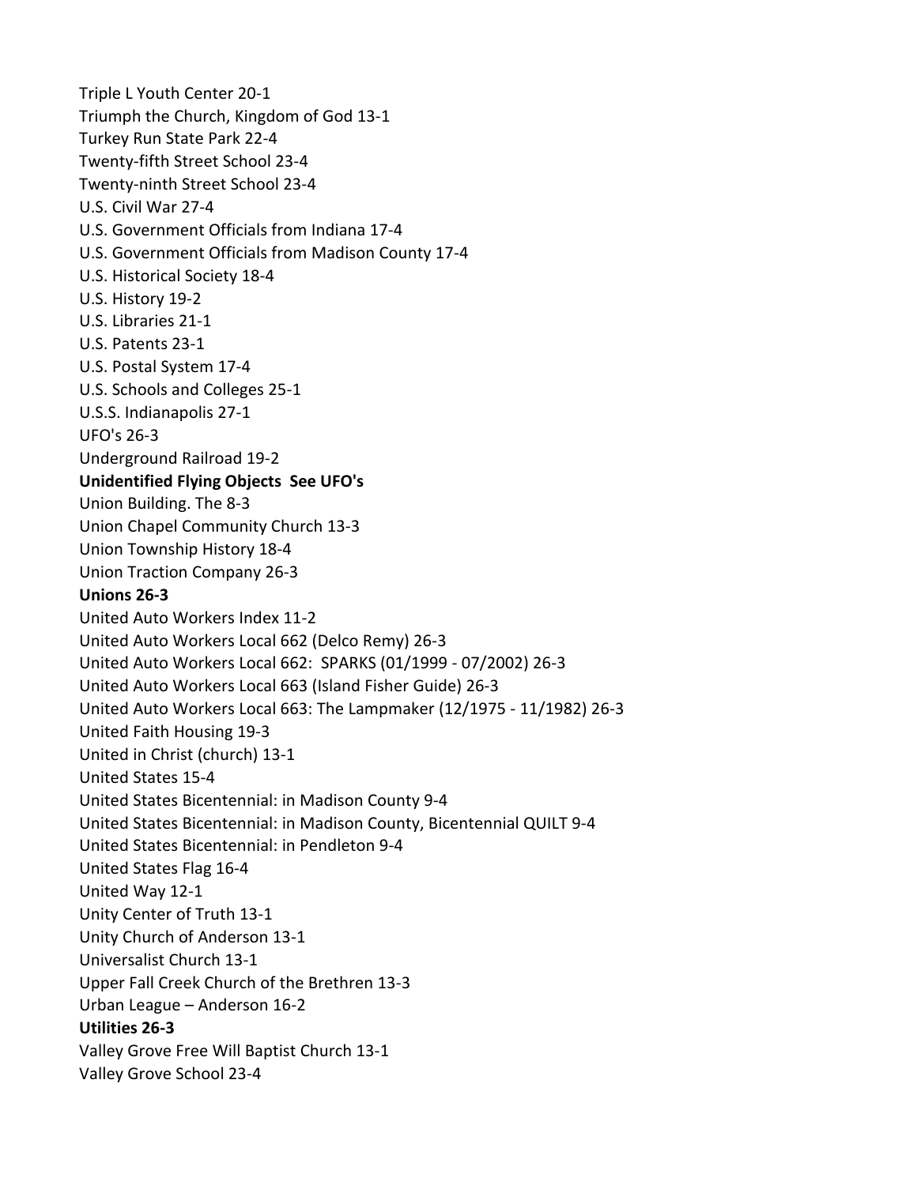Triple L Youth Center 20-1
Triumph the Church, Kingdom of God 13-1
Turkey Run State Park 22-4
Twenty-fifth Street School 23-4
Twenty-ninth Street School 23-4
U.S. Civil War 27-4
U.S. Government Officials from Indiana 17-4
U.S. Government Officials from Madison County 17-4
U.S. Historical Society 18-4
U.S. History 19-2
U.S. Libraries 21-1
U.S. Patents 23-1
U.S. Postal System 17-4
U.S. Schools and Colleges 25-1
U.S.S. Indianapolis 27-1
UFO's 26-3
Underground Railroad 19-2
**Unidentified Flying Objects See UFO's**
Union Building. The 8-3
Union Chapel Community Church 13-3
Union Township History 18-4
Union Traction Company 26-3
**Unions 26-3**
United Auto Workers Index 11-2
United Auto Workers Local 662 (Delco Remy) 26-3
United Auto Workers Local 662: SPARKS (01/1999 - 07/2002) 26-3
United Auto Workers Local 663 (Island Fisher Guide) 26-3
United Auto Workers Local 663: The Lampmaker (12/1975 - 11/1982) 26-3
United Faith Housing 19-3
United in Christ (church) 13-1
United States 15-4
United States Bicentennial: in Madison County 9-4
United States Bicentennial: in Madison County, Bicentennial QUILT 9-4
United States Bicentennial: in Pendleton 9-4
United States Flag 16-4
United Way 12-1
Unity Center of Truth 13-1
Unity Church of Anderson 13-1
Universalist Church 13-1
Upper Fall Creek Church of the Brethren 13-3
Urban League – Anderson 16-2
**Utilities 26-3**
Valley Grove Free Will Baptist Church 13-1
Valley Grove School 23-4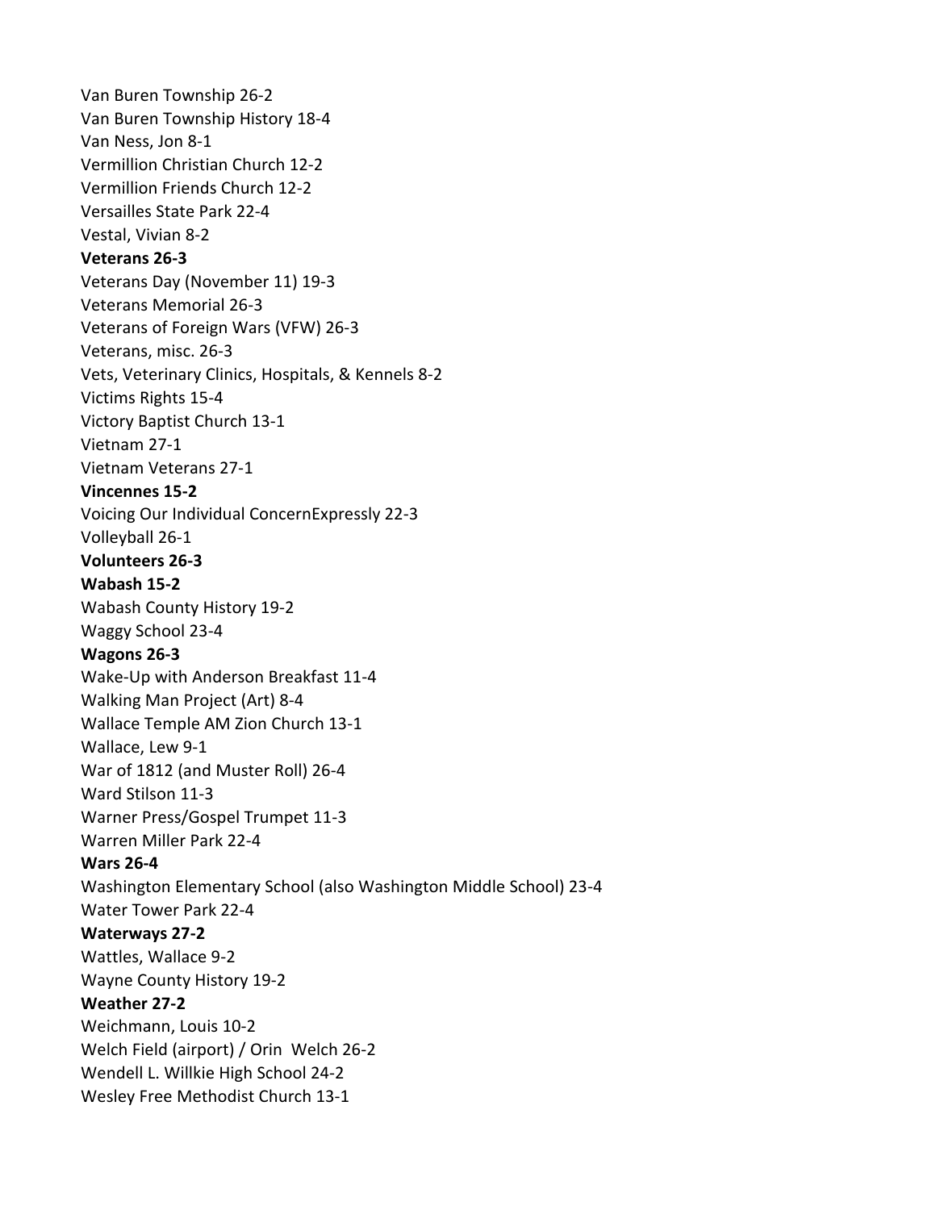Van Buren Township 26-2
Van Buren Township History 18-4
Van Ness, Jon 8-1
Vermillion Christian Church 12-2
Vermillion Friends Church 12-2
Versailles State Park 22-4
Vestal, Vivian 8-2
**Veterans 26-3**
Veterans Day (November 11) 19-3
Veterans Memorial 26-3
Veterans of Foreign Wars (VFW) 26-3
Veterans, misc. 26-3
Vets, Veterinary Clinics, Hospitals, & Kennels 8-2
Victims Rights 15-4
Victory Baptist Church 13-1
Vietnam 27-1
Vietnam Veterans 27-1
**Vincennes 15-2**
Voicing Our Individual ConcernExpressly 22-3
Volleyball 26-1
**Volunteers 26-3**
**Wabash 15-2**
Wabash County History 19-2
Waggy School 23-4
**Wagons 26-3**
Wake-Up with Anderson Breakfast 11-4
Walking Man Project (Art) 8-4
Wallace Temple AM Zion Church 13-1
Wallace, Lew 9-1
War of 1812 (and Muster Roll) 26-4
Ward Stilson 11-3
Warner Press/Gospel Trumpet 11-3
Warren Miller Park 22-4
**Wars 26-4**
Washington Elementary School (also Washington Middle School) 23-4
Water Tower Park 22-4
**Waterways 27-2**
Wattles, Wallace 9-2
Wayne County History 19-2
**Weather 27-2**
Weichmann, Louis 10-2
Welch Field (airport) / Orin Welch 26-2
Wendell L. Willkie High School 24-2
Wesley Free Methodist Church 13-1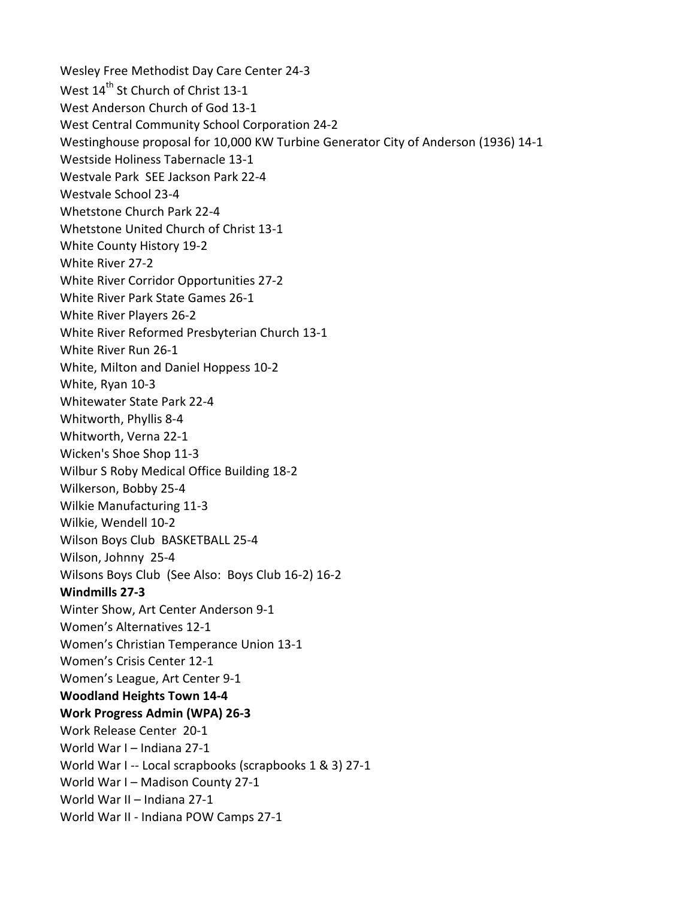Wesley Free Methodist Day Care Center 24-3
West 14th St Church of Christ 13-1
West Anderson Church of God 13-1
West Central Community School Corporation 24-2
Westinghouse proposal for 10,000 KW Turbine Generator City of Anderson (1936) 14-1
Westside Holiness Tabernacle 13-1
Westvale Park  SEE Jackson Park 22-4
Westvale School 23-4
Whetstone Church Park 22-4
Whetstone United Church of Christ 13-1
White County History 19-2
White River 27-2
White River Corridor Opportunities 27-2
White River Park State Games 26-1
White River Players 26-2
White River Reformed Presbyterian Church 13-1
White River Run 26-1
White, Milton and Daniel Hoppess 10-2
White, Ryan 10-3
Whitewater State Park 22-4
Whitworth, Phyllis 8-4
Whitworth, Verna 22-1
Wicken's Shoe Shop 11-3
Wilbur S Roby Medical Office Building 18-2
Wilkerson, Bobby 25-4
Wilkie Manufacturing 11-3
Wilkie, Wendell 10-2
Wilson Boys Club  BASKETBALL 25-4
Wilson, Johnny  25-4
Wilsons Boys Club  (See Also:  Boys Club 16-2) 16-2
**Windmills 27-3**
Winter Show, Art Center Anderson 9-1
Women's Alternatives 12-1
Women's Christian Temperance Union 13-1
Women's Crisis Center 12-1
Women's League, Art Center 9-1
**Woodland Heights Town 14-4**
**Work Progress Admin (WPA) 26-3**
Work Release Center  20-1
World War I – Indiana 27-1
World War I -- Local scrapbooks (scrapbooks 1 & 3) 27-1
World War I – Madison County 27-1
World War II – Indiana 27-1
World War II - Indiana POW Camps 27-1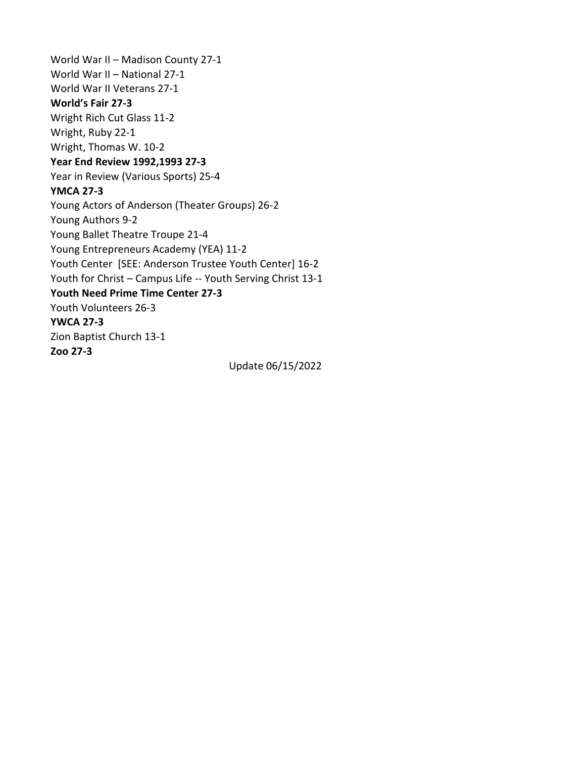World War II – Madison County 27-1
World War II – National 27-1
World War II Veterans 27-1
**World's Fair 27-3**
Wright Rich Cut Glass 11-2
Wright, Ruby 22-1
Wright, Thomas W. 10-2
**Year End Review 1992,1993 27-3**
Year in Review (Various Sports) 25-4
**YMCA 27-3**
Young Actors of Anderson (Theater Groups) 26-2
Young Authors 9-2
Young Ballet Theatre Troupe 21-4
Young Entrepreneurs Academy (YEA) 11-2
Youth Center [SEE: Anderson Trustee Youth Center] 16-2
Youth for Christ – Campus Life -- Youth Serving Christ 13-1
**Youth Need Prime Time Center 27-3**
Youth Volunteers 26-3
**YWCA 27-3**
Zion Baptist Church 13-1
**Zoo 27-3**

Update 06/15/2022